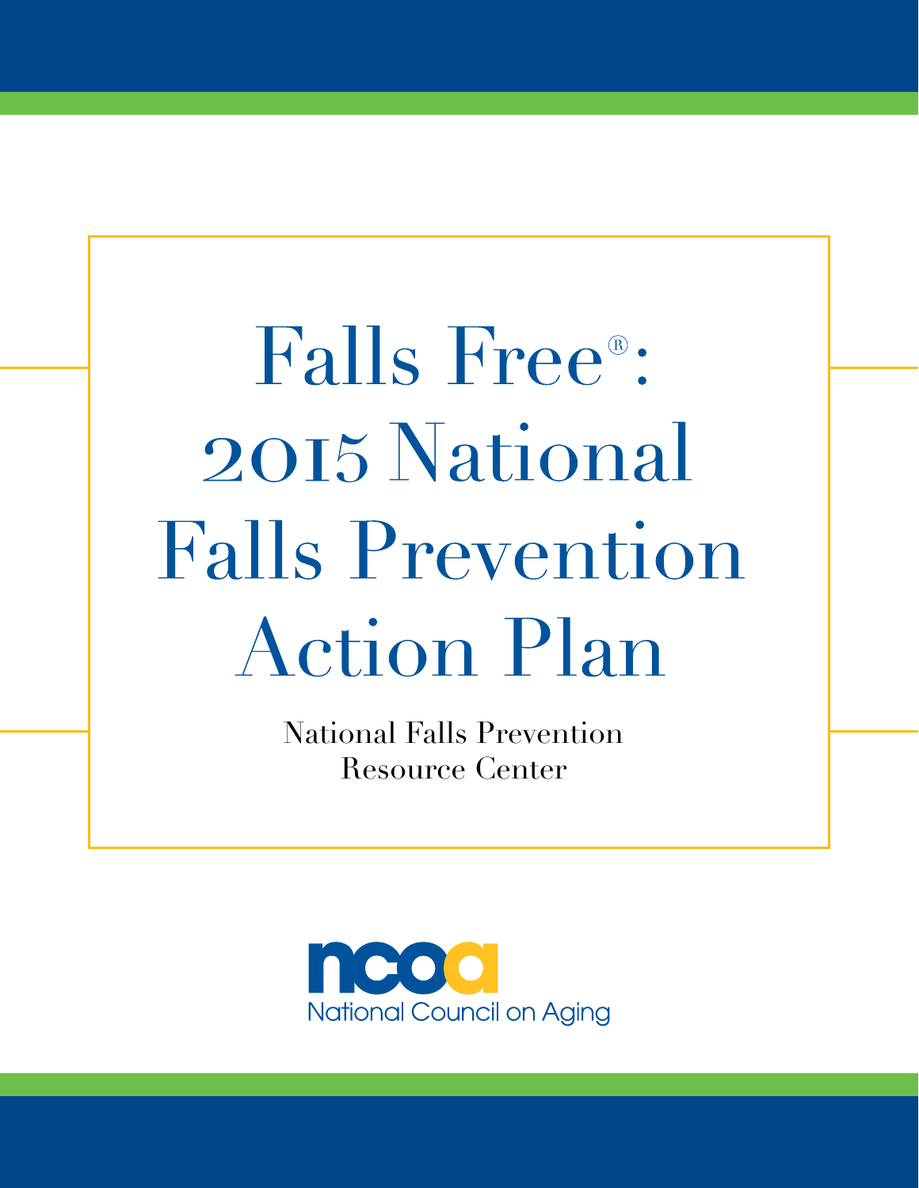# Falls Free®: 2015 National Falls Prevention Action Plan

National Falls Prevention Resource Center

ncoa

National Council on Aging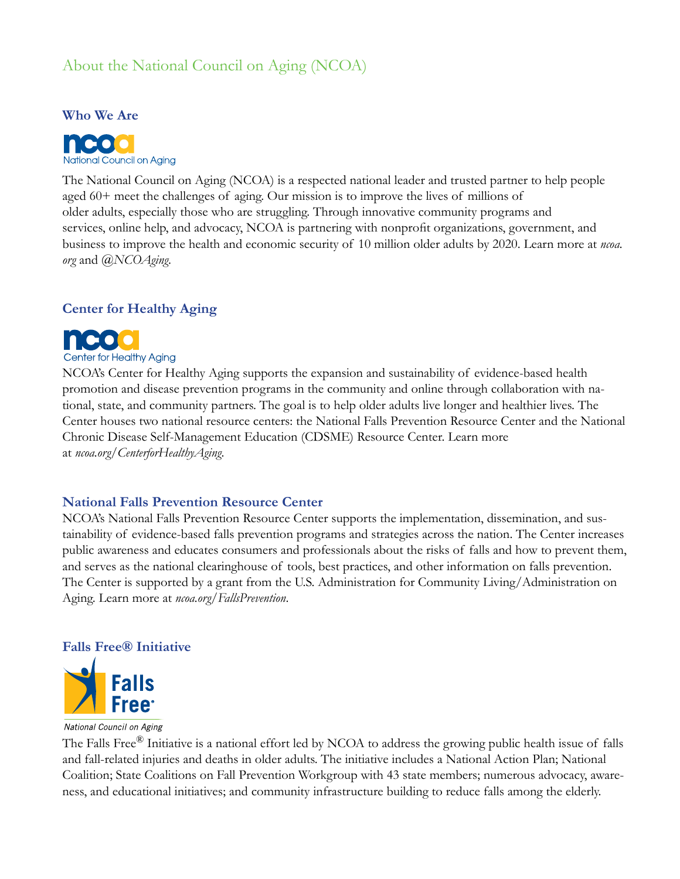# About the National Council on Aging (NCOA)

### Who We Are

ncoa
National Council on Aging

The National Council on Aging (NCOA) is a respected national leader and trusted partner to help people aged 60+ meet the challenges of aging. Our mission is to improve the lives of millions of older adults, especially those who are struggling. Through innovative community programs and services, online help, and advocacy, NCOA is partnering with nonprofit organizations, government, and business to improve the health and economic security of 10 million older adults by 2020. Learn more at *ncoa.org* and *@NCOAging*.

### Center for Healthy Aging

ncoa
Center for Healthy Aging

NCOA's Center for Healthy Aging supports the expansion and sustainability of evidence-based health promotion and disease prevention programs in the community and online through collaboration with national, state, and community partners. The goal is to help older adults live longer and healthier lives. The Center houses two national resource centers: the National Falls Prevention Resource Center and the National Chronic Disease Self-Management Education (CDSME) Resource Center. Learn more at *ncoa.org/CenterforHealthyAging*.

### National Falls Prevention Resource Center

NCOA's National Falls Prevention Resource Center supports the implementation, dissemination, and sustainability of evidence-based falls prevention programs and strategies across the nation. The Center increases public awareness and educates consumers and professionals about the risks of falls and how to prevent them, and serves as the national clearinghouse of tools, best practices, and other information on falls prevention. The Center is supported by a grant from the U.S. Administration for Community Living/Administration on Aging. Learn more at *ncoa.org/FallsPrevention*.

### Falls Free® Initiative

Falls Free®
National Council on Aging

The Falls Free® Initiative is a national effort led by NCOA to address the growing public health issue of falls and fall-related injuries and deaths in older adults. The initiative includes a National Action Plan; National Coalition; State Coalitions on Fall Prevention Workgroup with 43 state members; numerous advocacy, awareness, and educational initiatives; and community infrastructure building to reduce falls among the elderly.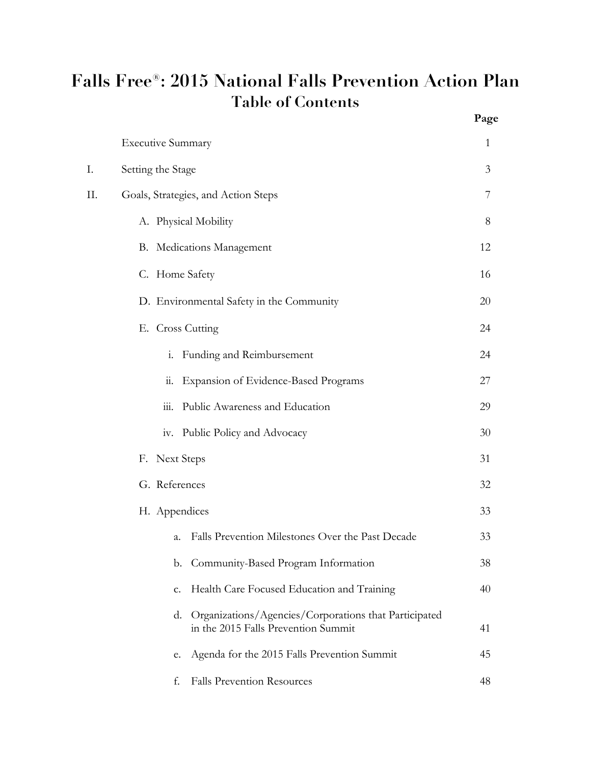# Falls Free®: 2015 National Falls Prevention Action Plan

## Table of Contents

| | | Page |
|---|---|---|
| | Executive Summary | 1 |
| I. | Setting the Stage | 3 |
| II. | Goals, Strategies, and Action Steps | 7 |
| | A. Physical Mobility | 8 |
| | B. Medications Management | 12 |
| | C. Home Safety | 16 |
| | D. Environmental Safety in the Community | 20 |
| | E. Cross Cutting | 24 |
| | i. Funding and Reimbursement | 24 |
| | ii. Expansion of Evidence-Based Programs | 27 |
| | iii. Public Awareness and Education | 29 |
| | iv. Public Policy and Advocacy | 30 |
| | F. Next Steps | 31 |
| | G. References | 32 |
| | H. Appendices | 33 |
| | a. Falls Prevention Milestones Over the Past Decade | 33 |
| | b. Community-Based Program Information | 38 |
| | c. Health Care Focused Education and Training | 40 |
| | d. Organizations/Agencies/Corporations that Participated in the 2015 Falls Prevention Summit | 41 |
| | e. Agenda for the 2015 Falls Prevention Summit | 45 |
| | f. Falls Prevention Resources | 48 |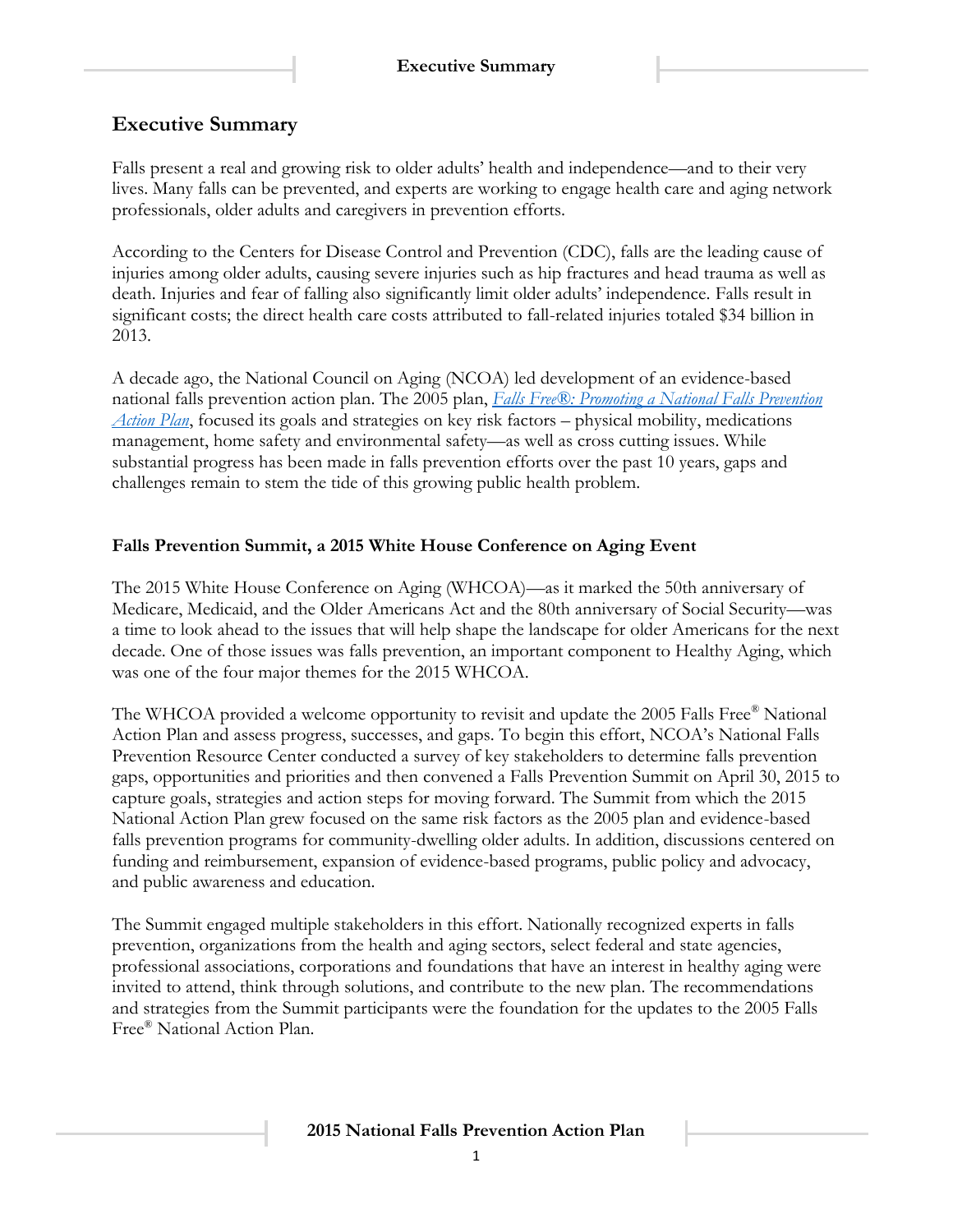## Executive Summary

Falls present a real and growing risk to older adults' health and independence—and to their very lives. Many falls can be prevented, and experts are working to engage health care and aging network professionals, older adults and caregivers in prevention efforts.

According to the Centers for Disease Control and Prevention (CDC), falls are the leading cause of injuries among older adults, causing severe injuries such as hip fractures and head trauma as well as death. Injuries and fear of falling also significantly limit older adults' independence. Falls result in significant costs; the direct health care costs attributed to fall-related injuries totaled $34 billion in 2013.

A decade ago, the National Council on Aging (NCOA) led development of an evidence-based national falls prevention action plan. The 2005 plan, *Falls Free®: Promoting a National Falls Prevention Action Plan*, focused its goals and strategies on key risk factors – physical mobility, medications management, home safety and environmental safety—as well as cross cutting issues. While substantial progress has been made in falls prevention efforts over the past 10 years, gaps and challenges remain to stem the tide of this growing public health problem.

### Falls Prevention Summit, a 2015 White House Conference on Aging Event

The 2015 White House Conference on Aging (WHCOA)—as it marked the 50th anniversary of Medicare, Medicaid, and the Older Americans Act and the 80th anniversary of Social Security—was a time to look ahead to the issues that will help shape the landscape for older Americans for the next decade. One of those issues was falls prevention, an important component to Healthy Aging, which was one of the four major themes for the 2015 WHCOA.

The WHCOA provided a welcome opportunity to revisit and update the 2005 Falls Free® National Action Plan and assess progress, successes, and gaps. To begin this effort, NCOA's National Falls Prevention Resource Center conducted a survey of key stakeholders to determine falls prevention gaps, opportunities and priorities and then convened a Falls Prevention Summit on April 30, 2015 to capture goals, strategies and action steps for moving forward. The Summit from which the 2015 National Action Plan grew focused on the same risk factors as the 2005 plan and evidence-based falls prevention programs for community-dwelling older adults. In addition, discussions centered on funding and reimbursement, expansion of evidence-based programs, public policy and advocacy, and public awareness and education.

The Summit engaged multiple stakeholders in this effort. Nationally recognized experts in falls prevention, organizations from the health and aging sectors, select federal and state agencies, professional associations, corporations and foundations that have an interest in healthy aging were invited to attend, think through solutions, and contribute to the new plan. The recommendations and strategies from the Summit participants were the foundation for the updates to the 2005 Falls Free® National Action Plan.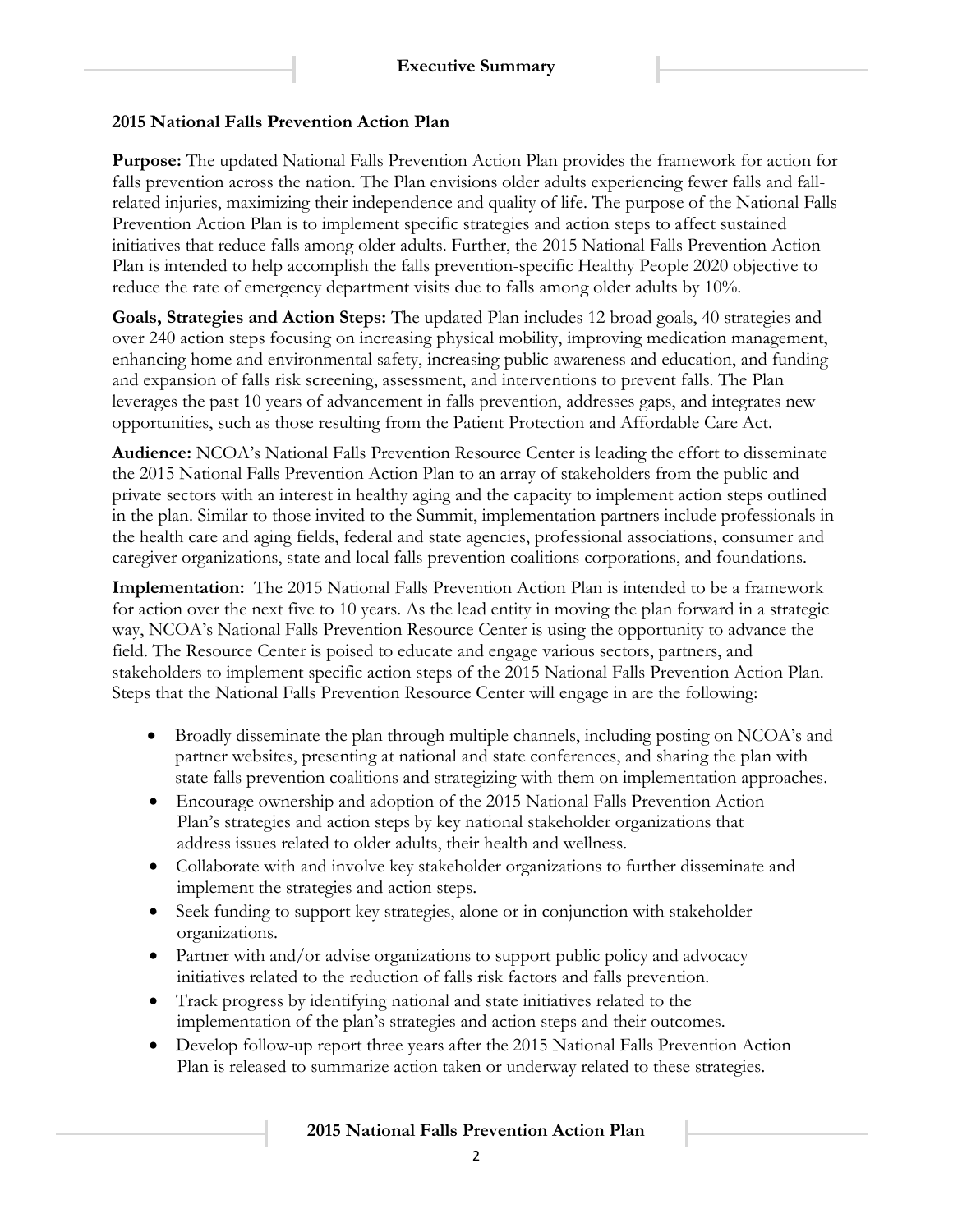# Executive Summary

## 2015 National Falls Prevention Action Plan

**Purpose:** The updated National Falls Prevention Action Plan provides the framework for action for falls prevention across the nation. The Plan envisions older adults experiencing fewer falls and fall-related injuries, maximizing their independence and quality of life. The purpose of the National Falls Prevention Action Plan is to implement specific strategies and action steps to affect sustained initiatives that reduce falls among older adults. Further, the 2015 National Falls Prevention Action Plan is intended to help accomplish the falls prevention-specific Healthy People 2020 objective to reduce the rate of emergency department visits due to falls among older adults by 10%.

**Goals, Strategies and Action Steps:** The updated Plan includes 12 broad goals, 40 strategies and over 240 action steps focusing on increasing physical mobility, improving medication management, enhancing home and environmental safety, increasing public awareness and education, and funding and expansion of falls risk screening, assessment, and interventions to prevent falls. The Plan leverages the past 10 years of advancement in falls prevention, addresses gaps, and integrates new opportunities, such as those resulting from the Patient Protection and Affordable Care Act.

**Audience:** NCOA's National Falls Prevention Resource Center is leading the effort to disseminate the 2015 National Falls Prevention Action Plan to an array of stakeholders from the public and private sectors with an interest in healthy aging and the capacity to implement action steps outlined in the plan. Similar to those invited to the Summit, implementation partners include professionals in the health care and aging fields, federal and state agencies, professional associations, consumer and caregiver organizations, state and local falls prevention coalitions corporations, and foundations.

**Implementation:** The 2015 National Falls Prevention Action Plan is intended to be a framework for action over the next five to 10 years. As the lead entity in moving the plan forward in a strategic way, NCOA's National Falls Prevention Resource Center is using the opportunity to advance the field. The Resource Center is poised to educate and engage various sectors, partners, and stakeholders to implement specific action steps of the 2015 National Falls Prevention Action Plan. Steps that the National Falls Prevention Resource Center will engage in are the following:

- Broadly disseminate the plan through multiple channels, including posting on NCOA's and partner websites, presenting at national and state conferences, and sharing the plan with state falls prevention coalitions and strategizing with them on implementation approaches.
- Encourage ownership and adoption of the 2015 National Falls Prevention Action Plan's strategies and action steps by key national stakeholder organizations that address issues related to older adults, their health and wellness.
- Collaborate with and involve key stakeholder organizations to further disseminate and implement the strategies and action steps.
- Seek funding to support key strategies, alone or in conjunction with stakeholder organizations.
- Partner with and/or advise organizations to support public policy and advocacy initiatives related to the reduction of falls risk factors and falls prevention.
- Track progress by identifying national and state initiatives related to the implementation of the plan's strategies and action steps and their outcomes.
- Develop follow-up report three years after the 2015 National Falls Prevention Action Plan is released to summarize action taken or underway related to these strategies.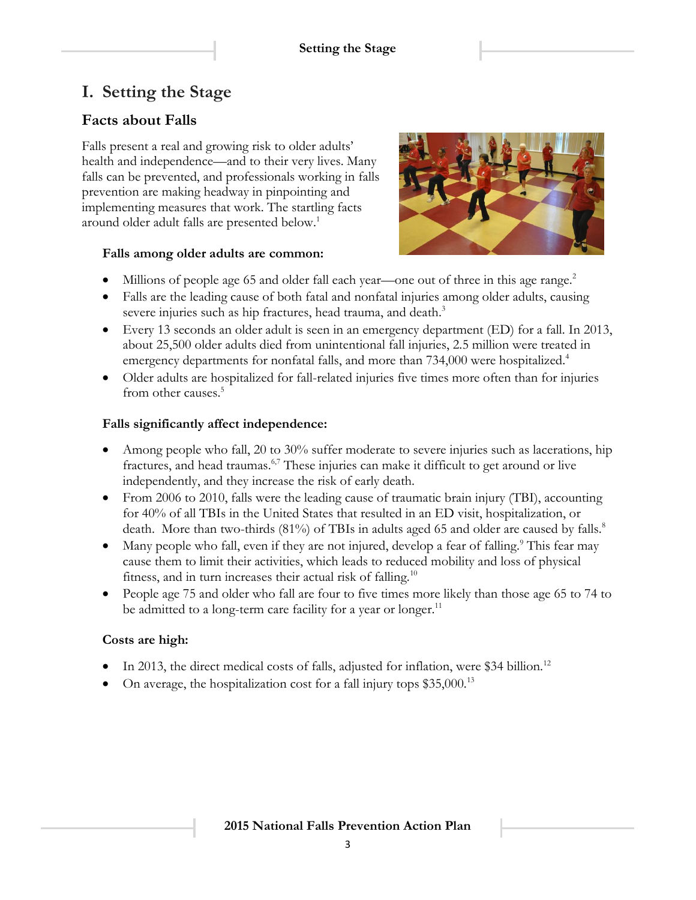# I. Setting the Stage

## Facts about Falls

Falls present a real and growing risk to older adults' health and independence—and to their very lives. Many falls can be prevented, and professionals working in falls prevention are making headway in pinpointing and implementing measures that work. The startling facts around older adult falls are presented below.[1]

**Falls among older adults are common:**

- Millions of people age 65 and older fall each year—one out of three in this age range.[2]
- Falls are the leading cause of both fatal and nonfatal injuries among older adults, causing severe injuries such as hip fractures, head trauma, and death.[3]
- Every 13 seconds an older adult is seen in an emergency department (ED) for a fall. In 2013, about 25,500 older adults died from unintentional fall injuries, 2.5 million were treated in emergency departments for nonfatal falls, and more than 734,000 were hospitalized.[4]
- Older adults are hospitalized for fall-related injuries five times more often than for injuries from other causes.[5]

**Falls significantly affect independence:**

- Among people who fall, 20 to 30% suffer moderate to severe injuries such as lacerations, hip fractures, and head traumas.[6,7] These injuries can make it difficult to get around or live independently, and they increase the risk of early death.
- From 2006 to 2010, falls were the leading cause of traumatic brain injury (TBI), accounting for 40% of all TBIs in the United States that resulted in an ED visit, hospitalization, or death. More than two-thirds (81%) of TBIs in adults aged 65 and older are caused by falls.[8]
- Many people who fall, even if they are not injured, develop a fear of falling.[9] This fear may cause them to limit their activities, which leads to reduced mobility and loss of physical fitness, and in turn increases their actual risk of falling.[10]
- People age 75 and older who fall are four to five times more likely than those age 65 to 74 to be admitted to a long-term care facility for a year or longer.[11]

**Costs are high:**

- In 2013, the direct medical costs of falls, adjusted for inflation, were $34 billion.[12]
- On average, the hospitalization cost for a fall injury tops $35,000.[13]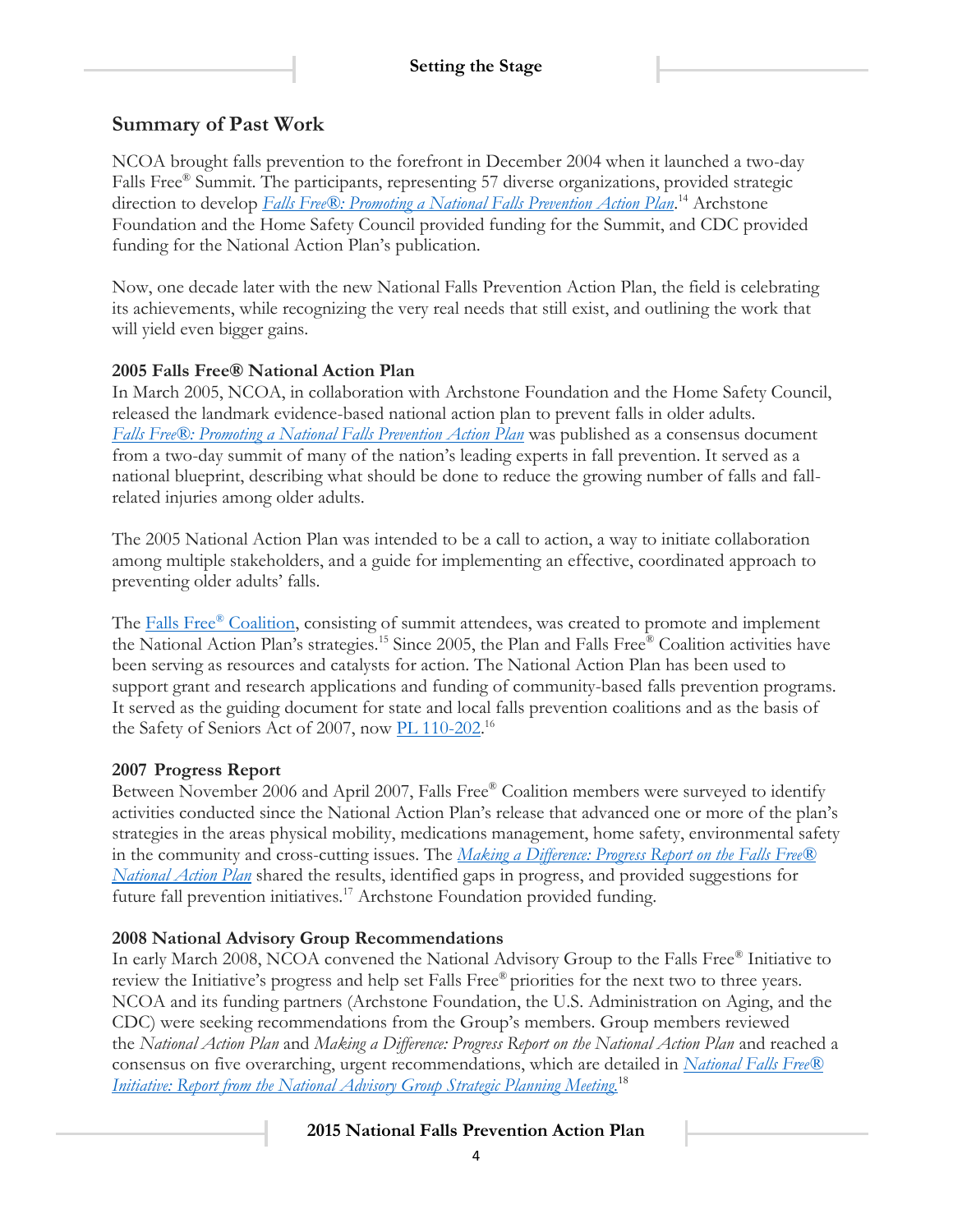## Summary of Past Work

NCOA brought falls prevention to the forefront in December 2004 when it launched a two-day Falls Free® Summit. The participants, representing 57 diverse organizations, provided strategic direction to develop *Falls Free®: Promoting a National Falls Prevention Action Plan*.[14] Archstone Foundation and the Home Safety Council provided funding for the Summit, and CDC provided funding for the National Action Plan's publication.

Now, one decade later with the new National Falls Prevention Action Plan, the field is celebrating its achievements, while recognizing the very real needs that still exist, and outlining the work that will yield even bigger gains.

### 2005 Falls Free® National Action Plan

In March 2005, NCOA, in collaboration with Archstone Foundation and the Home Safety Council, released the landmark evidence-based national action plan to prevent falls in older adults. *Falls Free®: Promoting a National Falls Prevention Action Plan* was published as a consensus document from a two-day summit of many of the nation's leading experts in fall prevention. It served as a national blueprint, describing what should be done to reduce the growing number of falls and fall-related injuries among older adults.

The 2005 National Action Plan was intended to be a call to action, a way to initiate collaboration among multiple stakeholders, and a guide for implementing an effective, coordinated approach to preventing older adults' falls.

The Falls Free® Coalition, consisting of summit attendees, was created to promote and implement the National Action Plan's strategies.[15] Since 2005, the Plan and Falls Free® Coalition activities have been serving as resources and catalysts for action. The National Action Plan has been used to support grant and research applications and funding of community-based falls prevention programs. It served as the guiding document for state and local falls prevention coalitions and as the basis of the Safety of Seniors Act of 2007, now PL 110-202.[16]

### 2007 Progress Report

Between November 2006 and April 2007, Falls Free® Coalition members were surveyed to identify activities conducted since the National Action Plan's release that advanced one or more of the plan's strategies in the areas physical mobility, medications management, home safety, environmental safety in the community and cross-cutting issues. The *Making a Difference: Progress Report on the Falls Free® National Action Plan* shared the results, identified gaps in progress, and provided suggestions for future fall prevention initiatives.[17] Archstone Foundation provided funding.

### 2008 National Advisory Group Recommendations

In early March 2008, NCOA convened the National Advisory Group to the Falls Free® Initiative to review the Initiative's progress and help set Falls Free® priorities for the next two to three years. NCOA and its funding partners (Archstone Foundation, the U.S. Administration on Aging, and the CDC) were seeking recommendations from the Group's members. Group members reviewed the *National Action Plan* and *Making a Difference: Progress Report on the National Action Plan* and reached a consensus on five overarching, urgent recommendations, which are detailed in *National Falls Free® Initiative: Report from the National Advisory Group Strategic Planning Meeting.*[18]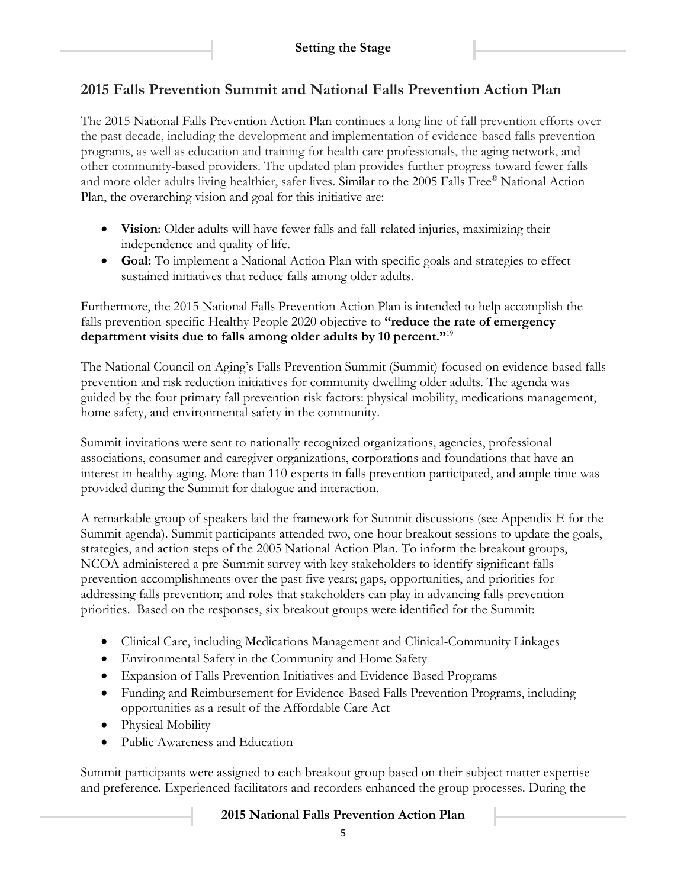## 2015 Falls Prevention Summit and National Falls Prevention Action Plan

The 2015 National Falls Prevention Action Plan continues a long line of fall prevention efforts over the past decade, including the development and implementation of evidence-based falls prevention programs, as well as education and training for health care professionals, the aging network, and other community-based providers. The updated plan provides further progress toward fewer falls and more older adults living healthier, safer lives. Similar to the 2005 Falls Free® National Action Plan, the overarching vision and goal for this initiative are:

- **Vision**: Older adults will have fewer falls and fall-related injuries, maximizing their independence and quality of life.
- **Goal:** To implement a National Action Plan with specific goals and strategies to effect sustained initiatives that reduce falls among older adults.

Furthermore, the 2015 National Falls Prevention Action Plan is intended to help accomplish the falls prevention-specific Healthy People 2020 objective to **"reduce the rate of emergency department visits due to falls among older adults by 10 percent."**[19]

The National Council on Aging's Falls Prevention Summit (Summit) focused on evidence-based falls prevention and risk reduction initiatives for community dwelling older adults. The agenda was guided by the four primary fall prevention risk factors: physical mobility, medications management, home safety, and environmental safety in the community.

Summit invitations were sent to nationally recognized organizations, agencies, professional associations, consumer and caregiver organizations, corporations and foundations that have an interest in healthy aging. More than 110 experts in falls prevention participated, and ample time was provided during the Summit for dialogue and interaction.

A remarkable group of speakers laid the framework for Summit discussions (see Appendix E for the Summit agenda). Summit participants attended two, one-hour breakout sessions to update the goals, strategies, and action steps of the 2005 National Action Plan. To inform the breakout groups, NCOA administered a pre-Summit survey with key stakeholders to identify significant falls prevention accomplishments over the past five years; gaps, opportunities, and priorities for addressing falls prevention; and roles that stakeholders can play in advancing falls prevention priorities. Based on the responses, six breakout groups were identified for the Summit:

- Clinical Care, including Medications Management and Clinical-Community Linkages
- Environmental Safety in the Community and Home Safety
- Expansion of Falls Prevention Initiatives and Evidence-Based Programs
- Funding and Reimbursement for Evidence-Based Falls Prevention Programs, including opportunities as a result of the Affordable Care Act
- Physical Mobility
- Public Awareness and Education

Summit participants were assigned to each breakout group based on their subject matter expertise and preference. Experienced facilitators and recorders enhanced the group processes. During the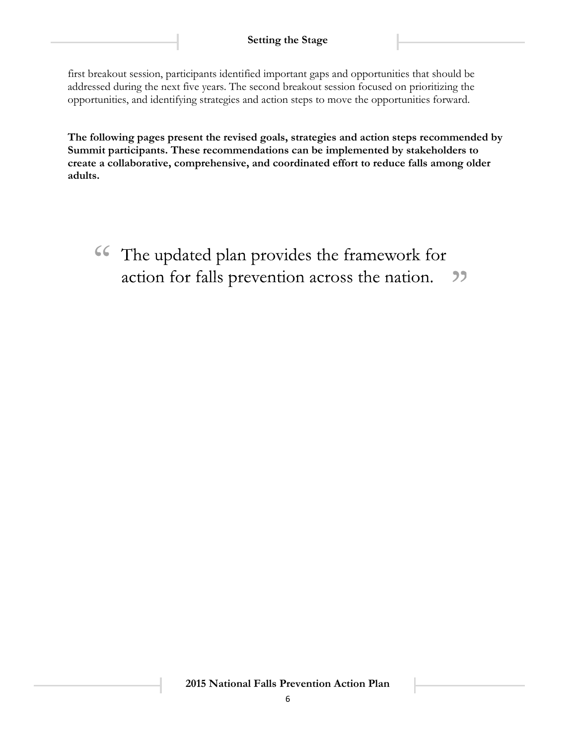first breakout session, participants identified important gaps and opportunities that should be addressed during the next five years. The second breakout session focused on prioritizing the opportunities, and identifying strategies and action steps to move the opportunities forward.

**The following pages present the revised goals, strategies and action steps recommended by Summit participants. These recommendations can be implemented by stakeholders to create a collaborative, comprehensive, and coordinated effort to reduce falls among older adults.**

> "The updated plan provides the framework for action for falls prevention across the nation."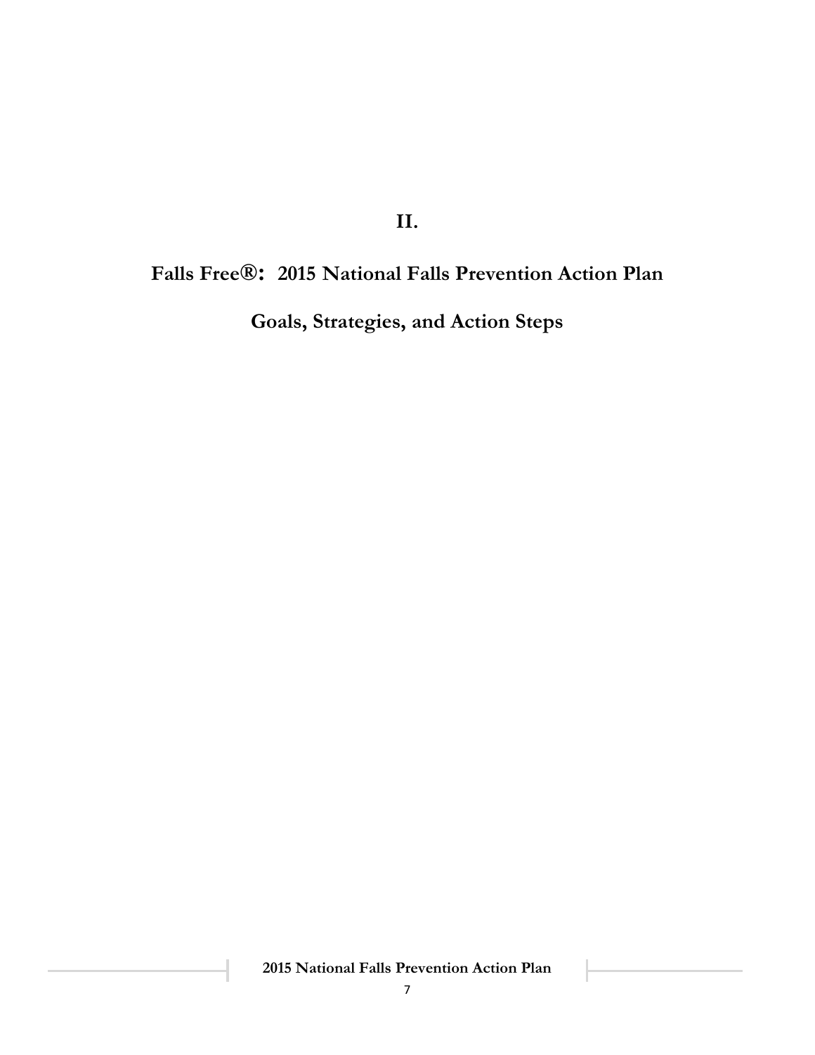# II.

# Falls Free®: 2015 National Falls Prevention Action Plan

## Goals, Strategies, and Action Steps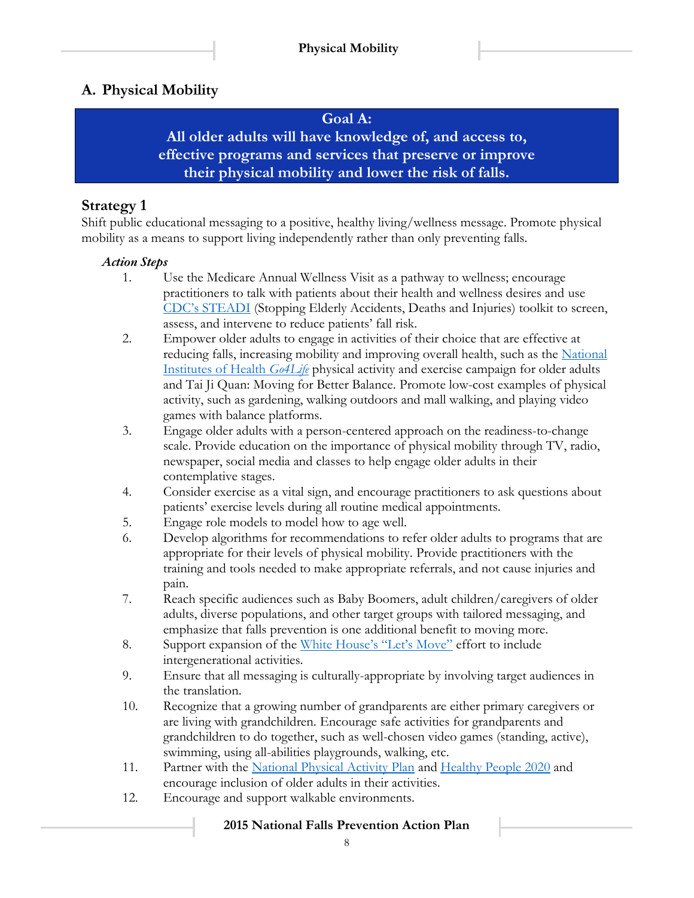## A. Physical Mobility

> **Goal A:**
> **All older adults will have knowledge of, and access to, effective programs and services that preserve or improve their physical mobility and lower the risk of falls.**

### Strategy 1

Shift public educational messaging to a positive, healthy living/wellness message. Promote physical mobility as a means to support living independently rather than only preventing falls.

***Action Steps***

1. Use the Medicare Annual Wellness Visit as a pathway to wellness; encourage practitioners to talk with patients about their health and wellness desires and use CDC's STEADI (Stopping Elderly Accidents, Deaths and Injuries) toolkit to screen, assess, and intervene to reduce patients' fall risk.
2. Empower older adults to engage in activities of their choice that are effective at reducing falls, increasing mobility and improving overall health, such as the National Institutes of Health *Go4Life* physical activity and exercise campaign for older adults and Tai Ji Quan: Moving for Better Balance. Promote low-cost examples of physical activity, such as gardening, walking outdoors and mall walking, and playing video games with balance platforms.
3. Engage older adults with a person-centered approach on the readiness-to-change scale. Provide education on the importance of physical mobility through TV, radio, newspaper, social media and classes to help engage older adults in their contemplative stages.
4. Consider exercise as a vital sign, and encourage practitioners to ask questions about patients' exercise levels during all routine medical appointments.
5. Engage role models to model how to age well.
6. Develop algorithms for recommendations to refer older adults to programs that are appropriate for their levels of physical mobility. Provide practitioners with the training and tools needed to make appropriate referrals, and not cause injuries and pain.
7. Reach specific audiences such as Baby Boomers, adult children/caregivers of older adults, diverse populations, and other target groups with tailored messaging, and emphasize that falls prevention is one additional benefit to moving more.
8. Support expansion of the White House's "Let's Move" effort to include intergenerational activities.
9. Ensure that all messaging is culturally-appropriate by involving target audiences in the translation.
10. Recognize that a growing number of grandparents are either primary caregivers or are living with grandchildren. Encourage safe activities for grandparents and grandchildren to do together, such as well-chosen video games (standing, active), swimming, using all-abilities playgrounds, walking, etc.
11. Partner with the National Physical Activity Plan and Healthy People 2020 and encourage inclusion of older adults in their activities.
12. Encourage and support walkable environments.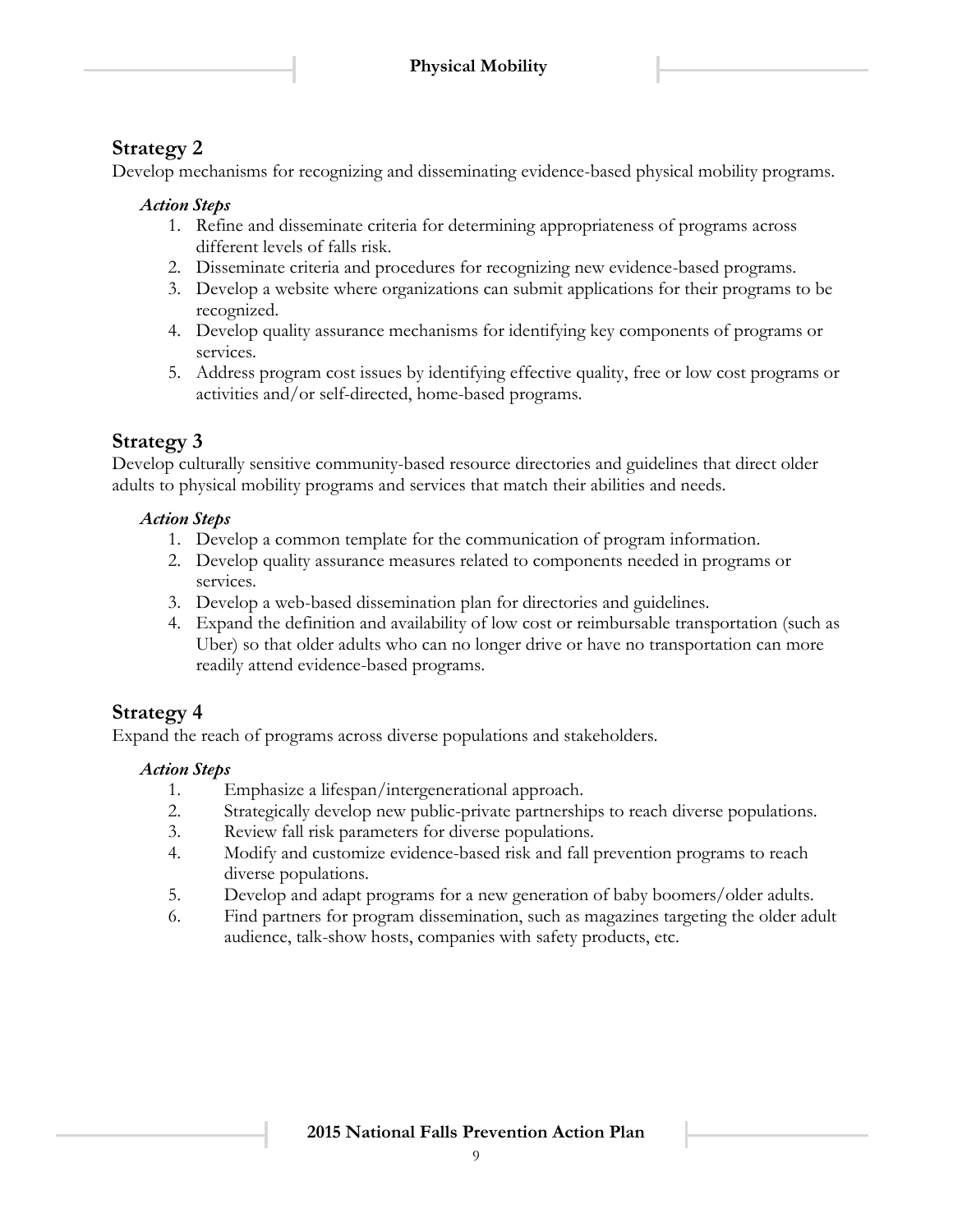## Strategy 2

Develop mechanisms for recognizing and disseminating evidence-based physical mobility programs.

***Action Steps***

1. Refine and disseminate criteria for determining appropriateness of programs across different levels of falls risk.
2. Disseminate criteria and procedures for recognizing new evidence-based programs.
3. Develop a website where organizations can submit applications for their programs to be recognized.
4. Develop quality assurance mechanisms for identifying key components of programs or services.
5. Address program cost issues by identifying effective quality, free or low cost programs or activities and/or self-directed, home-based programs.

## Strategy 3

Develop culturally sensitive community-based resource directories and guidelines that direct older adults to physical mobility programs and services that match their abilities and needs.

***Action Steps***

1. Develop a common template for the communication of program information.
2. Develop quality assurance measures related to components needed in programs or services.
3. Develop a web-based dissemination plan for directories and guidelines.
4. Expand the definition and availability of low cost or reimbursable transportation (such as Uber) so that older adults who can no longer drive or have no transportation can more readily attend evidence-based programs.

## Strategy 4

Expand the reach of programs across diverse populations and stakeholders.

***Action Steps***

1. Emphasize a lifespan/intergenerational approach.
2. Strategically develop new public-private partnerships to reach diverse populations.
3. Review fall risk parameters for diverse populations.
4. Modify and customize evidence-based risk and fall prevention programs to reach diverse populations.
5. Develop and adapt programs for a new generation of baby boomers/older adults.
6. Find partners for program dissemination, such as magazines targeting the older adult audience, talk-show hosts, companies with safety products, etc.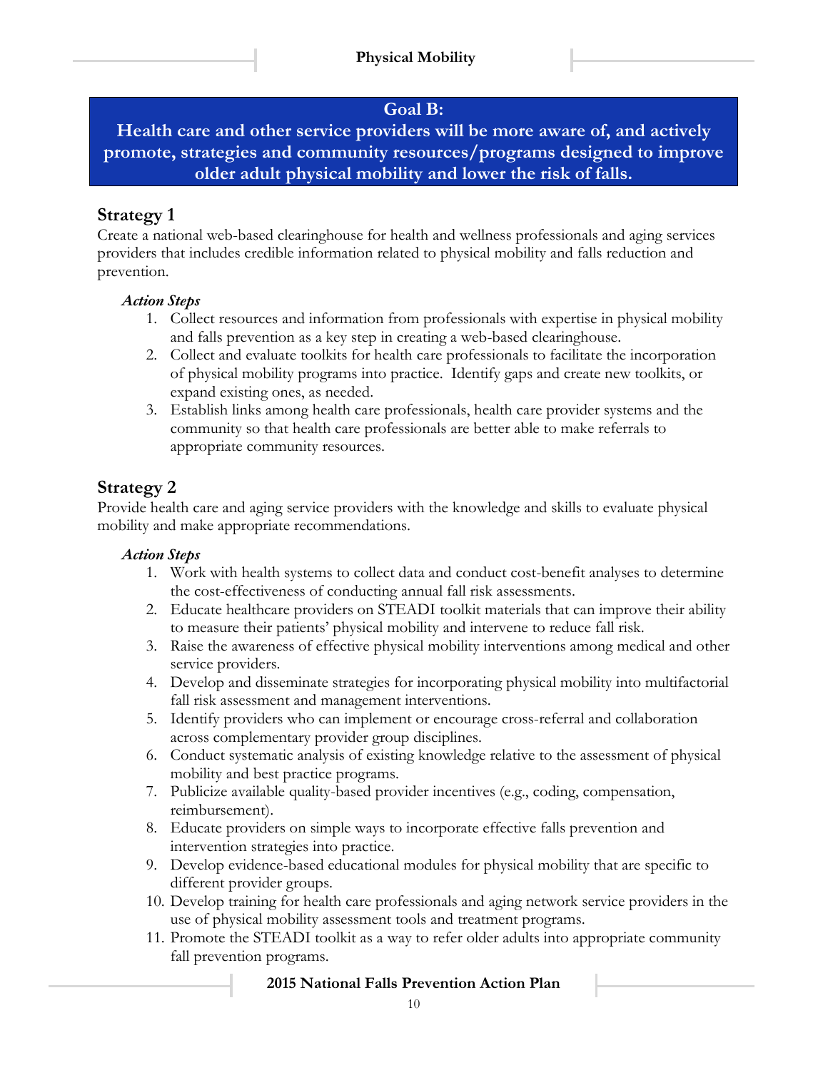## Goal B:

**Health care and other service providers will be more aware of, and actively promote, strategies and community resources/programs designed to improve older adult physical mobility and lower the risk of falls.**

### Strategy 1

Create a national web-based clearinghouse for health and wellness professionals and aging services providers that includes credible information related to physical mobility and falls reduction and prevention.

***Action Steps***

1. Collect resources and information from professionals with expertise in physical mobility and falls prevention as a key step in creating a web-based clearinghouse.
2. Collect and evaluate toolkits for health care professionals to facilitate the incorporation of physical mobility programs into practice. Identify gaps and create new toolkits, or expand existing ones, as needed.
3. Establish links among health care professionals, health care provider systems and the community so that health care professionals are better able to make referrals to appropriate community resources.

### Strategy 2

Provide health care and aging service providers with the knowledge and skills to evaluate physical mobility and make appropriate recommendations.

***Action Steps***

1. Work with health systems to collect data and conduct cost-benefit analyses to determine the cost-effectiveness of conducting annual fall risk assessments.
2. Educate healthcare providers on STEADI toolkit materials that can improve their ability to measure their patients' physical mobility and intervene to reduce fall risk.
3. Raise the awareness of effective physical mobility interventions among medical and other service providers.
4. Develop and disseminate strategies for incorporating physical mobility into multifactorial fall risk assessment and management interventions.
5. Identify providers who can implement or encourage cross-referral and collaboration across complementary provider group disciplines.
6. Conduct systematic analysis of existing knowledge relative to the assessment of physical mobility and best practice programs.
7. Publicize available quality-based provider incentives (e.g., coding, compensation, reimbursement).
8. Educate providers on simple ways to incorporate effective falls prevention and intervention strategies into practice.
9. Develop evidence-based educational modules for physical mobility that are specific to different provider groups.
10. Develop training for health care professionals and aging network service providers in the use of physical mobility assessment tools and treatment programs.
11. Promote the STEADI toolkit as a way to refer older adults into appropriate community fall prevention programs.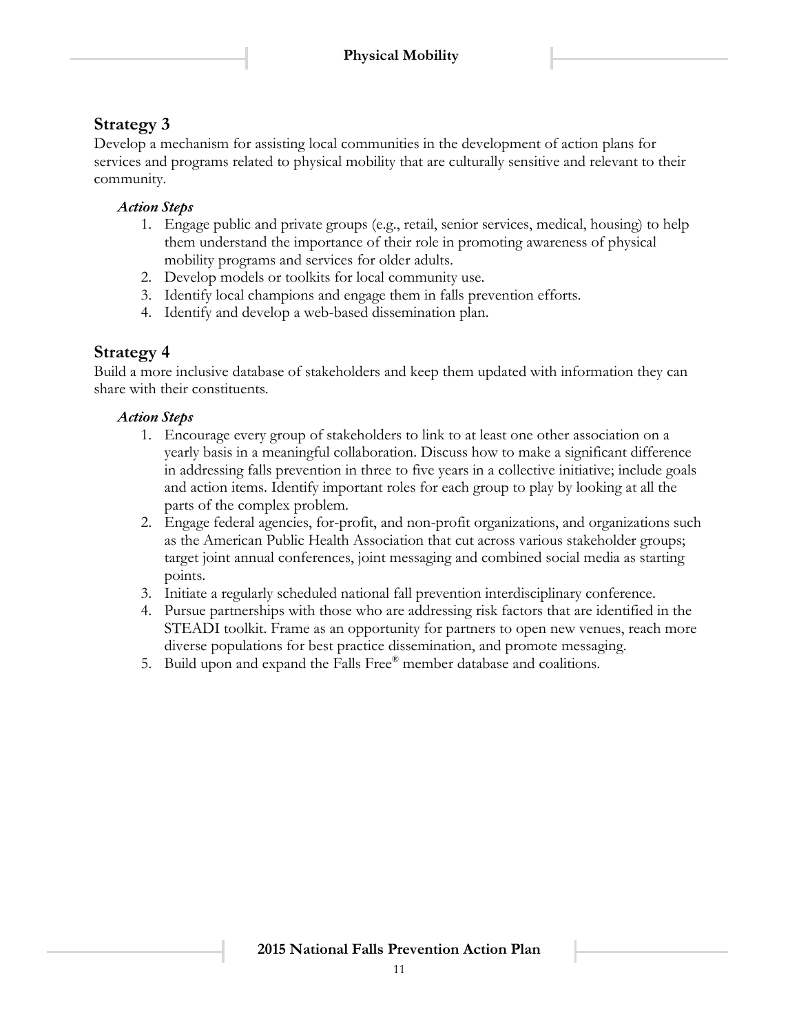## Strategy 3

Develop a mechanism for assisting local communities in the development of action plans for services and programs related to physical mobility that are culturally sensitive and relevant to their community.

***Action Steps***

1. Engage public and private groups (e.g., retail, senior services, medical, housing) to help them understand the importance of their role in promoting awareness of physical mobility programs and services for older adults.
2. Develop models or toolkits for local community use.
3. Identify local champions and engage them in falls prevention efforts.
4. Identify and develop a web-based dissemination plan.

## Strategy 4

Build a more inclusive database of stakeholders and keep them updated with information they can share with their constituents.

***Action Steps***

1. Encourage every group of stakeholders to link to at least one other association on a yearly basis in a meaningful collaboration. Discuss how to make a significant difference in addressing falls prevention in three to five years in a collective initiative; include goals and action items. Identify important roles for each group to play by looking at all the parts of the complex problem.
2. Engage federal agencies, for-profit, and non-profit organizations, and organizations such as the American Public Health Association that cut across various stakeholder groups; target joint annual conferences, joint messaging and combined social media as starting points.
3. Initiate a regularly scheduled national fall prevention interdisciplinary conference.
4. Pursue partnerships with those who are addressing risk factors that are identified in the STEADI toolkit. Frame as an opportunity for partners to open new venues, reach more diverse populations for best practice dissemination, and promote messaging.
5. Build upon and expand the Falls Free® member database and coalitions.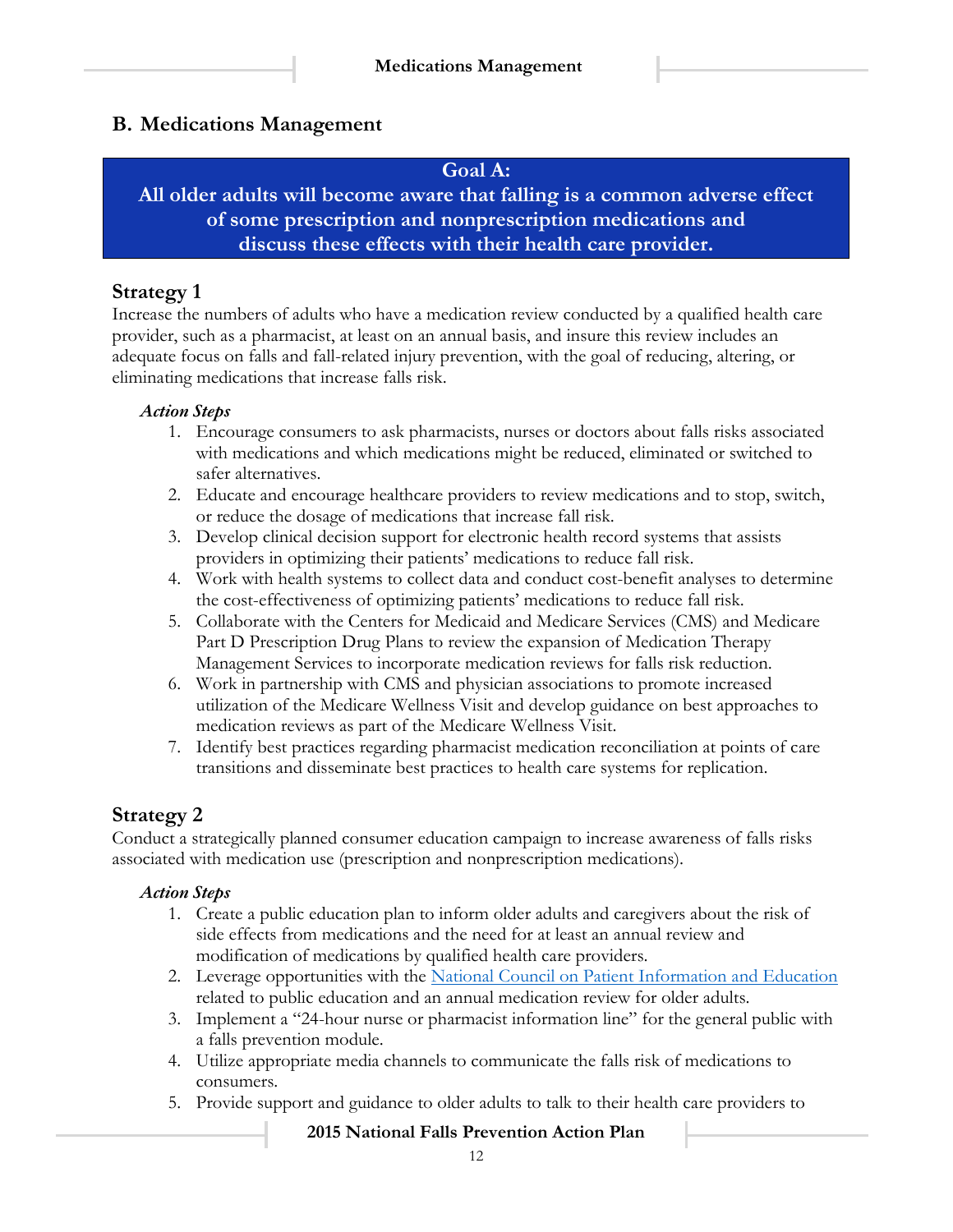## B. Medications Management

**Goal A:**
**All older adults will become aware that falling is a common adverse effect of some prescription and nonprescription medications and discuss these effects with their health care provider.**

### Strategy 1

Increase the numbers of adults who have a medication review conducted by a qualified health care provider, such as a pharmacist, at least on an annual basis, and insure this review includes an adequate focus on falls and fall-related injury prevention, with the goal of reducing, altering, or eliminating medications that increase falls risk.

***Action Steps***

1. Encourage consumers to ask pharmacists, nurses or doctors about falls risks associated with medications and which medications might be reduced, eliminated or switched to safer alternatives.
2. Educate and encourage healthcare providers to review medications and to stop, switch, or reduce the dosage of medications that increase fall risk.
3. Develop clinical decision support for electronic health record systems that assists providers in optimizing their patients' medications to reduce fall risk.
4. Work with health systems to collect data and conduct cost-benefit analyses to determine the cost-effectiveness of optimizing patients' medications to reduce fall risk.
5. Collaborate with the Centers for Medicaid and Medicare Services (CMS) and Medicare Part D Prescription Drug Plans to review the expansion of Medication Therapy Management Services to incorporate medication reviews for falls risk reduction.
6. Work in partnership with CMS and physician associations to promote increased utilization of the Medicare Wellness Visit and develop guidance on best approaches to medication reviews as part of the Medicare Wellness Visit.
7. Identify best practices regarding pharmacist medication reconciliation at points of care transitions and disseminate best practices to health care systems for replication.

### Strategy 2

Conduct a strategically planned consumer education campaign to increase awareness of falls risks associated with medication use (prescription and nonprescription medications).

***Action Steps***

1. Create a public education plan to inform older adults and caregivers about the risk of side effects from medications and the need for at least an annual review and modification of medications by qualified health care providers.
2. Leverage opportunities with the National Council on Patient Information and Education related to public education and an annual medication review for older adults.
3. Implement a "24-hour nurse or pharmacist information line" for the general public with a falls prevention module.
4. Utilize appropriate media channels to communicate the falls risk of medications to consumers.
5. Provide support and guidance to older adults to talk to their health care providers to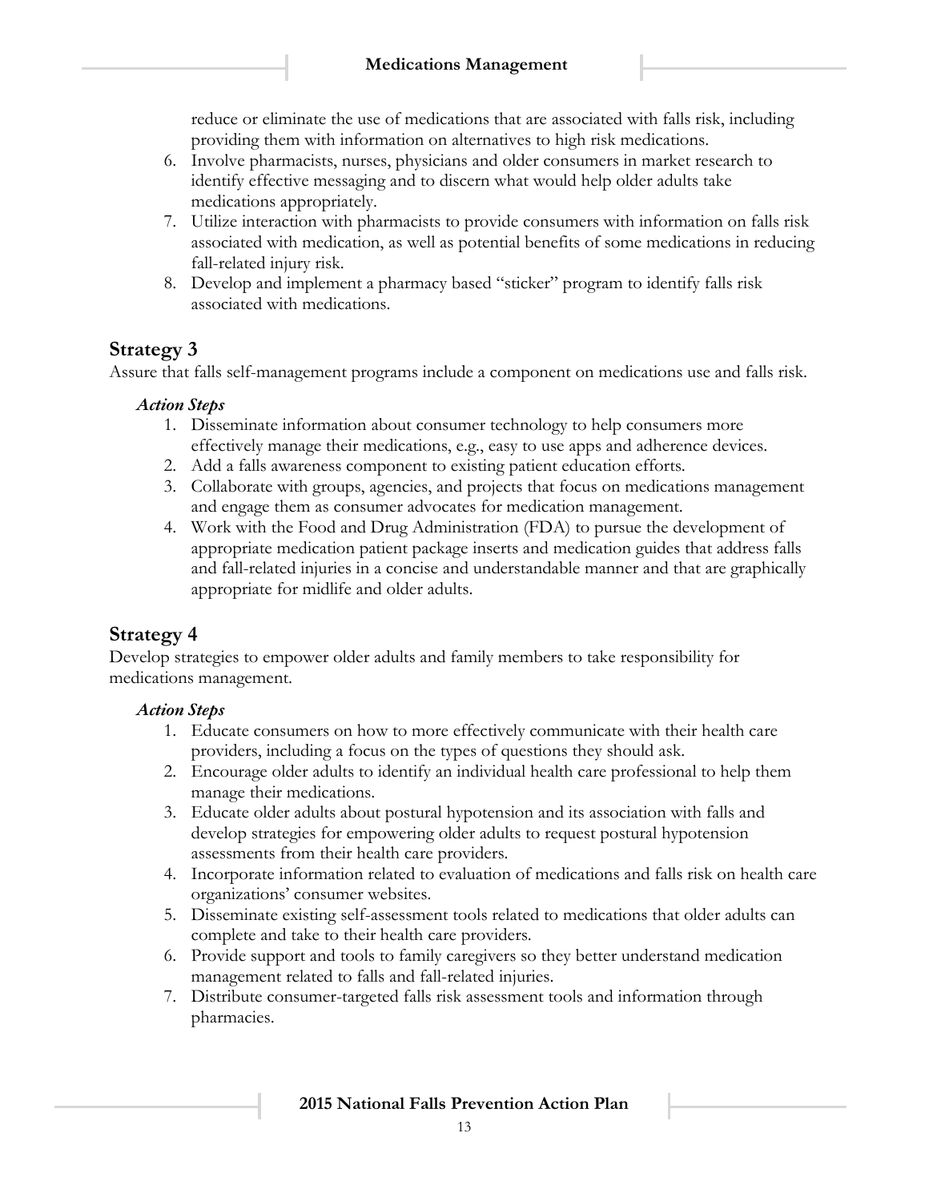reduce or eliminate the use of medications that are associated with falls risk, including providing them with information on alternatives to high risk medications.

6. Involve pharmacists, nurses, physicians and older consumers in market research to identify effective messaging and to discern what would help older adults take medications appropriately.
7. Utilize interaction with pharmacists to provide consumers with information on falls risk associated with medication, as well as potential benefits of some medications in reducing fall-related injury risk.
8. Develop and implement a pharmacy based "sticker" program to identify falls risk associated with medications.

## Strategy 3

Assure that falls self-management programs include a component on medications use and falls risk.

***Action Steps***

1. Disseminate information about consumer technology to help consumers more effectively manage their medications, e.g., easy to use apps and adherence devices.
2. Add a falls awareness component to existing patient education efforts.
3. Collaborate with groups, agencies, and projects that focus on medications management and engage them as consumer advocates for medication management.
4. Work with the Food and Drug Administration (FDA) to pursue the development of appropriate medication patient package inserts and medication guides that address falls and fall-related injuries in a concise and understandable manner and that are graphically appropriate for midlife and older adults.

## Strategy 4

Develop strategies to empower older adults and family members to take responsibility for medications management.

***Action Steps***

1. Educate consumers on how to more effectively communicate with their health care providers, including a focus on the types of questions they should ask.
2. Encourage older adults to identify an individual health care professional to help them manage their medications.
3. Educate older adults about postural hypotension and its association with falls and develop strategies for empowering older adults to request postural hypotension assessments from their health care providers.
4. Incorporate information related to evaluation of medications and falls risk on health care organizations' consumer websites.
5. Disseminate existing self-assessment tools related to medications that older adults can complete and take to their health care providers.
6. Provide support and tools to family caregivers so they better understand medication management related to falls and fall-related injuries.
7. Distribute consumer-targeted falls risk assessment tools and information through pharmacies.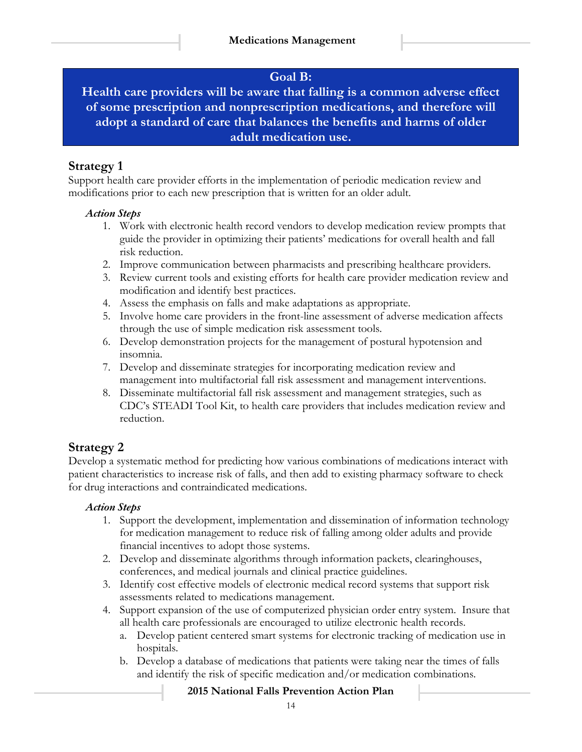## Medications Management

**Goal B:**
**Health care providers will be aware that falling is a common adverse effect of some prescription and nonprescription medications, and therefore will adopt a standard of care that balances the benefits and harms of older adult medication use.**

### Strategy 1

Support health care provider efforts in the implementation of periodic medication review and modifications prior to each new prescription that is written for an older adult.

***Action Steps***

1. Work with electronic health record vendors to develop medication review prompts that guide the provider in optimizing their patients' medications for overall health and fall risk reduction.
2. Improve communication between pharmacists and prescribing healthcare providers.
3. Review current tools and existing efforts for health care provider medication review and modification and identify best practices.
4. Assess the emphasis on falls and make adaptations as appropriate.
5. Involve home care providers in the front-line assessment of adverse medication affects through the use of simple medication risk assessment tools.
6. Develop demonstration projects for the management of postural hypotension and insomnia.
7. Develop and disseminate strategies for incorporating medication review and management into multifactorial fall risk assessment and management interventions.
8. Disseminate multifactorial fall risk assessment and management strategies, such as CDC's STEADI Tool Kit, to health care providers that includes medication review and reduction.

### Strategy 2

Develop a systematic method for predicting how various combinations of medications interact with patient characteristics to increase risk of falls, and then add to existing pharmacy software to check for drug interactions and contraindicated medications.

***Action Steps***

1. Support the development, implementation and dissemination of information technology for medication management to reduce risk of falling among older adults and provide financial incentives to adopt those systems.
2. Develop and disseminate algorithms through information packets, clearinghouses, conferences, and medical journals and clinical practice guidelines.
3. Identify cost effective models of electronic medical record systems that support risk assessments related to medications management.
4. Support expansion of the use of computerized physician order entry system. Insure that all health care professionals are encouraged to utilize electronic health records.
   a. Develop patient centered smart systems for electronic tracking of medication use in hospitals.
   b. Develop a database of medications that patients were taking near the times of falls and identify the risk of specific medication and/or medication combinations.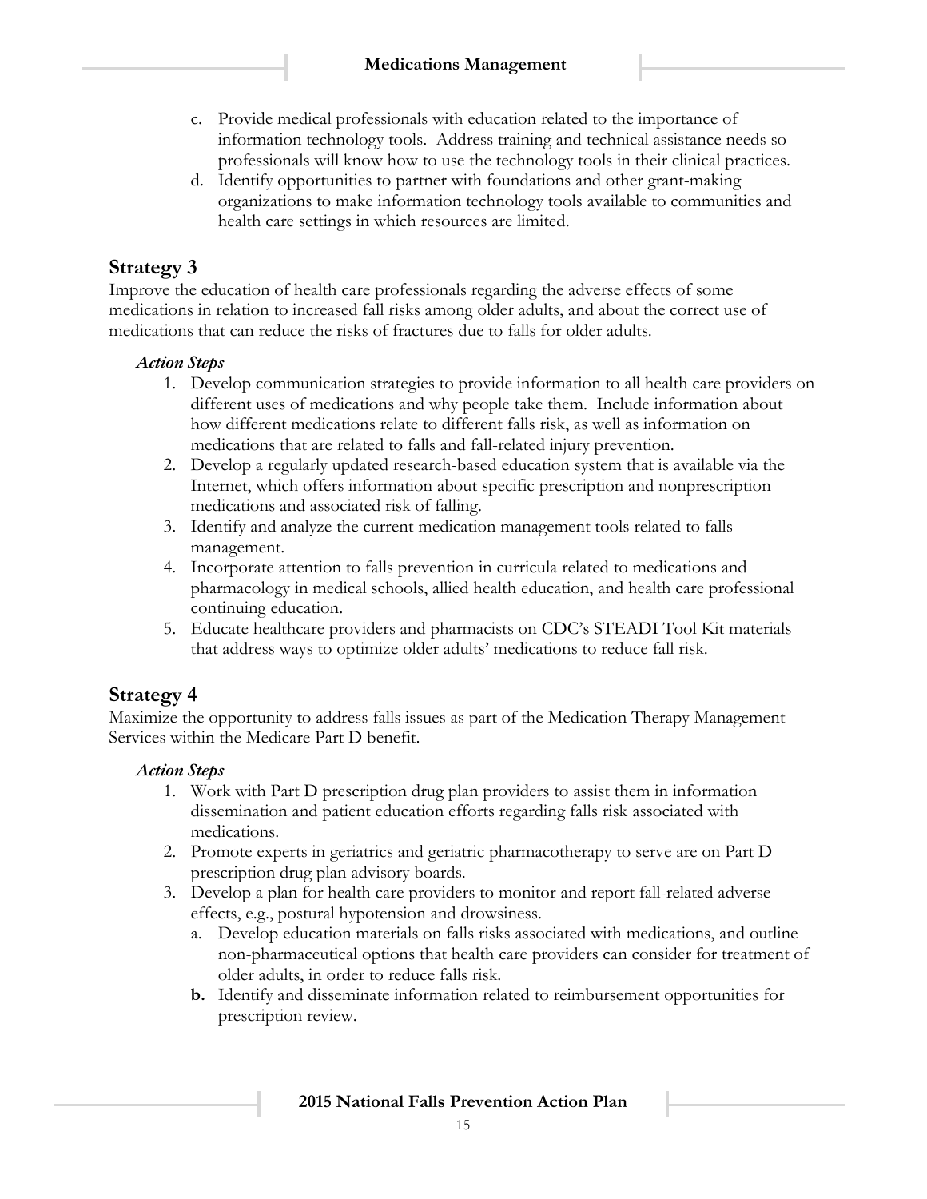c. Provide medical professionals with education related to the importance of information technology tools. Address training and technical assistance needs so professionals will know how to use the technology tools in their clinical practices.
d. Identify opportunities to partner with foundations and other grant-making organizations to make information technology tools available to communities and health care settings in which resources are limited.

## Strategy 3

Improve the education of health care professionals regarding the adverse effects of some medications in relation to increased fall risks among older adults, and about the correct use of medications that can reduce the risks of fractures due to falls for older adults.

***Action Steps***

1. Develop communication strategies to provide information to all health care providers on different uses of medications and why people take them. Include information about how different medications relate to different falls risk, as well as information on medications that are related to falls and fall-related injury prevention.
2. Develop a regularly updated research-based education system that is available via the Internet, which offers information about specific prescription and nonprescription medications and associated risk of falling.
3. Identify and analyze the current medication management tools related to falls management.
4. Incorporate attention to falls prevention in curricula related to medications and pharmacology in medical schools, allied health education, and health care professional continuing education.
5. Educate healthcare providers and pharmacists on CDC's STEADI Tool Kit materials that address ways to optimize older adults' medications to reduce fall risk.

## Strategy 4

Maximize the opportunity to address falls issues as part of the Medication Therapy Management Services within the Medicare Part D benefit.

***Action Steps***

1. Work with Part D prescription drug plan providers to assist them in information dissemination and patient education efforts regarding falls risk associated with medications.
2. Promote experts in geriatrics and geriatric pharmacotherapy to serve are on Part D prescription drug plan advisory boards.
3. Develop a plan for health care providers to monitor and report fall-related adverse effects, e.g., postural hypotension and drowsiness.
   a. Develop education materials on falls risks associated with medications, and outline non-pharmaceutical options that health care providers can consider for treatment of older adults, in order to reduce falls risk.
   **b.** Identify and disseminate information related to reimbursement opportunities for prescription review.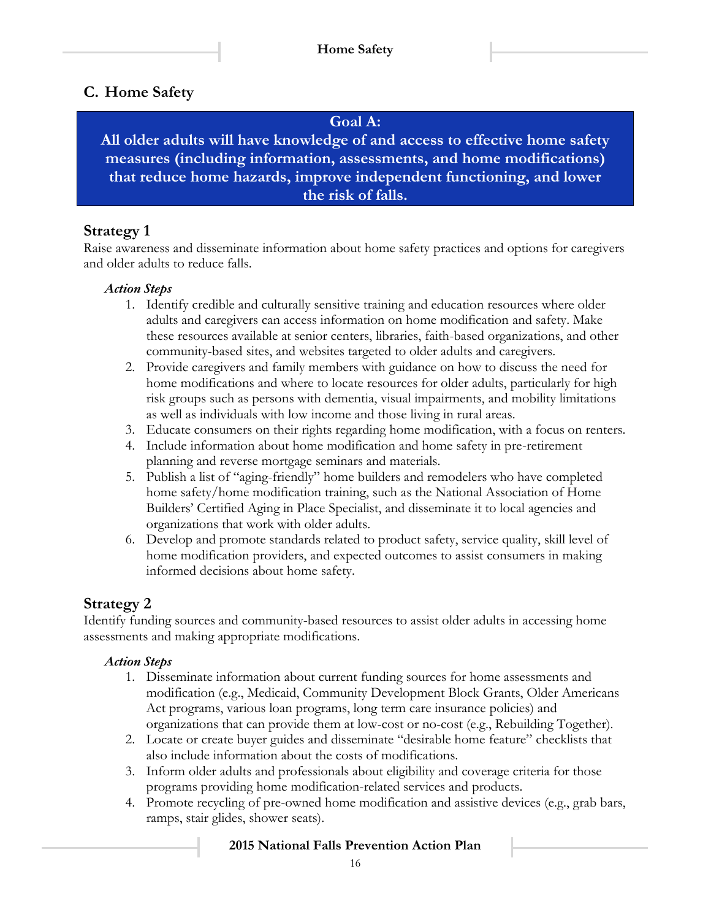## C. Home Safety

**Goal A:**
**All older adults will have knowledge of and access to effective home safety measures (including information, assessments, and home modifications) that reduce home hazards, improve independent functioning, and lower the risk of falls.**

### Strategy 1

Raise awareness and disseminate information about home safety practices and options for caregivers and older adults to reduce falls.

***Action Steps***

1. Identify credible and culturally sensitive training and education resources where older adults and caregivers can access information on home modification and safety. Make these resources available at senior centers, libraries, faith-based organizations, and other community-based sites, and websites targeted to older adults and caregivers.
2. Provide caregivers and family members with guidance on how to discuss the need for home modifications and where to locate resources for older adults, particularly for high risk groups such as persons with dementia, visual impairments, and mobility limitations as well as individuals with low income and those living in rural areas.
3. Educate consumers on their rights regarding home modification, with a focus on renters.
4. Include information about home modification and home safety in pre-retirement planning and reverse mortgage seminars and materials.
5. Publish a list of "aging-friendly" home builders and remodelers who have completed home safety/home modification training, such as the National Association of Home Builders' Certified Aging in Place Specialist, and disseminate it to local agencies and organizations that work with older adults.
6. Develop and promote standards related to product safety, service quality, skill level of home modification providers, and expected outcomes to assist consumers in making informed decisions about home safety.

### Strategy 2

Identify funding sources and community-based resources to assist older adults in accessing home assessments and making appropriate modifications.

***Action Steps***

1. Disseminate information about current funding sources for home assessments and modification (e.g., Medicaid, Community Development Block Grants, Older Americans Act programs, various loan programs, long term care insurance policies) and organizations that can provide them at low-cost or no-cost (e.g., Rebuilding Together).
2. Locate or create buyer guides and disseminate "desirable home feature" checklists that also include information about the costs of modifications.
3. Inform older adults and professionals about eligibility and coverage criteria for those programs providing home modification-related services and products.
4. Promote recycling of pre-owned home modification and assistive devices (e.g., grab bars, ramps, stair glides, shower seats).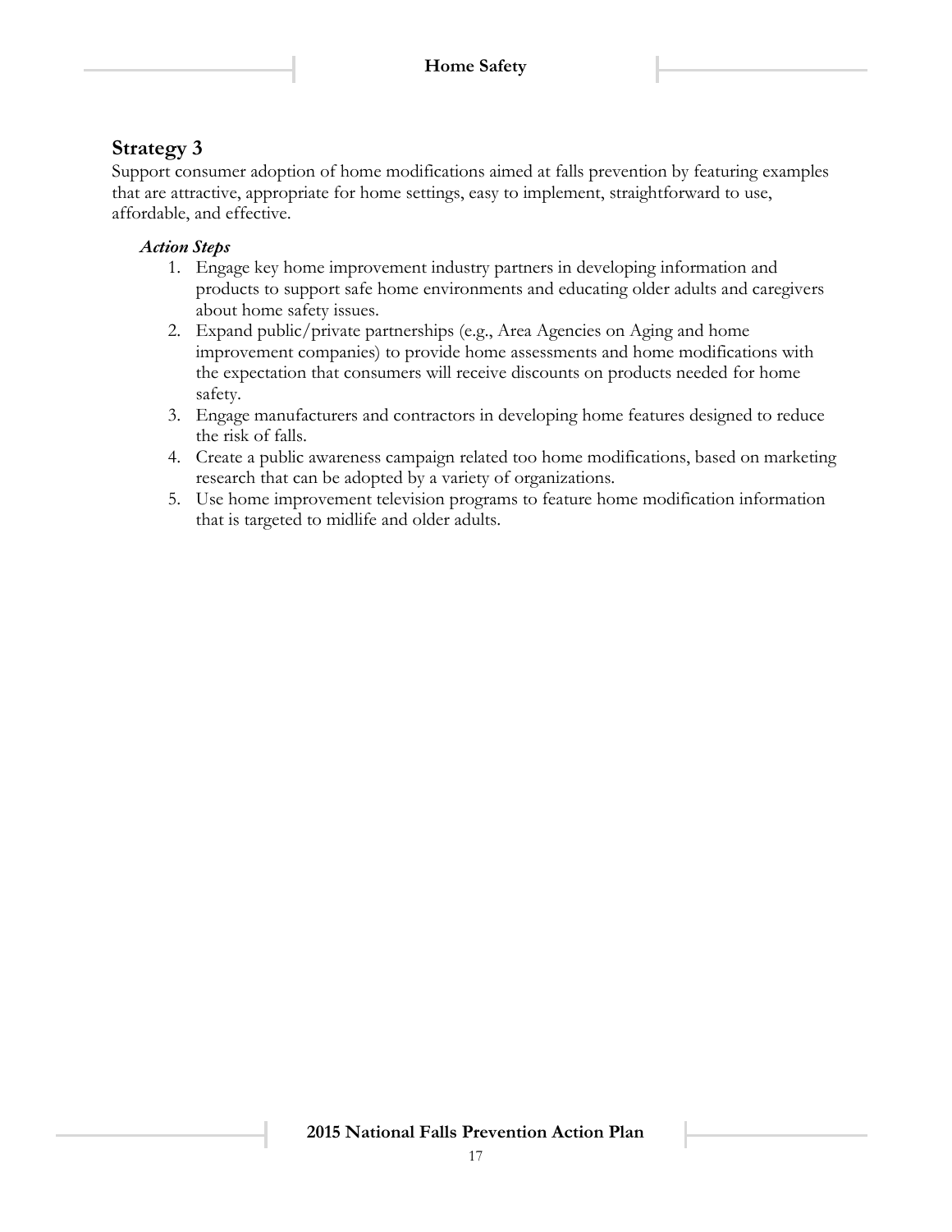## Strategy 3

Support consumer adoption of home modifications aimed at falls prevention by featuring examples that are attractive, appropriate for home settings, easy to implement, straightforward to use, affordable, and effective.

### *Action Steps*

1. Engage key home improvement industry partners in developing information and products to support safe home environments and educating older adults and caregivers about home safety issues.
2. Expand public/private partnerships (e.g., Area Agencies on Aging and home improvement companies) to provide home assessments and home modifications with the expectation that consumers will receive discounts on products needed for home safety.
3. Engage manufacturers and contractors in developing home features designed to reduce the risk of falls.
4. Create a public awareness campaign related too home modifications, based on marketing research that can be adopted by a variety of organizations.
5. Use home improvement television programs to feature home modification information that is targeted to midlife and older adults.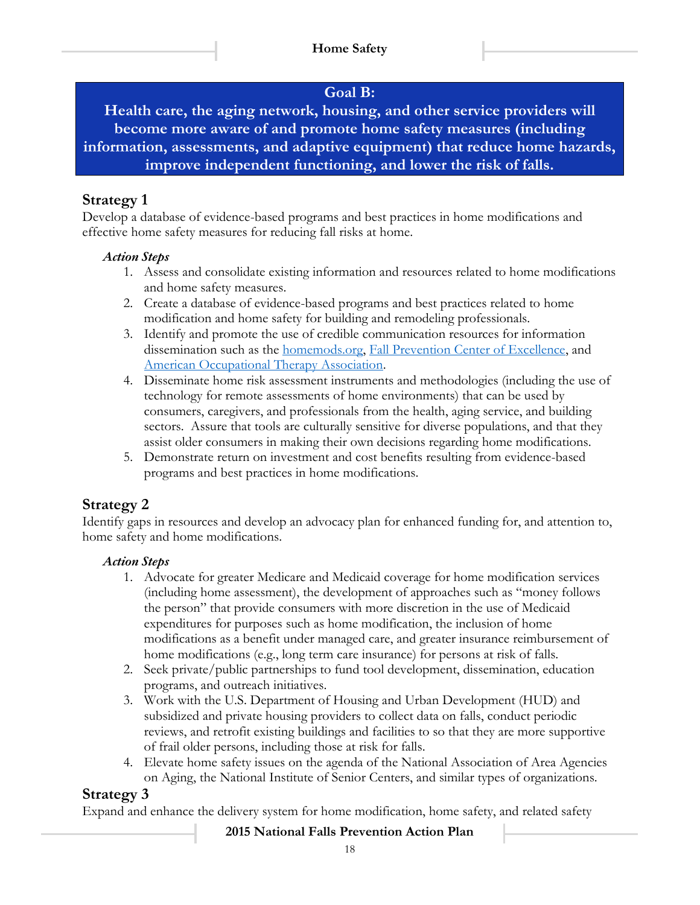## Goal B:

**Health care, the aging network, housing, and other service providers will become more aware of and promote home safety measures (including information, assessments, and adaptive equipment) that reduce home hazards, improve independent functioning, and lower the risk of falls.**

### Strategy 1

Develop a database of evidence-based programs and best practices in home modifications and effective home safety measures for reducing fall risks at home.

***Action Steps***

1. Assess and consolidate existing information and resources related to home modifications and home safety measures.
2. Create a database of evidence-based programs and best practices related to home modification and home safety for building and remodeling professionals.
3. Identify and promote the use of credible communication resources for information dissemination such as the homemods.org, Fall Prevention Center of Excellence, and American Occupational Therapy Association.
4. Disseminate home risk assessment instruments and methodologies (including the use of technology for remote assessments of home environments) that can be used by consumers, caregivers, and professionals from the health, aging service, and building sectors. Assure that tools are culturally sensitive for diverse populations, and that they assist older consumers in making their own decisions regarding home modifications.
5. Demonstrate return on investment and cost benefits resulting from evidence-based programs and best practices in home modifications.

### Strategy 2

Identify gaps in resources and develop an advocacy plan for enhanced funding for, and attention to, home safety and home modifications.

***Action Steps***

1. Advocate for greater Medicare and Medicaid coverage for home modification services (including home assessment), the development of approaches such as "money follows the person" that provide consumers with more discretion in the use of Medicaid expenditures for purposes such as home modification, the inclusion of home modifications as a benefit under managed care, and greater insurance reimbursement of home modifications (e.g., long term care insurance) for persons at risk of falls.
2. Seek private/public partnerships to fund tool development, dissemination, education programs, and outreach initiatives.
3. Work with the U.S. Department of Housing and Urban Development (HUD) and subsidized and private housing providers to collect data on falls, conduct periodic reviews, and retrofit existing buildings and facilities to so that they are more supportive of frail older persons, including those at risk for falls.
4. Elevate home safety issues on the agenda of the National Association of Area Agencies on Aging, the National Institute of Senior Centers, and similar types of organizations.

### Strategy 3

Expand and enhance the delivery system for home modification, home safety, and related safety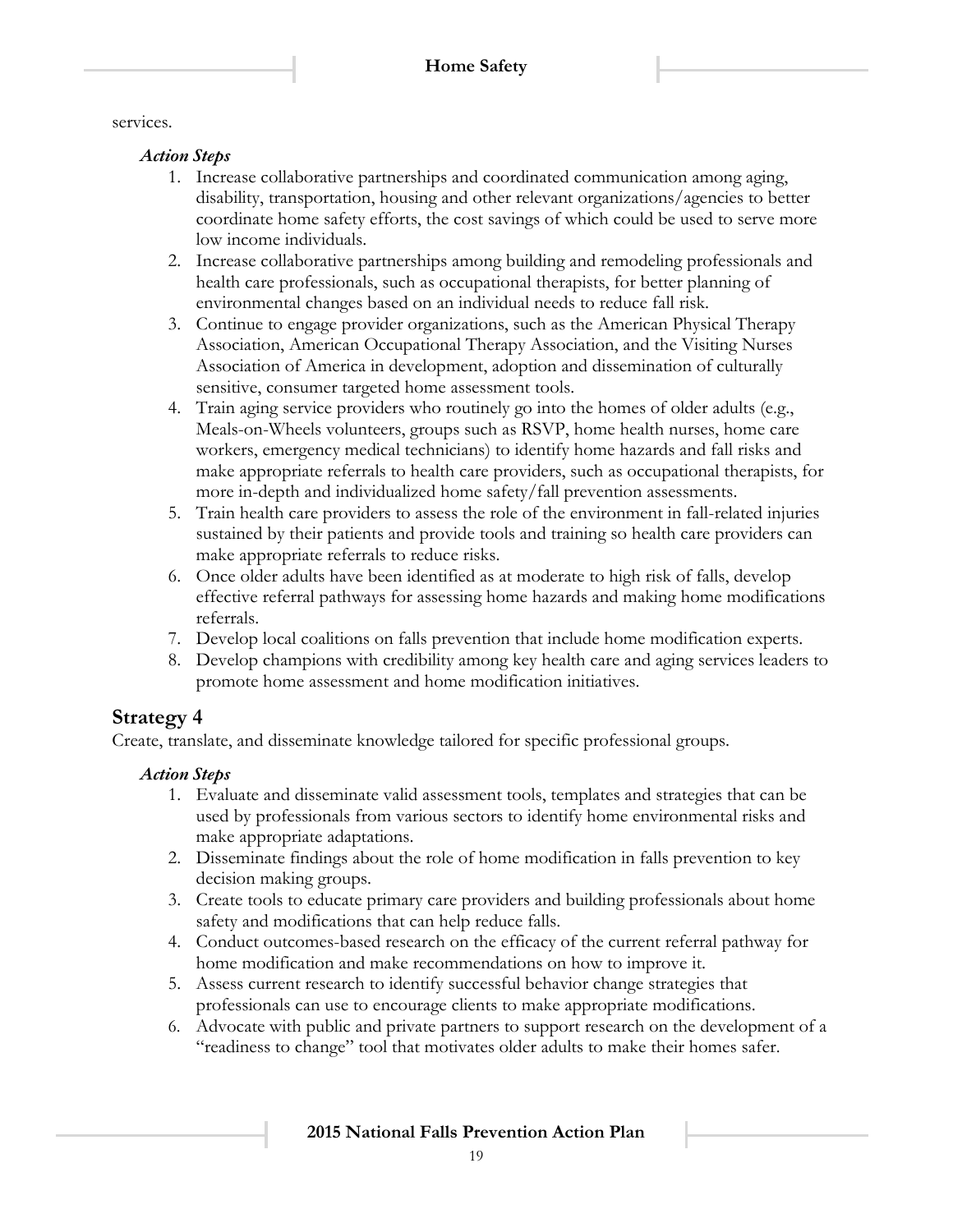services.

*Action Steps*

1. Increase collaborative partnerships and coordinated communication among aging, disability, transportation, housing and other relevant organizations/agencies to better coordinate home safety efforts, the cost savings of which could be used to serve more low income individuals.
2. Increase collaborative partnerships among building and remodeling professionals and health care professionals, such as occupational therapists, for better planning of environmental changes based on an individual needs to reduce fall risk.
3. Continue to engage provider organizations, such as the American Physical Therapy Association, American Occupational Therapy Association, and the Visiting Nurses Association of America in development, adoption and dissemination of culturally sensitive, consumer targeted home assessment tools.
4. Train aging service providers who routinely go into the homes of older adults (e.g., Meals-on-Wheels volunteers, groups such as RSVP, home health nurses, home care workers, emergency medical technicians) to identify home hazards and fall risks and make appropriate referrals to health care providers, such as occupational therapists, for more in-depth and individualized home safety/fall prevention assessments.
5. Train health care providers to assess the role of the environment in fall-related injuries sustained by their patients and provide tools and training so health care providers can make appropriate referrals to reduce risks.
6. Once older adults have been identified as at moderate to high risk of falls, develop effective referral pathways for assessing home hazards and making home modifications referrals.
7. Develop local coalitions on falls prevention that include home modification experts.
8. Develop champions with credibility among key health care and aging services leaders to promote home assessment and home modification initiatives.

## Strategy 4

Create, translate, and disseminate knowledge tailored for specific professional groups.

*Action Steps*

1. Evaluate and disseminate valid assessment tools, templates and strategies that can be used by professionals from various sectors to identify home environmental risks and make appropriate adaptations.
2. Disseminate findings about the role of home modification in falls prevention to key decision making groups.
3. Create tools to educate primary care providers and building professionals about home safety and modifications that can help reduce falls.
4. Conduct outcomes-based research on the efficacy of the current referral pathway for home modification and make recommendations on how to improve it.
5. Assess current research to identify successful behavior change strategies that professionals can use to encourage clients to make appropriate modifications.
6. Advocate with public and private partners to support research on the development of a "readiness to change" tool that motivates older adults to make their homes safer.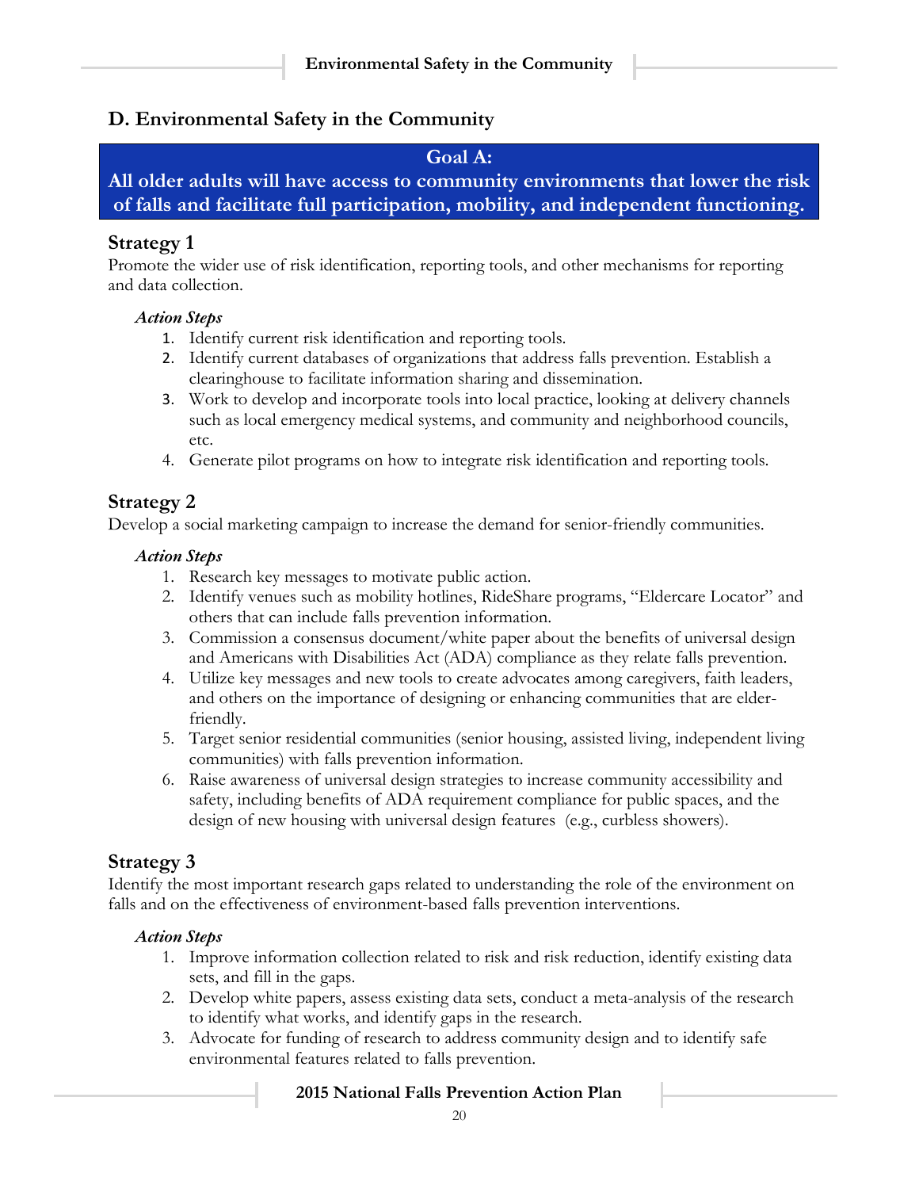## D. Environmental Safety in the Community

**Goal A:**
**All older adults will have access to community environments that lower the risk of falls and facilitate full participation, mobility, and independent functioning.**

### Strategy 1

Promote the wider use of risk identification, reporting tools, and other mechanisms for reporting and data collection.

***Action Steps***

1. Identify current risk identification and reporting tools.
2. Identify current databases of organizations that address falls prevention. Establish a clearinghouse to facilitate information sharing and dissemination.
3. Work to develop and incorporate tools into local practice, looking at delivery channels such as local emergency medical systems, and community and neighborhood councils, etc.
4. Generate pilot programs on how to integrate risk identification and reporting tools.

### Strategy 2

Develop a social marketing campaign to increase the demand for senior-friendly communities.

***Action Steps***

1. Research key messages to motivate public action.
2. Identify venues such as mobility hotlines, RideShare programs, "Eldercare Locator" and others that can include falls prevention information.
3. Commission a consensus document/white paper about the benefits of universal design and Americans with Disabilities Act (ADA) compliance as they relate falls prevention.
4. Utilize key messages and new tools to create advocates among caregivers, faith leaders, and others on the importance of designing or enhancing communities that are elder-friendly.
5. Target senior residential communities (senior housing, assisted living, independent living communities) with falls prevention information.
6. Raise awareness of universal design strategies to increase community accessibility and safety, including benefits of ADA requirement compliance for public spaces, and the design of new housing with universal design features (e.g., curbless showers).

### Strategy 3

Identify the most important research gaps related to understanding the role of the environment on falls and on the effectiveness of environment-based falls prevention interventions.

***Action Steps***

1. Improve information collection related to risk and risk reduction, identify existing data sets, and fill in the gaps.
2. Develop white papers, assess existing data sets, conduct a meta-analysis of the research to identify what works, and identify gaps in the research.
3. Advocate for funding of research to address community design and to identify safe environmental features related to falls prevention.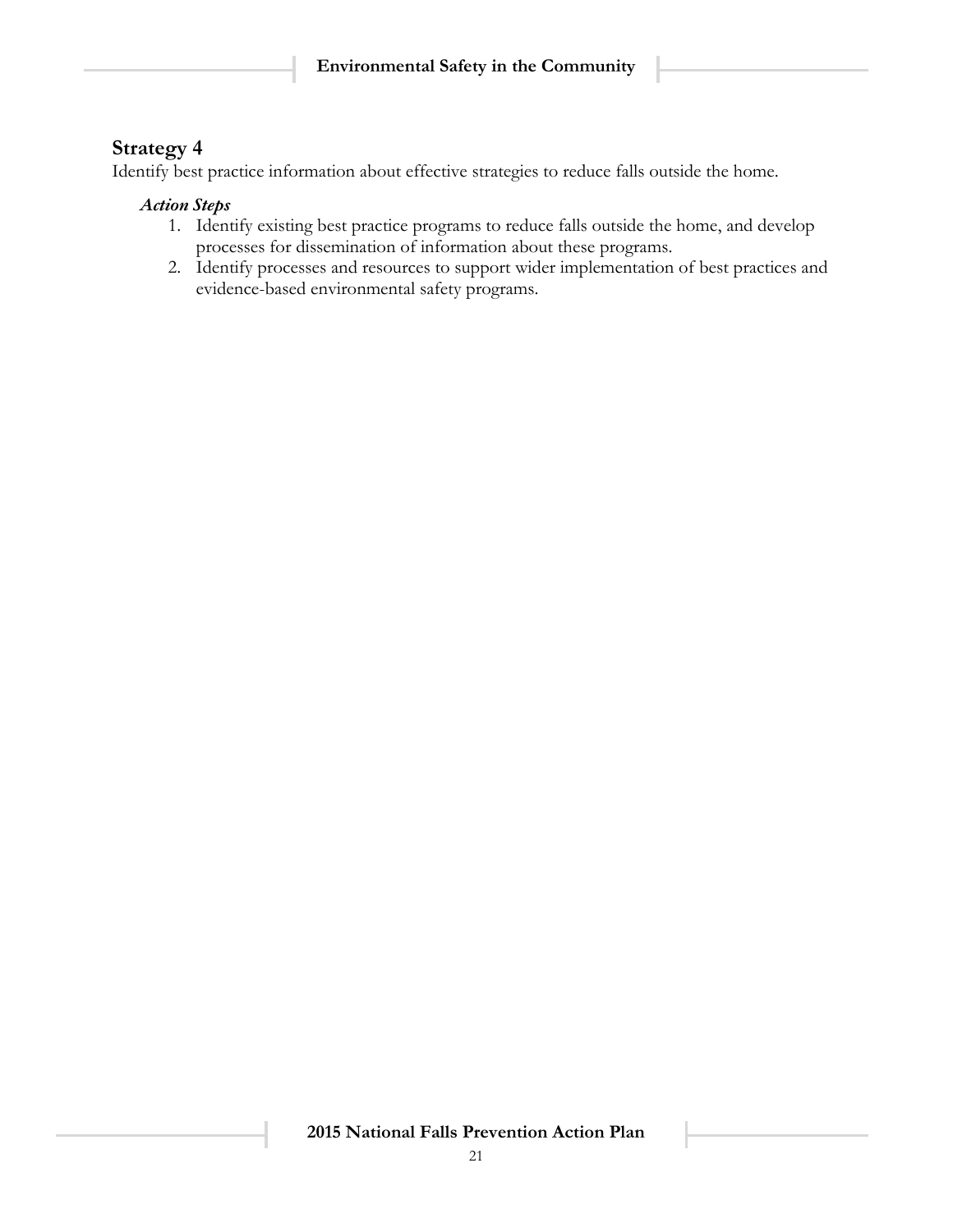## Strategy 4

Identify best practice information about effective strategies to reduce falls outside the home.

### *Action Steps*

1. Identify existing best practice programs to reduce falls outside the home, and develop processes for dissemination of information about these programs.
2. Identify processes and resources to support wider implementation of best practices and evidence-based environmental safety programs.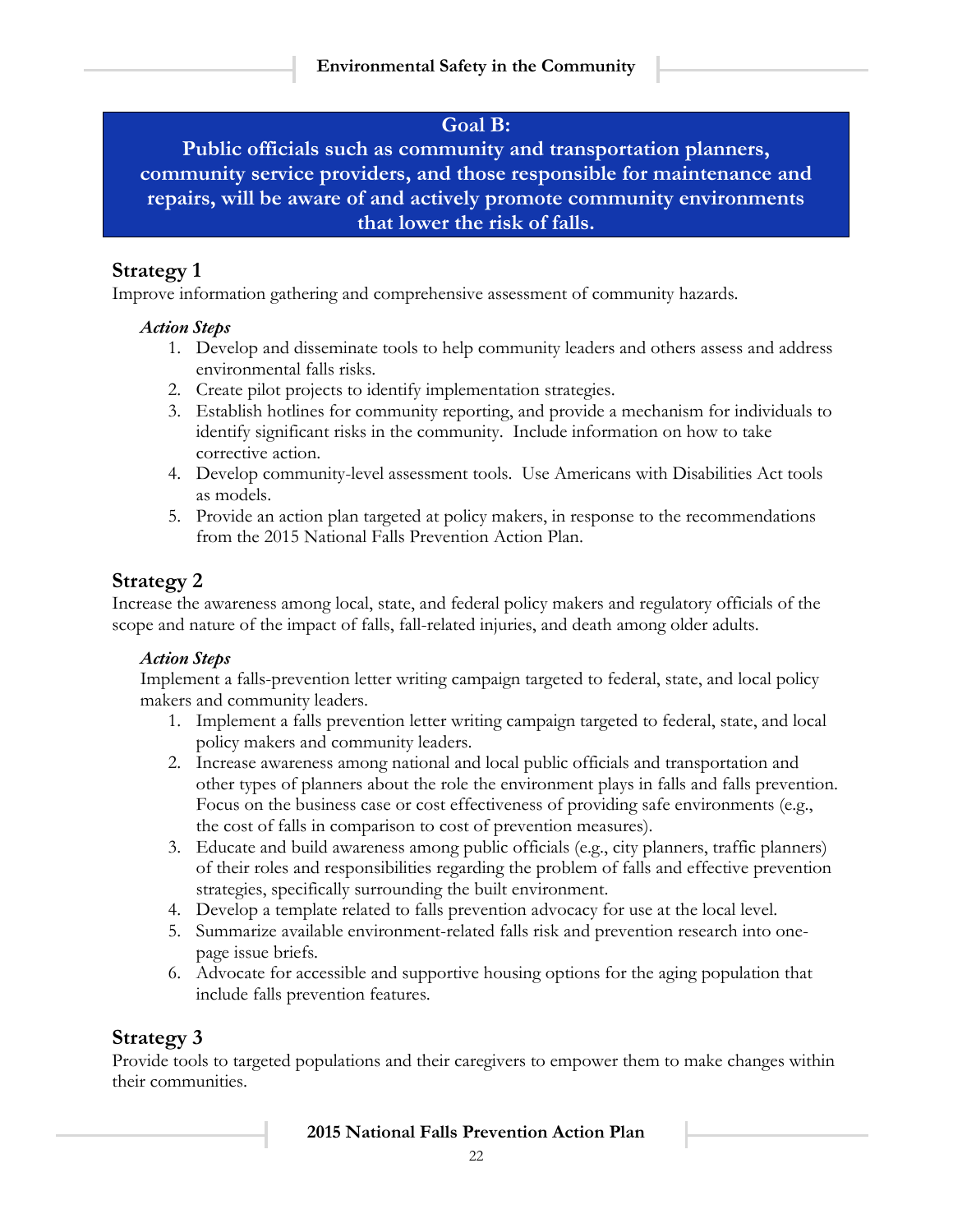**Goal B:**
**Public officials such as community and transportation planners, community service providers, and those responsible for maintenance and repairs, will be aware of and actively promote community environments that lower the risk of falls.**

## Strategy 1

Improve information gathering and comprehensive assessment of community hazards.

***Action Steps***

1. Develop and disseminate tools to help community leaders and others assess and address environmental falls risks.
2. Create pilot projects to identify implementation strategies.
3. Establish hotlines for community reporting, and provide a mechanism for individuals to identify significant risks in the community. Include information on how to take corrective action.
4. Develop community-level assessment tools. Use Americans with Disabilities Act tools as models.
5. Provide an action plan targeted at policy makers, in response to the recommendations from the 2015 National Falls Prevention Action Plan.

## Strategy 2

Increase the awareness among local, state, and federal policy makers and regulatory officials of the scope and nature of the impact of falls, fall-related injuries, and death among older adults.

***Action Steps***

Implement a falls-prevention letter writing campaign targeted to federal, state, and local policy makers and community leaders.

1. Implement a falls prevention letter writing campaign targeted to federal, state, and local policy makers and community leaders.
2. Increase awareness among national and local public officials and transportation and other types of planners about the role the environment plays in falls and falls prevention. Focus on the business case or cost effectiveness of providing safe environments (e.g., the cost of falls in comparison to cost of prevention measures).
3. Educate and build awareness among public officials (e.g., city planners, traffic planners) of their roles and responsibilities regarding the problem of falls and effective prevention strategies, specifically surrounding the built environment.
4. Develop a template related to falls prevention advocacy for use at the local level.
5. Summarize available environment-related falls risk and prevention research into one-page issue briefs.
6. Advocate for accessible and supportive housing options for the aging population that include falls prevention features.

## Strategy 3

Provide tools to targeted populations and their caregivers to empower them to make changes within their communities.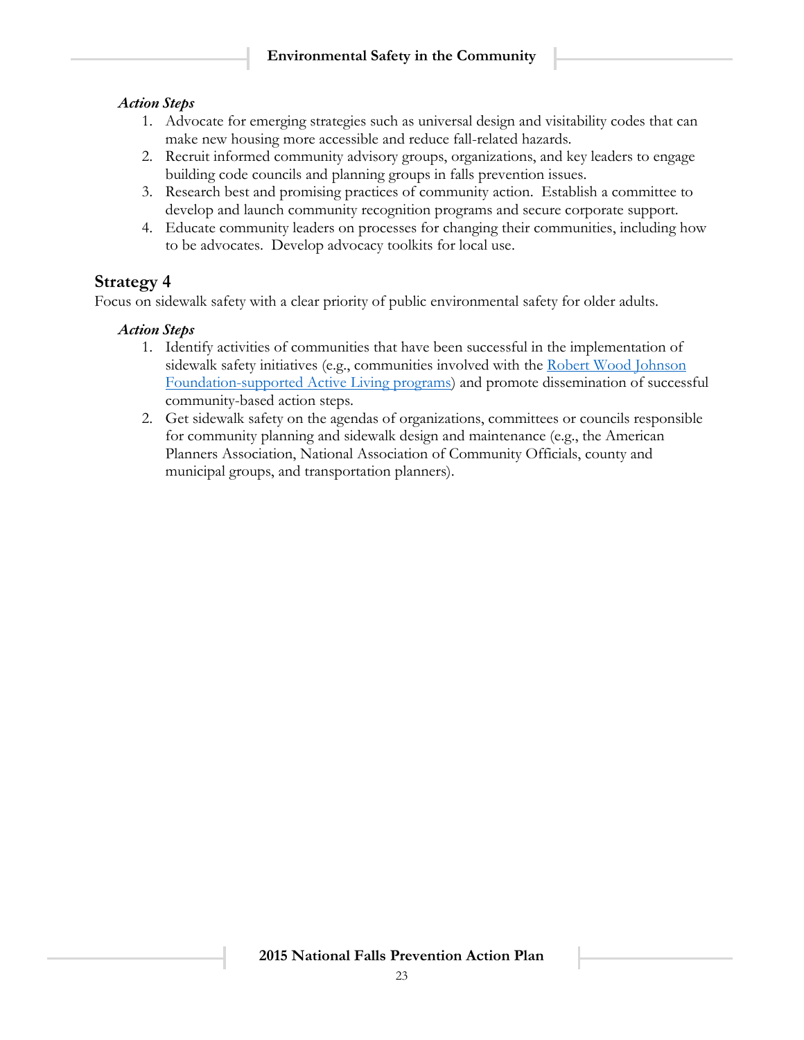***Action Steps***

1. Advocate for emerging strategies such as universal design and visitability codes that can make new housing more accessible and reduce fall-related hazards.
2. Recruit informed community advisory groups, organizations, and key leaders to engage building code councils and planning groups in falls prevention issues.
3. Research best and promising practices of community action. Establish a committee to develop and launch community recognition programs and secure corporate support.
4. Educate community leaders on processes for changing their communities, including how to be advocates. Develop advocacy toolkits for local use.

## Strategy 4

Focus on sidewalk safety with a clear priority of public environmental safety for older adults.

***Action Steps***

1. Identify activities of communities that have been successful in the implementation of sidewalk safety initiatives (e.g., communities involved with the Robert Wood Johnson Foundation-supported Active Living programs) and promote dissemination of successful community-based action steps.
2. Get sidewalk safety on the agendas of organizations, committees or councils responsible for community planning and sidewalk design and maintenance (e.g., the American Planners Association, National Association of Community Officials, county and municipal groups, and transportation planners).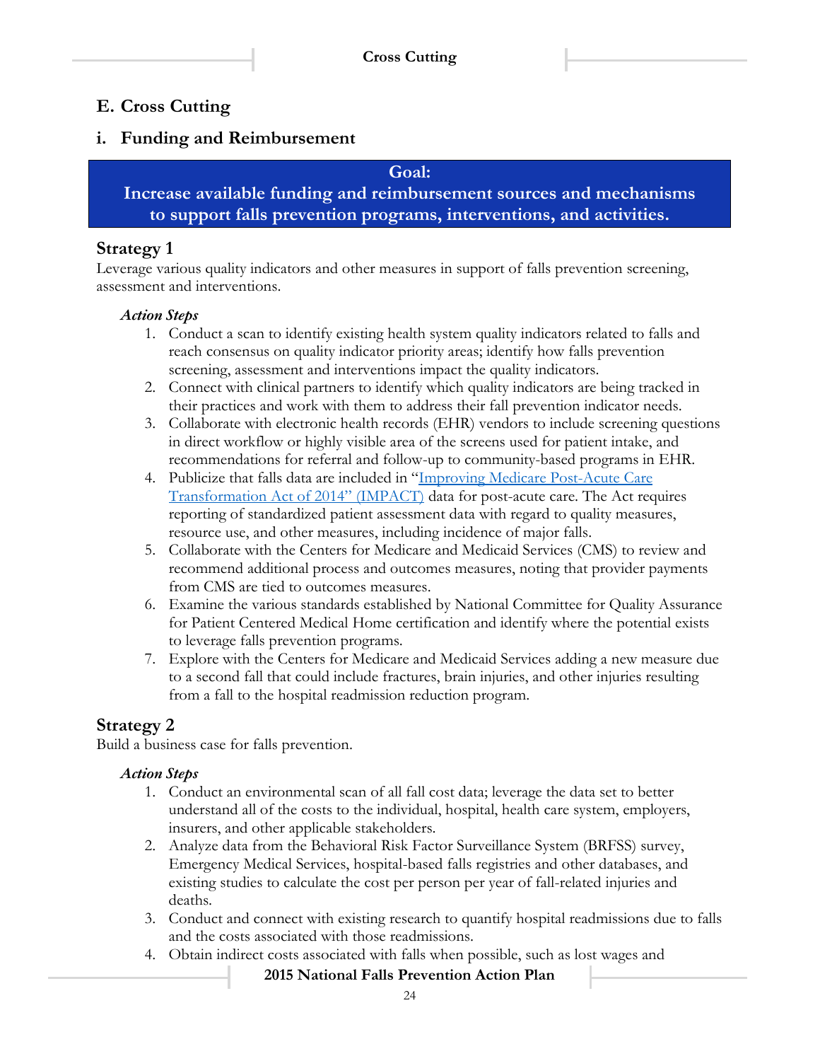## E. Cross Cutting

### i. Funding and Reimbursement

**Goal:**
**Increase available funding and reimbursement sources and mechanisms to support falls prevention programs, interventions, and activities.**

### Strategy 1

Leverage various quality indicators and other measures in support of falls prevention screening, assessment and interventions.

***Action Steps***

1. Conduct a scan to identify existing health system quality indicators related to falls and reach consensus on quality indicator priority areas; identify how falls prevention screening, assessment and interventions impact the quality indicators.
2. Connect with clinical partners to identify which quality indicators are being tracked in their practices and work with them to address their fall prevention indicator needs.
3. Collaborate with electronic health records (EHR) vendors to include screening questions in direct workflow or highly visible area of the screens used for patient intake, and recommendations for referral and follow-up to community-based programs in EHR.
4. Publicize that falls data are included in "Improving Medicare Post-Acute Care Transformation Act of 2014" (IMPACT) data for post-acute care. The Act requires reporting of standardized patient assessment data with regard to quality measures, resource use, and other measures, including incidence of major falls.
5. Collaborate with the Centers for Medicare and Medicaid Services (CMS) to review and recommend additional process and outcomes measures, noting that provider payments from CMS are tied to outcomes measures.
6. Examine the various standards established by National Committee for Quality Assurance for Patient Centered Medical Home certification and identify where the potential exists to leverage falls prevention programs.
7. Explore with the Centers for Medicare and Medicaid Services adding a new measure due to a second fall that could include fractures, brain injuries, and other injuries resulting from a fall to the hospital readmission reduction program.

### Strategy 2

Build a business case for falls prevention.

***Action Steps***

1. Conduct an environmental scan of all fall cost data; leverage the data set to better understand all of the costs to the individual, hospital, health care system, employers, insurers, and other applicable stakeholders.
2. Analyze data from the Behavioral Risk Factor Surveillance System (BRFSS) survey, Emergency Medical Services, hospital-based falls registries and other databases, and existing studies to calculate the cost per person per year of fall-related injuries and deaths.
3. Conduct and connect with existing research to quantify hospital readmissions due to falls and the costs associated with those readmissions.
4. Obtain indirect costs associated with falls when possible, such as lost wages and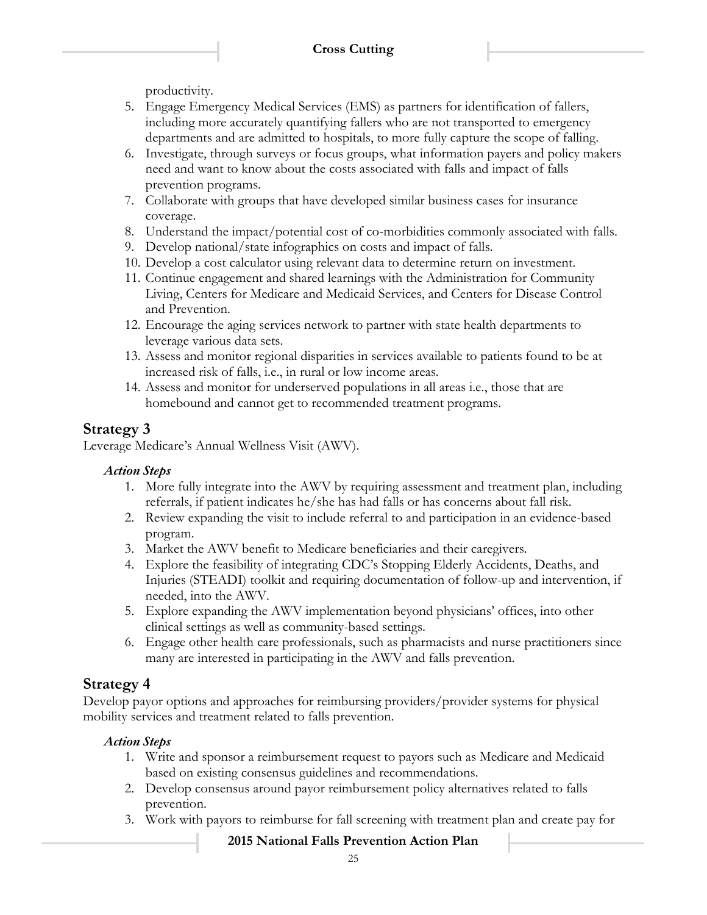productivity.

5. Engage Emergency Medical Services (EMS) as partners for identification of fallers, including more accurately quantifying fallers who are not transported to emergency departments and are admitted to hospitals, to more fully capture the scope of falling.
6. Investigate, through surveys or focus groups, what information payers and policy makers need and want to know about the costs associated with falls and impact of falls prevention programs.
7. Collaborate with groups that have developed similar business cases for insurance coverage.
8. Understand the impact/potential cost of co-morbidities commonly associated with falls.
9. Develop national/state infographics on costs and impact of falls.
10. Develop a cost calculator using relevant data to determine return on investment.
11. Continue engagement and shared learnings with the Administration for Community Living, Centers for Medicare and Medicaid Services, and Centers for Disease Control and Prevention.
12. Encourage the aging services network to partner with state health departments to leverage various data sets.
13. Assess and monitor regional disparities in services available to patients found to be at increased risk of falls, i.e., in rural or low income areas.
14. Assess and monitor for underserved populations in all areas i.e., those that are homebound and cannot get to recommended treatment programs.

## Strategy 3

Leverage Medicare's Annual Wellness Visit (AWV).

### *Action Steps*

1. More fully integrate into the AWV by requiring assessment and treatment plan, including referrals, if patient indicates he/she has had falls or has concerns about fall risk.
2. Review expanding the visit to include referral to and participation in an evidence-based program.
3. Market the AWV benefit to Medicare beneficiaries and their caregivers.
4. Explore the feasibility of integrating CDC's Stopping Elderly Accidents, Deaths, and Injuries (STEADI) toolkit and requiring documentation of follow-up and intervention, if needed, into the AWV.
5. Explore expanding the AWV implementation beyond physicians' offices, into other clinical settings as well as community-based settings.
6. Engage other health care professionals, such as pharmacists and nurse practitioners since many are interested in participating in the AWV and falls prevention.

## Strategy 4

Develop payor options and approaches for reimbursing providers/provider systems for physical mobility services and treatment related to falls prevention.

### *Action Steps*

1. Write and sponsor a reimbursement request to payors such as Medicare and Medicaid based on existing consensus guidelines and recommendations.
2. Develop consensus around payor reimbursement policy alternatives related to falls prevention.
3. Work with payors to reimburse for fall screening with treatment plan and create pay for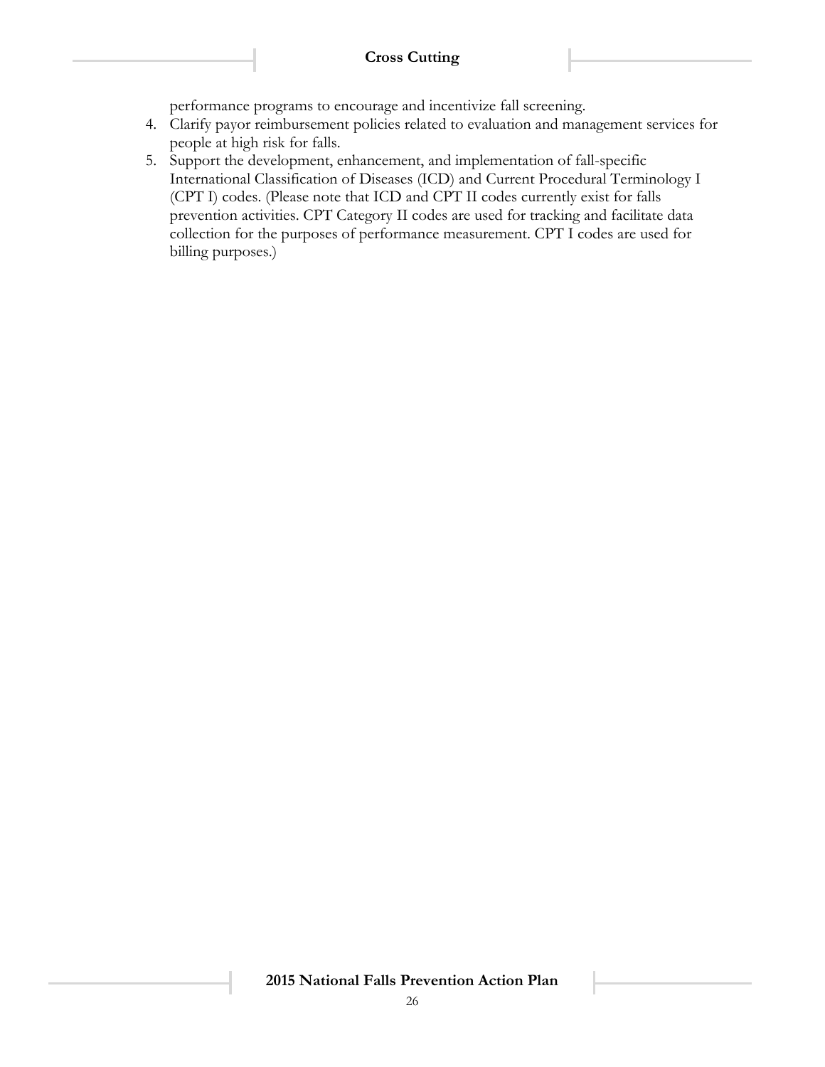performance programs to encourage and incentivize fall screening.

4. Clarify payor reimbursement policies related to evaluation and management services for people at high risk for falls.
5. Support the development, enhancement, and implementation of fall-specific International Classification of Diseases (ICD) and Current Procedural Terminology I (CPT I) codes. (Please note that ICD and CPT II codes currently exist for falls prevention activities. CPT Category II codes are used for tracking and facilitate data collection for the purposes of performance measurement. CPT I codes are used for billing purposes.)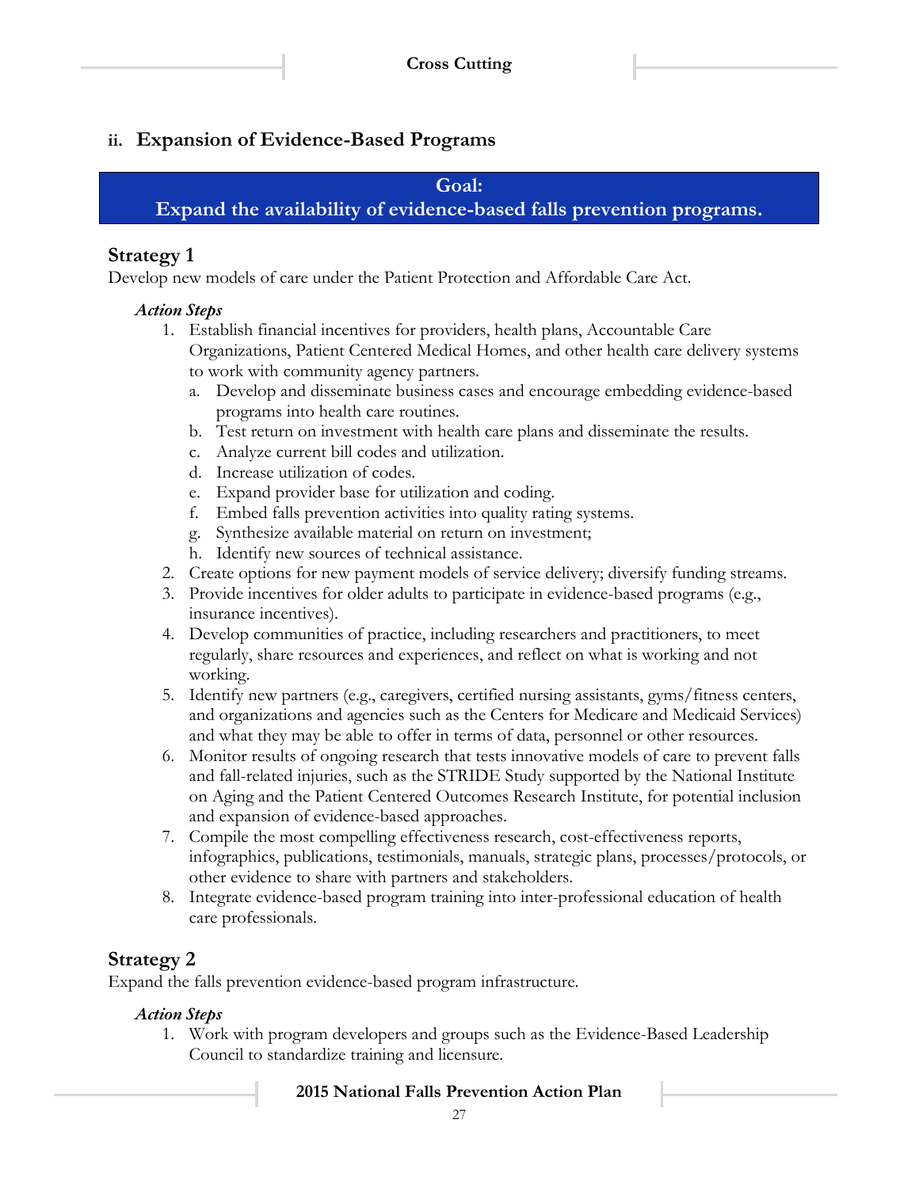## ii. Expansion of Evidence-Based Programs

**Goal:**
**Expand the availability of evidence-based falls prevention programs.**

### Strategy 1

Develop new models of care under the Patient Protection and Affordable Care Act.

***Action Steps***

1. Establish financial incentives for providers, health plans, Accountable Care Organizations, Patient Centered Medical Homes, and other health care delivery systems to work with community agency partners.
   a. Develop and disseminate business cases and encourage embedding evidence-based programs into health care routines.
   b. Test return on investment with health care plans and disseminate the results.
   c. Analyze current bill codes and utilization.
   d. Increase utilization of codes.
   e. Expand provider base for utilization and coding.
   f. Embed falls prevention activities into quality rating systems.
   g. Synthesize available material on return on investment;
   h. Identify new sources of technical assistance.
2. Create options for new payment models of service delivery; diversify funding streams.
3. Provide incentives for older adults to participate in evidence-based programs (e.g., insurance incentives).
4. Develop communities of practice, including researchers and practitioners, to meet regularly, share resources and experiences, and reflect on what is working and not working.
5. Identify new partners (e.g., caregivers, certified nursing assistants, gyms/fitness centers, and organizations and agencies such as the Centers for Medicare and Medicaid Services) and what they may be able to offer in terms of data, personnel or other resources.
6. Monitor results of ongoing research that tests innovative models of care to prevent falls and fall-related injuries, such as the STRIDE Study supported by the National Institute on Aging and the Patient Centered Outcomes Research Institute, for potential inclusion and expansion of evidence-based approaches.
7. Compile the most compelling effectiveness research, cost-effectiveness reports, infographics, publications, testimonials, manuals, strategic plans, processes/protocols, or other evidence to share with partners and stakeholders.
8. Integrate evidence-based program training into inter-professional education of health care professionals.

### Strategy 2

Expand the falls prevention evidence-based program infrastructure.

***Action Steps***

1. Work with program developers and groups such as the Evidence-Based Leadership Council to standardize training and licensure.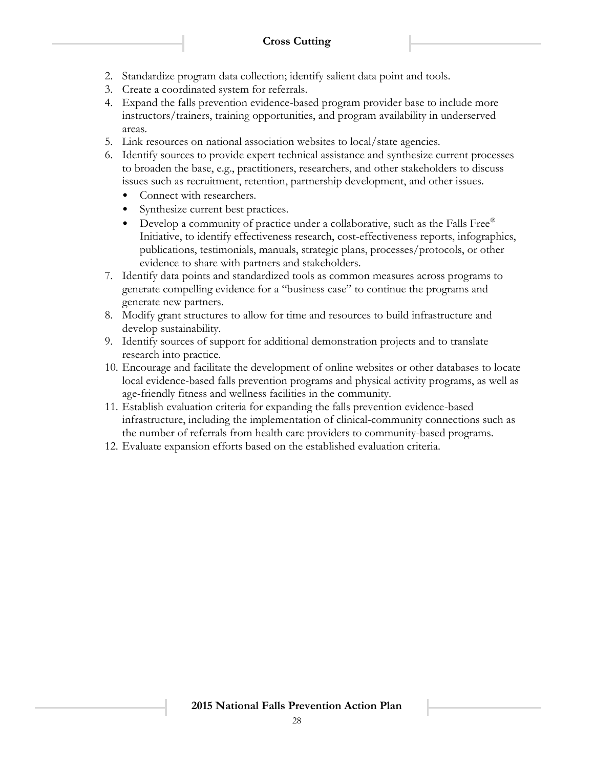2. Standardize program data collection; identify salient data point and tools.
3. Create a coordinated system for referrals.
4. Expand the falls prevention evidence-based program provider base to include more instructors/trainers, training opportunities, and program availability in underserved areas.
5. Link resources on national association websites to local/state agencies.
6. Identify sources to provide expert technical assistance and synthesize current processes to broaden the base, e.g., practitioners, researchers, and other stakeholders to discuss issues such as recruitment, retention, partnership development, and other issues.
   - Connect with researchers.
   - Synthesize current best practices.
   - Develop a community of practice under a collaborative, such as the Falls Free® Initiative, to identify effectiveness research, cost-effectiveness reports, infographics, publications, testimonials, manuals, strategic plans, processes/protocols, or other evidence to share with partners and stakeholders.
7. Identify data points and standardized tools as common measures across programs to generate compelling evidence for a "business case" to continue the programs and generate new partners.
8. Modify grant structures to allow for time and resources to build infrastructure and develop sustainability.
9. Identify sources of support for additional demonstration projects and to translate research into practice.
10. Encourage and facilitate the development of online websites or other databases to locate local evidence-based falls prevention programs and physical activity programs, as well as age-friendly fitness and wellness facilities in the community.
11. Establish evaluation criteria for expanding the falls prevention evidence-based infrastructure, including the implementation of clinical-community connections such as the number of referrals from health care providers to community-based programs.
12. Evaluate expansion efforts based on the established evaluation criteria.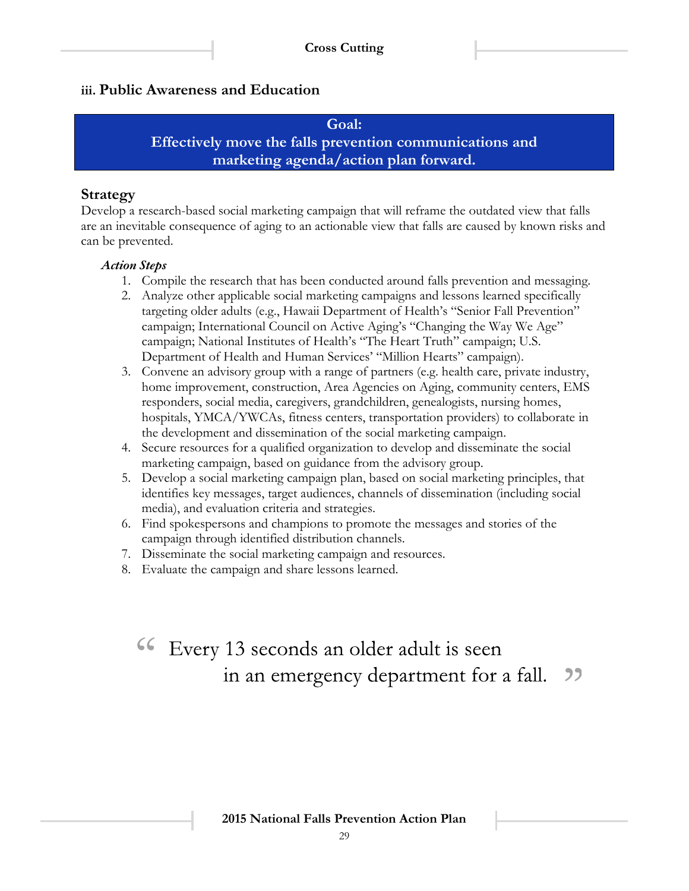### iii. Public Awareness and Education

**Goal:**
**Effectively move the falls prevention communications and marketing agenda/action plan forward.**

## Strategy

Develop a research-based social marketing campaign that will reframe the outdated view that falls are an inevitable consequence of aging to an actionable view that falls are caused by known risks and can be prevented.

***Action Steps***

1. Compile the research that has been conducted around falls prevention and messaging.
2. Analyze other applicable social marketing campaigns and lessons learned specifically targeting older adults (e.g., Hawaii Department of Health's "Senior Fall Prevention" campaign; International Council on Active Aging's "Changing the Way We Age" campaign; National Institutes of Health's "The Heart Truth" campaign; U.S. Department of Health and Human Services' "Million Hearts" campaign).
3. Convene an advisory group with a range of partners (e.g. health care, private industry, home improvement, construction, Area Agencies on Aging, community centers, EMS responders, social media, caregivers, grandchildren, genealogists, nursing homes, hospitals, YMCA/YWCAs, fitness centers, transportation providers) to collaborate in the development and dissemination of the social marketing campaign.
4. Secure resources for a qualified organization to develop and disseminate the social marketing campaign, based on guidance from the advisory group.
5. Develop a social marketing campaign plan, based on social marketing principles, that identifies key messages, target audiences, channels of dissemination (including social media), and evaluation criteria and strategies.
6. Find spokespersons and champions to promote the messages and stories of the campaign through identified distribution channels.
7. Disseminate the social marketing campaign and resources.
8. Evaluate the campaign and share lessons learned.

> "Every 13 seconds an older adult is seen in an emergency department for a fall."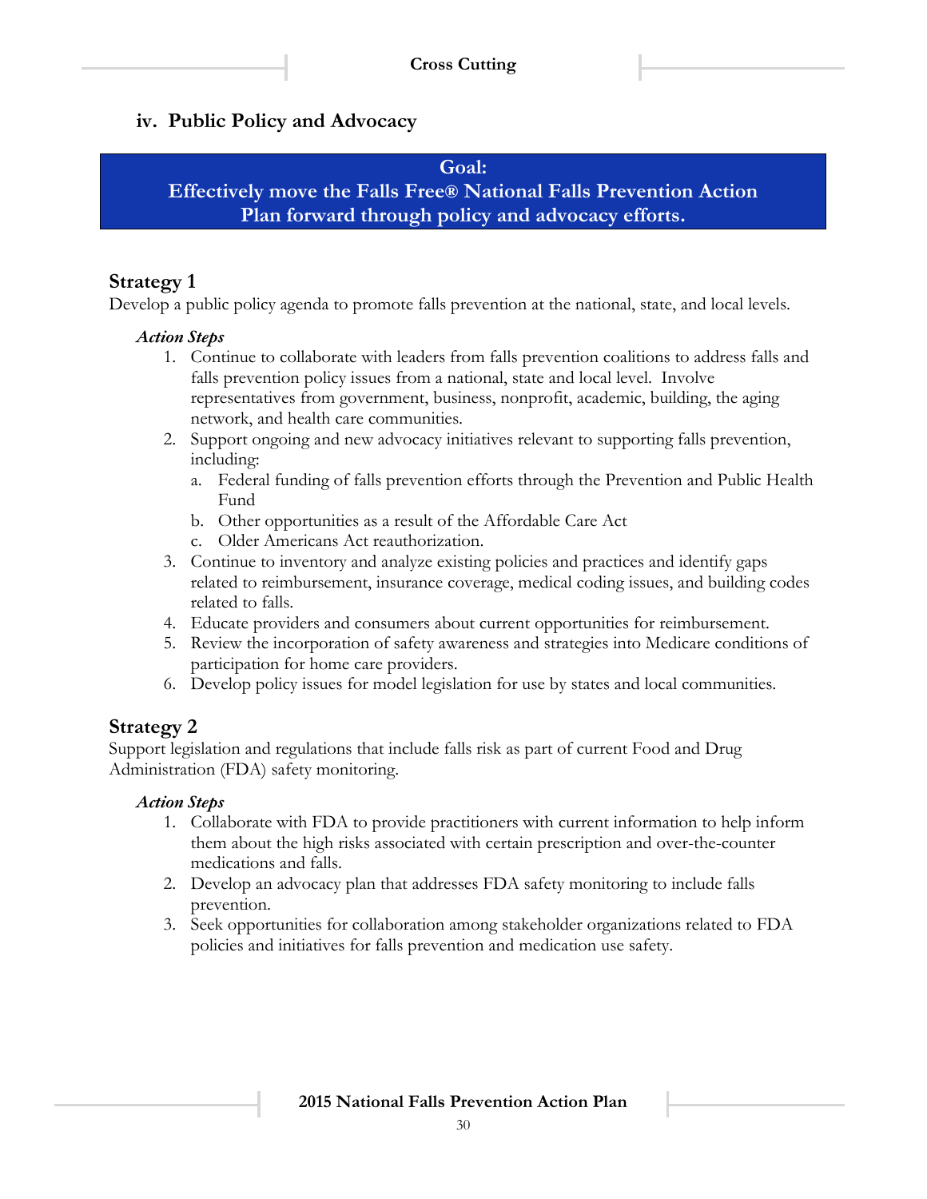## iv. Public Policy and Advocacy

**Goal:**
**Effectively move the Falls Free® National Falls Prevention Action Plan forward through policy and advocacy efforts.**

### Strategy 1

Develop a public policy agenda to promote falls prevention at the national, state, and local levels.

***Action Steps***

1. Continue to collaborate with leaders from falls prevention coalitions to address falls and falls prevention policy issues from a national, state and local level. Involve representatives from government, business, nonprofit, academic, building, the aging network, and health care communities.
2. Support ongoing and new advocacy initiatives relevant to supporting falls prevention, including:
   a. Federal funding of falls prevention efforts through the Prevention and Public Health Fund
   b. Other opportunities as a result of the Affordable Care Act
   c. Older Americans Act reauthorization.
3. Continue to inventory and analyze existing policies and practices and identify gaps related to reimbursement, insurance coverage, medical coding issues, and building codes related to falls.
4. Educate providers and consumers about current opportunities for reimbursement.
5. Review the incorporation of safety awareness and strategies into Medicare conditions of participation for home care providers.
6. Develop policy issues for model legislation for use by states and local communities.

### Strategy 2

Support legislation and regulations that include falls risk as part of current Food and Drug Administration (FDA) safety monitoring.

***Action Steps***

1. Collaborate with FDA to provide practitioners with current information to help inform them about the high risks associated with certain prescription and over-the-counter medications and falls.
2. Develop an advocacy plan that addresses FDA safety monitoring to include falls prevention.
3. Seek opportunities for collaboration among stakeholder organizations related to FDA policies and initiatives for falls prevention and medication use safety.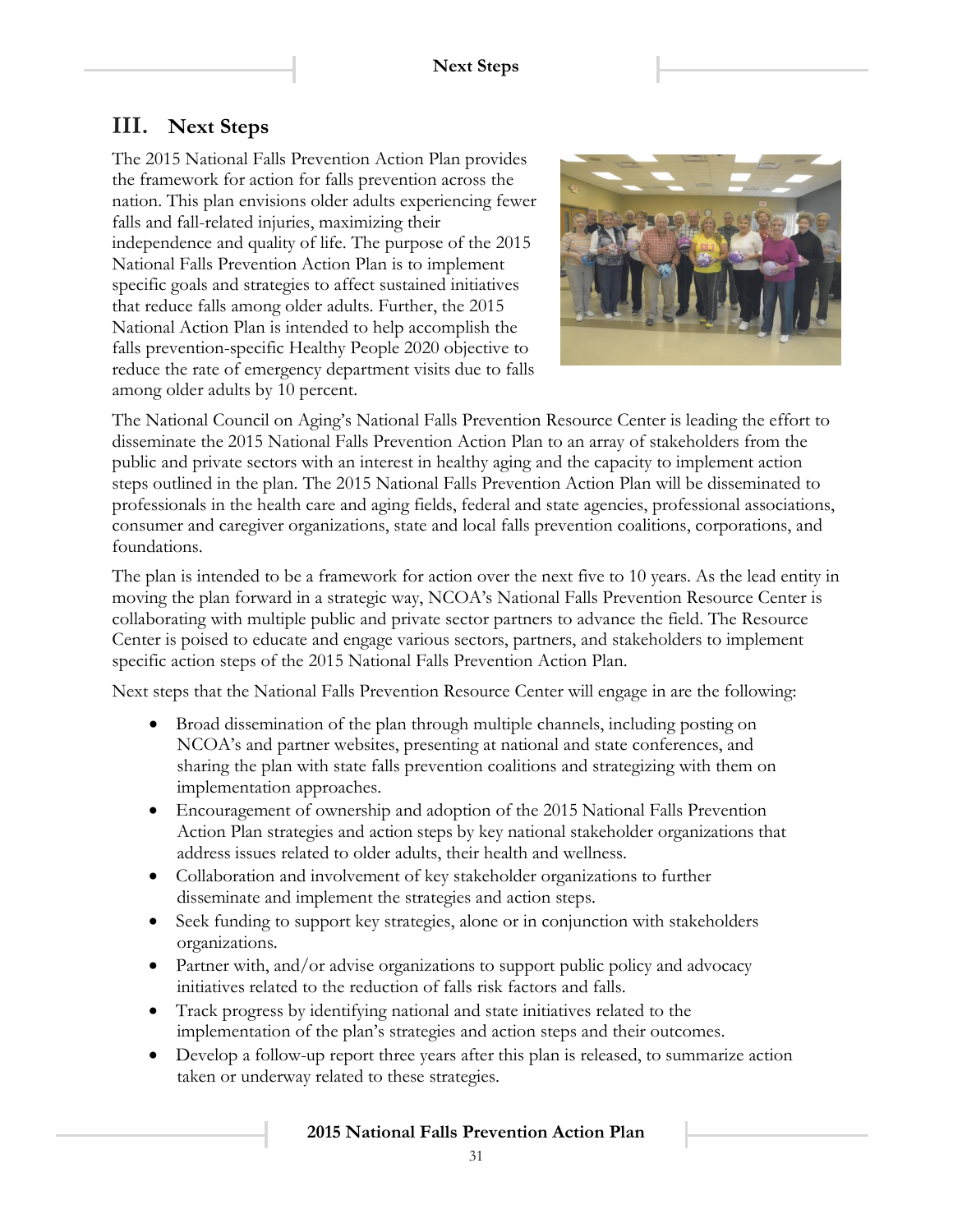## III. Next Steps

The 2015 National Falls Prevention Action Plan provides the framework for action for falls prevention across the nation. This plan envisions older adults experiencing fewer falls and fall-related injuries, maximizing their independence and quality of life. The purpose of the 2015 National Falls Prevention Action Plan is to implement specific goals and strategies to affect sustained initiatives that reduce falls among older adults. Further, the 2015 National Action Plan is intended to help accomplish the falls prevention-specific Healthy People 2020 objective to reduce the rate of emergency department visits due to falls among older adults by 10 percent.

The National Council on Aging's National Falls Prevention Resource Center is leading the effort to disseminate the 2015 National Falls Prevention Action Plan to an array of stakeholders from the public and private sectors with an interest in healthy aging and the capacity to implement action steps outlined in the plan. The 2015 National Falls Prevention Action Plan will be disseminated to professionals in the health care and aging fields, federal and state agencies, professional associations, consumer and caregiver organizations, state and local falls prevention coalitions, corporations, and foundations.

The plan is intended to be a framework for action over the next five to 10 years. As the lead entity in moving the plan forward in a strategic way, NCOA's National Falls Prevention Resource Center is collaborating with multiple public and private sector partners to advance the field. The Resource Center is poised to educate and engage various sectors, partners, and stakeholders to implement specific action steps of the 2015 National Falls Prevention Action Plan.

Next steps that the National Falls Prevention Resource Center will engage in are the following:

- Broad dissemination of the plan through multiple channels, including posting on NCOA's and partner websites, presenting at national and state conferences, and sharing the plan with state falls prevention coalitions and strategizing with them on implementation approaches.
- Encouragement of ownership and adoption of the 2015 National Falls Prevention Action Plan strategies and action steps by key national stakeholder organizations that address issues related to older adults, their health and wellness.
- Collaboration and involvement of key stakeholder organizations to further disseminate and implement the strategies and action steps.
- Seek funding to support key strategies, alone or in conjunction with stakeholders organizations.
- Partner with, and/or advise organizations to support public policy and advocacy initiatives related to the reduction of falls risk factors and falls.
- Track progress by identifying national and state initiatives related to the implementation of the plan's strategies and action steps and their outcomes.
- Develop a follow-up report three years after this plan is released, to summarize action taken or underway related to these strategies.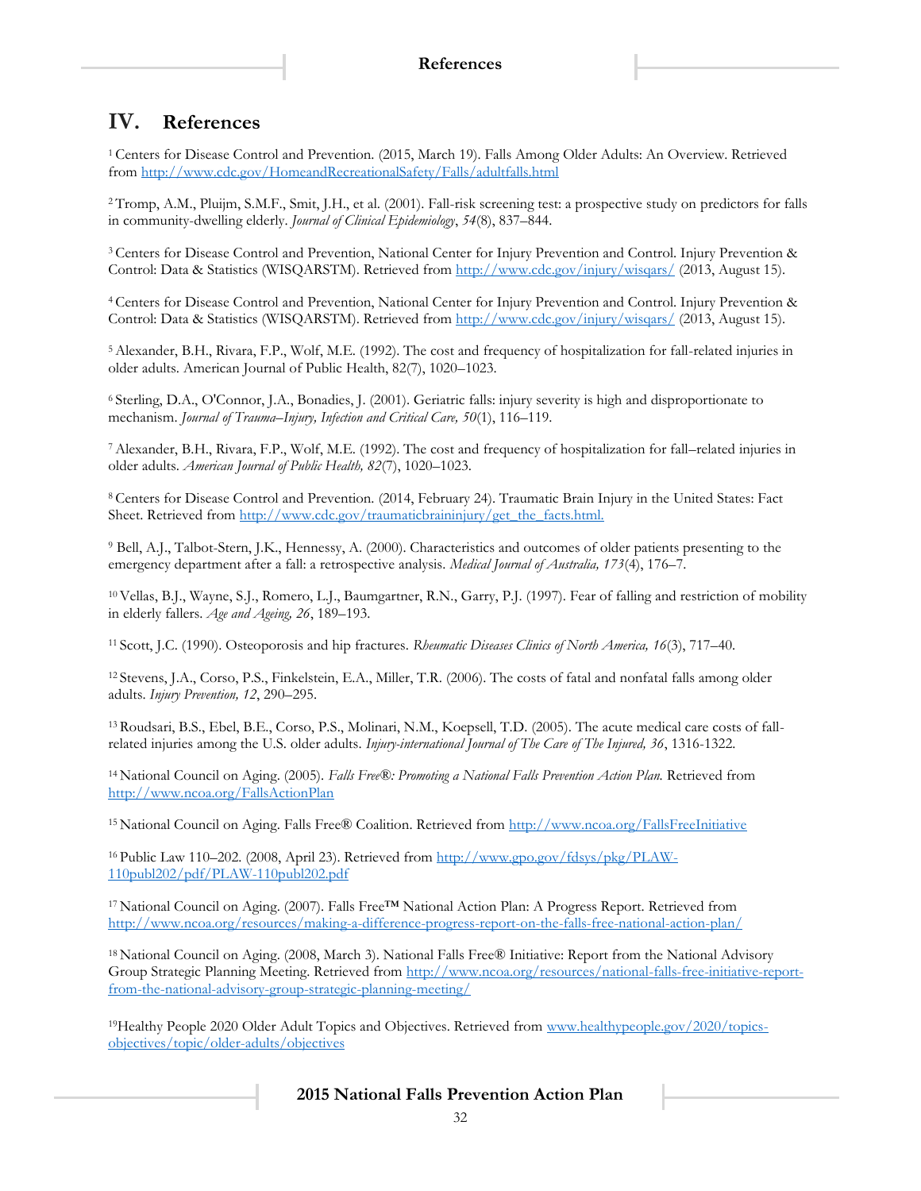## IV. References

[1] Centers for Disease Control and Prevention. (2015, March 19). Falls Among Older Adults: An Overview. Retrieved from http://www.cdc.gov/HomeandRecreationalSafety/Falls/adultfalls.html

[2] Tromp, A.M., Pluijm, S.M.F., Smit, J.H., et al. (2001). Fall-risk screening test: a prospective study on predictors for falls in community-dwelling elderly. *Journal of Clinical Epidemiology*, *54*(8), 837–844.

[3] Centers for Disease Control and Prevention, National Center for Injury Prevention and Control. Injury Prevention & Control: Data & Statistics (WISQARSTM). Retrieved from http://www.cdc.gov/injury/wisqars/ (2013, August 15).

[4] Centers for Disease Control and Prevention, National Center for Injury Prevention and Control. Injury Prevention & Control: Data & Statistics (WISQARSTM). Retrieved from http://www.cdc.gov/injury/wisqars/ (2013, August 15).

[5] Alexander, B.H., Rivara, F.P., Wolf, M.E. (1992). The cost and frequency of hospitalization for fall-related injuries in older adults. American Journal of Public Health, 82(7), 1020–1023.

[6] Sterling, D.A., O'Connor, J.A., Bonadies, J. (2001). Geriatric falls: injury severity is high and disproportionate to mechanism. *Journal of Trauma–Injury, Infection and Critical Care, 50*(1), 116–119.

[7] Alexander, B.H., Rivara, F.P., Wolf, M.E. (1992). The cost and frequency of hospitalization for fall–related injuries in older adults. *American Journal of Public Health, 82*(7), 1020–1023.

[8] Centers for Disease Control and Prevention. (2014, February 24). Traumatic Brain Injury in the United States: Fact Sheet. Retrieved from http://www.cdc.gov/traumaticbraininjury/get_the_facts.html.

[9] Bell, A.J., Talbot-Stern, J.K., Hennessy, A. (2000). Characteristics and outcomes of older patients presenting to the emergency department after a fall: a retrospective analysis. *Medical Journal of Australia, 173*(4), 176–7.

[10] Vellas, B.J., Wayne, S.J., Romero, L.J., Baumgartner, R.N., Garry, P.J. (1997). Fear of falling and restriction of mobility in elderly fallers. *Age and Ageing, 26*, 189–193.

[11] Scott, J.C. (1990). Osteoporosis and hip fractures. *Rheumatic Diseases Clinics of North America, 16*(3), 717–40.

[12] Stevens, J.A., Corso, P.S., Finkelstein, E.A., Miller, T.R. (2006). The costs of fatal and nonfatal falls among older adults. *Injury Prevention, 12*, 290–295.

[13] Roudsari, B.S., Ebel, B.E., Corso, P.S., Molinari, N.M., Koepsell, T.D. (2005). The acute medical care costs of fall-related injuries among the U.S. older adults. *Injury-international Journal of The Care of The Injured, 36*, 1316-1322.

[14] National Council on Aging. (2005). *Falls Free®: Promoting a National Falls Prevention Action Plan.* Retrieved from http://www.ncoa.org/FallsActionPlan

[15] National Council on Aging. Falls Free® Coalition. Retrieved from http://www.ncoa.org/FallsFreeInitiative

[16] Public Law 110–202. (2008, April 23). Retrieved from http://www.gpo.gov/fdsys/pkg/PLAW-110publ202/pdf/PLAW-110publ202.pdf

[17] National Council on Aging. (2007). Falls Free™ National Action Plan: A Progress Report. Retrieved from http://www.ncoa.org/resources/making-a-difference-progress-report-on-the-falls-free-national-action-plan/

[18] National Council on Aging. (2008, March 3). National Falls Free® Initiative: Report from the National Advisory Group Strategic Planning Meeting. Retrieved from http://www.ncoa.org/resources/national-falls-free-initiative-report-from-the-national-advisory-group-strategic-planning-meeting/

[19] Healthy People 2020 Older Adult Topics and Objectives. Retrieved from www.healthypeople.gov/2020/topics-objectives/topic/older-adults/objectives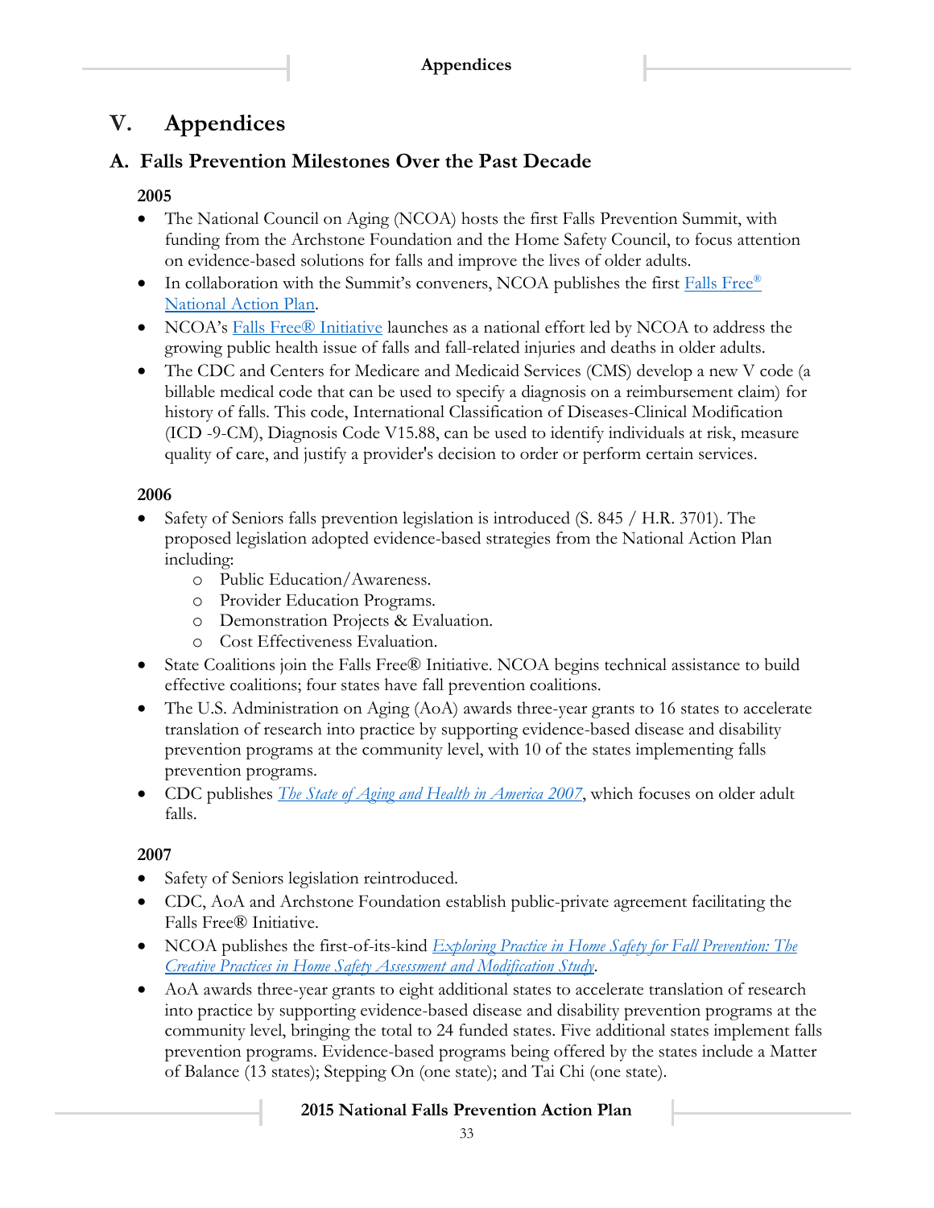# V. Appendices

## A. Falls Prevention Milestones Over the Past Decade

### 2005

- The National Council on Aging (NCOA) hosts the first Falls Prevention Summit, with funding from the Archstone Foundation and the Home Safety Council, to focus attention on evidence-based solutions for falls and improve the lives of older adults.
- In collaboration with the Summit's conveners, NCOA publishes the first Falls Free® National Action Plan.
- NCOA's Falls Free® Initiative launches as a national effort led by NCOA to address the growing public health issue of falls and fall-related injuries and deaths in older adults.
- The CDC and Centers for Medicare and Medicaid Services (CMS) develop a new V code (a billable medical code that can be used to specify a diagnosis on a reimbursement claim) for history of falls. This code, International Classification of Diseases-Clinical Modification (ICD -9-CM), Diagnosis Code V15.88, can be used to identify individuals at risk, measure quality of care, and justify a provider's decision to order or perform certain services.

### 2006

- Safety of Seniors falls prevention legislation is introduced (S. 845 / H.R. 3701). The proposed legislation adopted evidence-based strategies from the National Action Plan including:
  - Public Education/Awareness.
  - Provider Education Programs.
  - Demonstration Projects & Evaluation.
  - Cost Effectiveness Evaluation.
- State Coalitions join the Falls Free® Initiative. NCOA begins technical assistance to build effective coalitions; four states have fall prevention coalitions.
- The U.S. Administration on Aging (AoA) awards three-year grants to 16 states to accelerate translation of research into practice by supporting evidence-based disease and disability prevention programs at the community level, with 10 of the states implementing falls prevention programs.
- CDC publishes *The State of Aging and Health in America 2007*, which focuses on older adult falls.

### 2007

- Safety of Seniors legislation reintroduced.
- CDC, AoA and Archstone Foundation establish public-private agreement facilitating the Falls Free® Initiative.
- NCOA publishes the first-of-its-kind *Exploring Practice in Home Safety for Fall Prevention: The Creative Practices in Home Safety Assessment and Modification Study*.
- AoA awards three-year grants to eight additional states to accelerate translation of research into practice by supporting evidence-based disease and disability prevention programs at the community level, bringing the total to 24 funded states. Five additional states implement falls prevention programs. Evidence-based programs being offered by the states include a Matter of Balance (13 states); Stepping On (one state); and Tai Chi (one state).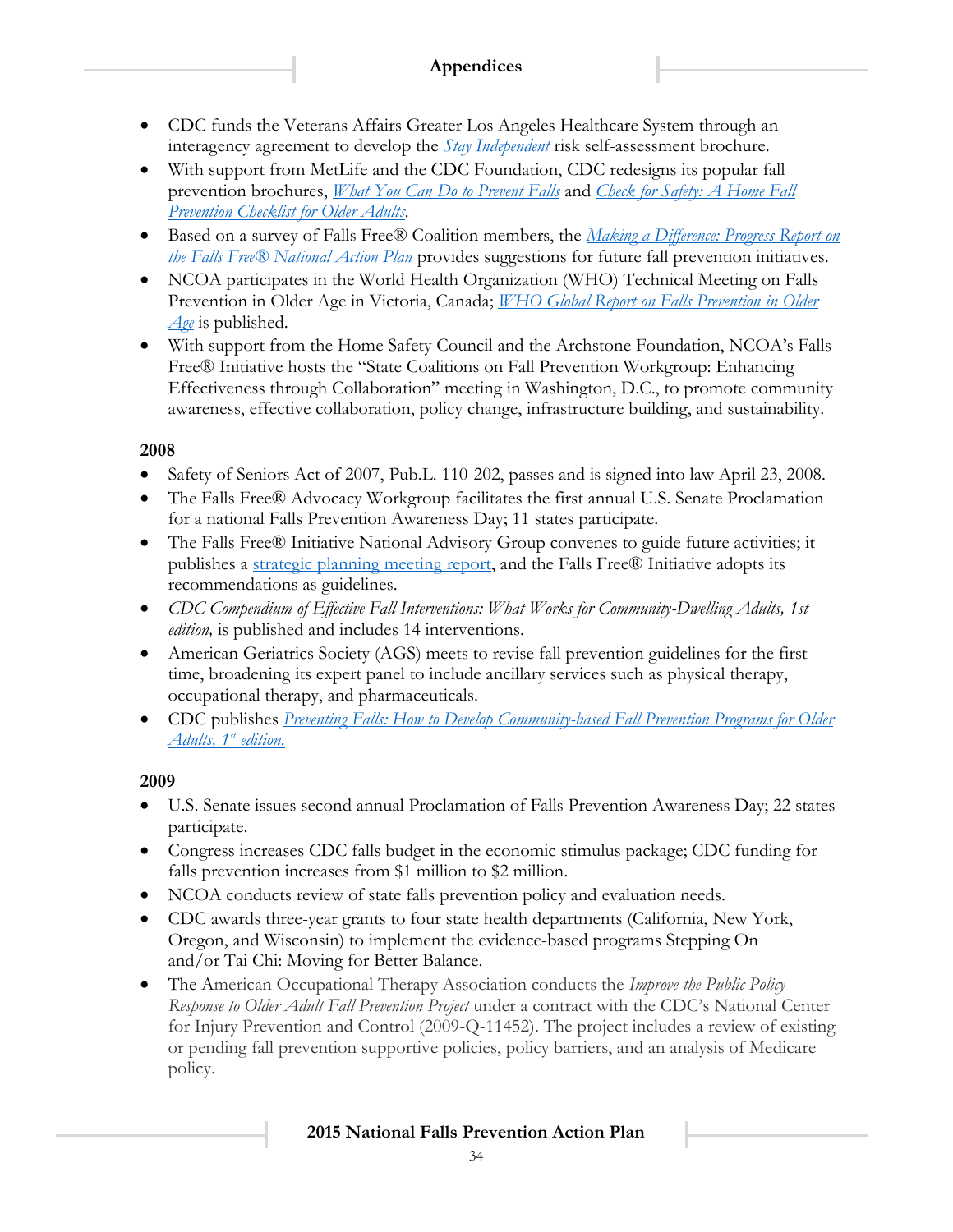- CDC funds the Veterans Affairs Greater Los Angeles Healthcare System through an interagency agreement to develop the *Stay Independent* risk self-assessment brochure.
- With support from MetLife and the CDC Foundation, CDC redesigns its popular fall prevention brochures, *What You Can Do to Prevent Falls* and *Check for Safety: A Home Fall Prevention Checklist for Older Adults*.
- Based on a survey of Falls Free® Coalition members, the *Making a Difference: Progress Report on the Falls Free® National Action Plan* provides suggestions for future fall prevention initiatives.
- NCOA participates in the World Health Organization (WHO) Technical Meeting on Falls Prevention in Older Age in Victoria, Canada; *WHO Global Report on Falls Prevention in Older Age* is published.
- With support from the Home Safety Council and the Archstone Foundation, NCOA's Falls Free® Initiative hosts the "State Coalitions on Fall Prevention Workgroup: Enhancing Effectiveness through Collaboration" meeting in Washington, D.C., to promote community awareness, effective collaboration, policy change, infrastructure building, and sustainability.

**2008**

- Safety of Seniors Act of 2007, Pub.L. 110-202, passes and is signed into law April 23, 2008.
- The Falls Free® Advocacy Workgroup facilitates the first annual U.S. Senate Proclamation for a national Falls Prevention Awareness Day; 11 states participate.
- The Falls Free® Initiative National Advisory Group convenes to guide future activities; it publishes a strategic planning meeting report, and the Falls Free® Initiative adopts its recommendations as guidelines.
- *CDC Compendium of Effective Fall Interventions: What Works for Community-Dwelling Adults, 1st edition,* is published and includes 14 interventions.
- American Geriatrics Society (AGS) meets to revise fall prevention guidelines for the first time, broadening its expert panel to include ancillary services such as physical therapy, occupational therapy, and pharmaceuticals.
- CDC publishes *Preventing Falls: How to Develop Community-based Fall Prevention Programs for Older Adults, 1st edition.*

**2009**

- U.S. Senate issues second annual Proclamation of Falls Prevention Awareness Day; 22 states participate.
- Congress increases CDC falls budget in the economic stimulus package; CDC funding for falls prevention increases from $1 million to $2 million.
- NCOA conducts review of state falls prevention policy and evaluation needs.
- CDC awards three-year grants to four state health departments (California, New York, Oregon, and Wisconsin) to implement the evidence-based programs Stepping On and/or Tai Chi: Moving for Better Balance.
- The American Occupational Therapy Association conducts the *Improve the Public Policy Response to Older Adult Fall Prevention Project* under a contract with the CDC's National Center for Injury Prevention and Control (2009-Q-11452). The project includes a review of existing or pending fall prevention supportive policies, policy barriers, and an analysis of Medicare policy.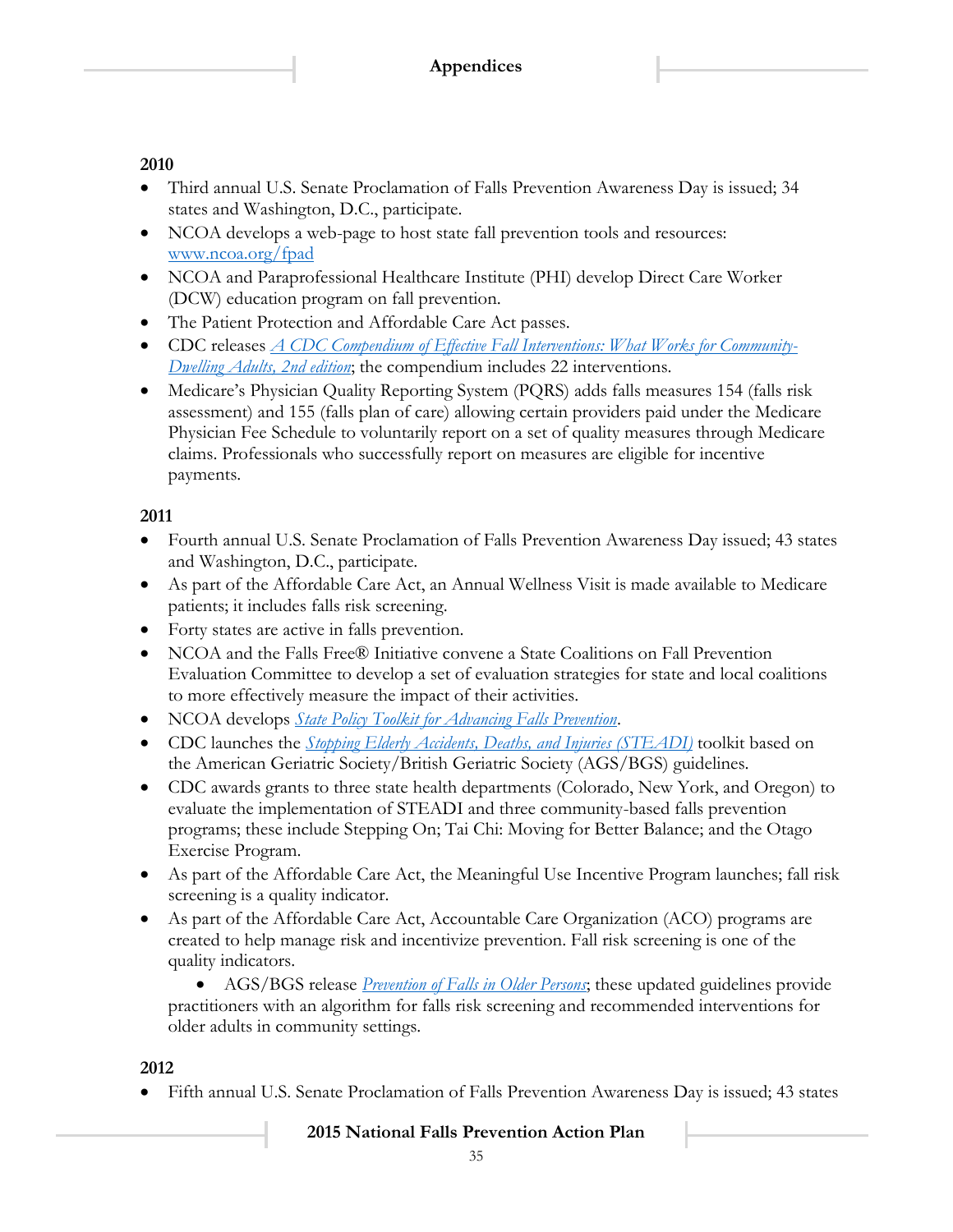## 2010

- Third annual U.S. Senate Proclamation of Falls Prevention Awareness Day is issued; 34 states and Washington, D.C., participate.
- NCOA develops a web-page to host state fall prevention tools and resources: [www.ncoa.org/fpad](www.ncoa.org/fpad)
- NCOA and Paraprofessional Healthcare Institute (PHI) develop Direct Care Worker (DCW) education program on fall prevention.
- The Patient Protection and Affordable Care Act passes.
- CDC releases *A CDC Compendium of Effective Fall Interventions: What Works for Community-Dwelling Adults, 2nd edition*; the compendium includes 22 interventions.
- Medicare's Physician Quality Reporting System (PQRS) adds falls measures 154 (falls risk assessment) and 155 (falls plan of care) allowing certain providers paid under the Medicare Physician Fee Schedule to voluntarily report on a set of quality measures through Medicare claims. Professionals who successfully report on measures are eligible for incentive payments.

## 2011

- Fourth annual U.S. Senate Proclamation of Falls Prevention Awareness Day issued; 43 states and Washington, D.C., participate.
- As part of the Affordable Care Act, an Annual Wellness Visit is made available to Medicare patients; it includes falls risk screening.
- Forty states are active in falls prevention.
- NCOA and the Falls Free® Initiative convene a State Coalitions on Fall Prevention Evaluation Committee to develop a set of evaluation strategies for state and local coalitions to more effectively measure the impact of their activities.
- NCOA develops *State Policy Toolkit for Advancing Falls Prevention*.
- CDC launches the *Stopping Elderly Accidents, Deaths, and Injuries (STEADI)* toolkit based on the American Geriatric Society/British Geriatric Society (AGS/BGS) guidelines.
- CDC awards grants to three state health departments (Colorado, New York, and Oregon) to evaluate the implementation of STEADI and three community-based falls prevention programs; these include Stepping On; Tai Chi: Moving for Better Balance; and the Otago Exercise Program.
- As part of the Affordable Care Act, the Meaningful Use Incentive Program launches; fall risk screening is a quality indicator.
- As part of the Affordable Care Act, Accountable Care Organization (ACO) programs are created to help manage risk and incentivize prevention. Fall risk screening is one of the quality indicators.
  - AGS/BGS release *Prevention of Falls in Older Persons*; these updated guidelines provide practitioners with an algorithm for falls risk screening and recommended interventions for older adults in community settings.

## 2012

- Fifth annual U.S. Senate Proclamation of Falls Prevention Awareness Day is issued; 43 states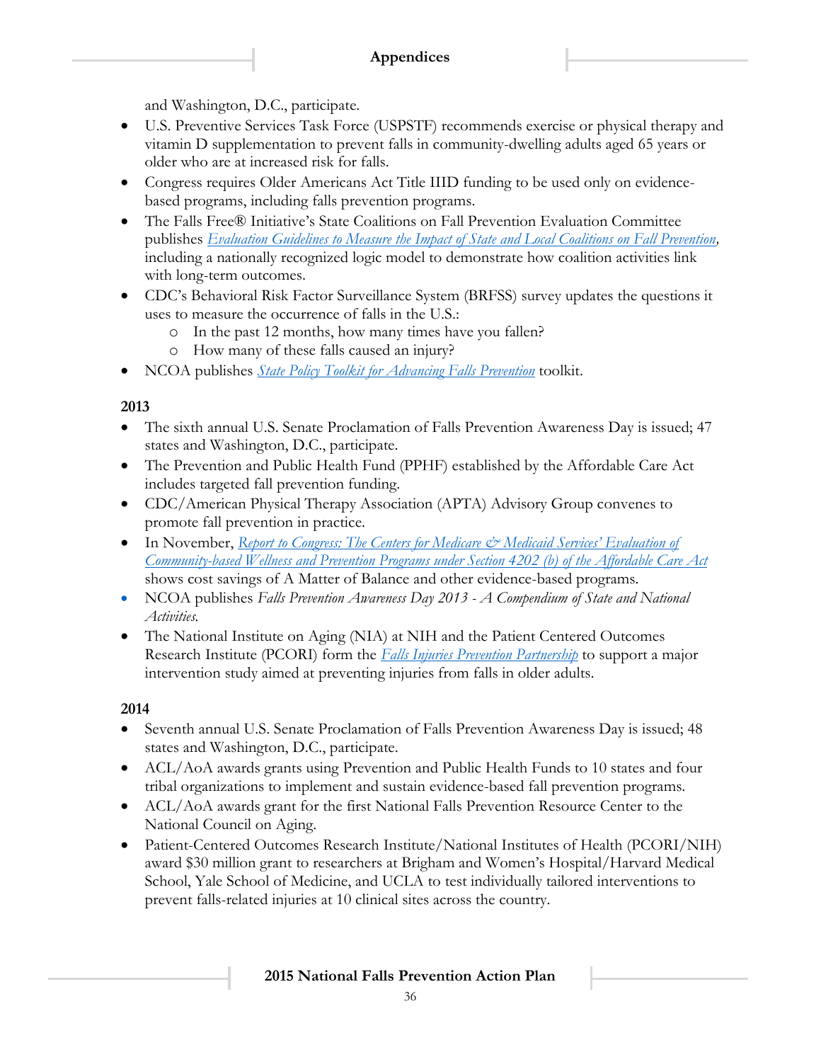and Washington, D.C., participate.

- U.S. Preventive Services Task Force (USPSTF) recommends exercise or physical therapy and vitamin D supplementation to prevent falls in community-dwelling adults aged 65 years or older who are at increased risk for falls.
- Congress requires Older Americans Act Title IIID funding to be used only on evidence-based programs, including falls prevention programs.
- The Falls Free® Initiative's State Coalitions on Fall Prevention Evaluation Committee publishes *Evaluation Guidelines to Measure the Impact of State and Local Coalitions on Fall Prevention*, including a nationally recognized logic model to demonstrate how coalition activities link with long-term outcomes.
- CDC's Behavioral Risk Factor Surveillance System (BRFSS) survey updates the questions it uses to measure the occurrence of falls in the U.S.:
  - In the past 12 months, how many times have you fallen?
  - How many of these falls caused an injury?
- NCOA publishes *State Policy Toolkit for Advancing Falls Prevention* toolkit.

**2013**

- The sixth annual U.S. Senate Proclamation of Falls Prevention Awareness Day is issued; 47 states and Washington, D.C., participate.
- The Prevention and Public Health Fund (PPHF) established by the Affordable Care Act includes targeted fall prevention funding.
- CDC/American Physical Therapy Association (APTA) Advisory Group convenes to promote fall prevention in practice.
- In November, *Report to Congress: The Centers for Medicare & Medicaid Services' Evaluation of Community-based Wellness and Prevention Programs under Section 4202 (b) of the Affordable Care Act* shows cost savings of A Matter of Balance and other evidence-based programs.
- NCOA publishes *Falls Prevention Awareness Day 2013 - A Compendium of State and National Activities.*
- The National Institute on Aging (NIA) at NIH and the Patient Centered Outcomes Research Institute (PCORI) form the *Falls Injuries Prevention Partnership* to support a major intervention study aimed at preventing injuries from falls in older adults.

**2014**

- Seventh annual U.S. Senate Proclamation of Falls Prevention Awareness Day is issued; 48 states and Washington, D.C., participate.
- ACL/AoA awards grants using Prevention and Public Health Funds to 10 states and four tribal organizations to implement and sustain evidence-based fall prevention programs.
- ACL/AoA awards grant for the first National Falls Prevention Resource Center to the National Council on Aging.
- Patient-Centered Outcomes Research Institute/National Institutes of Health (PCORI/NIH) award $30 million grant to researchers at Brigham and Women's Hospital/Harvard Medical School, Yale School of Medicine, and UCLA to test individually tailored interventions to prevent falls-related injuries at 10 clinical sites across the country.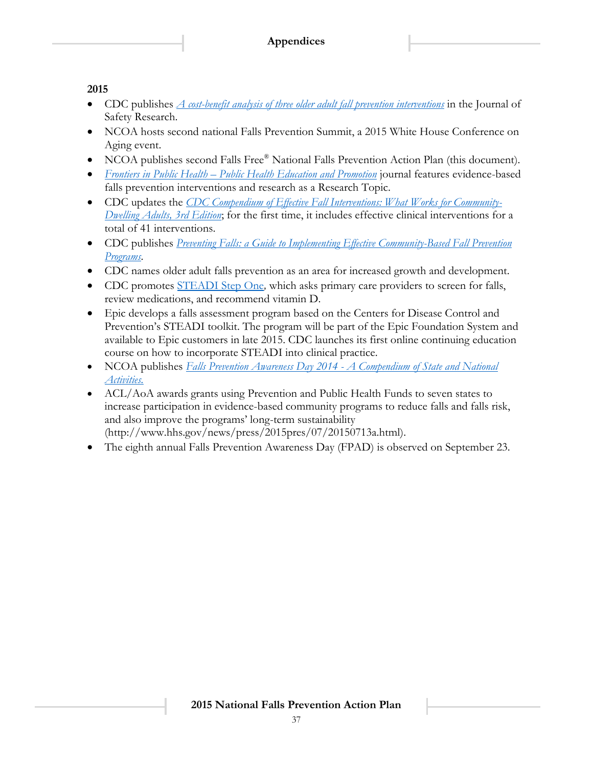**2015**

- CDC publishes *A cost-benefit analysis of three older adult fall prevention interventions* in the Journal of Safety Research.
- NCOA hosts second national Falls Prevention Summit, a 2015 White House Conference on Aging event.
- NCOA publishes second Falls Free® National Falls Prevention Action Plan (this document).
- *Frontiers in Public Health – Public Health Education and Promotion* journal features evidence-based falls prevention interventions and research as a Research Topic.
- CDC updates the *CDC Compendium of Effective Fall Interventions: What Works for Community-Dwelling Adults, 3rd Edition*; for the first time, it includes effective clinical interventions for a total of 41 interventions.
- CDC publishes *Preventing Falls: a Guide to Implementing Effective Community-Based Fall Prevention Programs*.
- CDC names older adult falls prevention as an area for increased growth and development.
- CDC promotes STEADI Step One, which asks primary care providers to screen for falls, review medications, and recommend vitamin D.
- Epic develops a falls assessment program based on the Centers for Disease Control and Prevention's STEADI toolkit. The program will be part of the Epic Foundation System and available to Epic customers in late 2015. CDC launches its first online continuing education course on how to incorporate STEADI into clinical practice.
- NCOA publishes *Falls Prevention Awareness Day 2014 - A Compendium of State and National Activities.*
- ACL/AoA awards grants using Prevention and Public Health Funds to seven states to increase participation in evidence-based community programs to reduce falls and falls risk, and also improve the programs' long-term sustainability (http://www.hhs.gov/news/press/2015pres/07/20150713a.html).
- The eighth annual Falls Prevention Awareness Day (FPAD) is observed on September 23.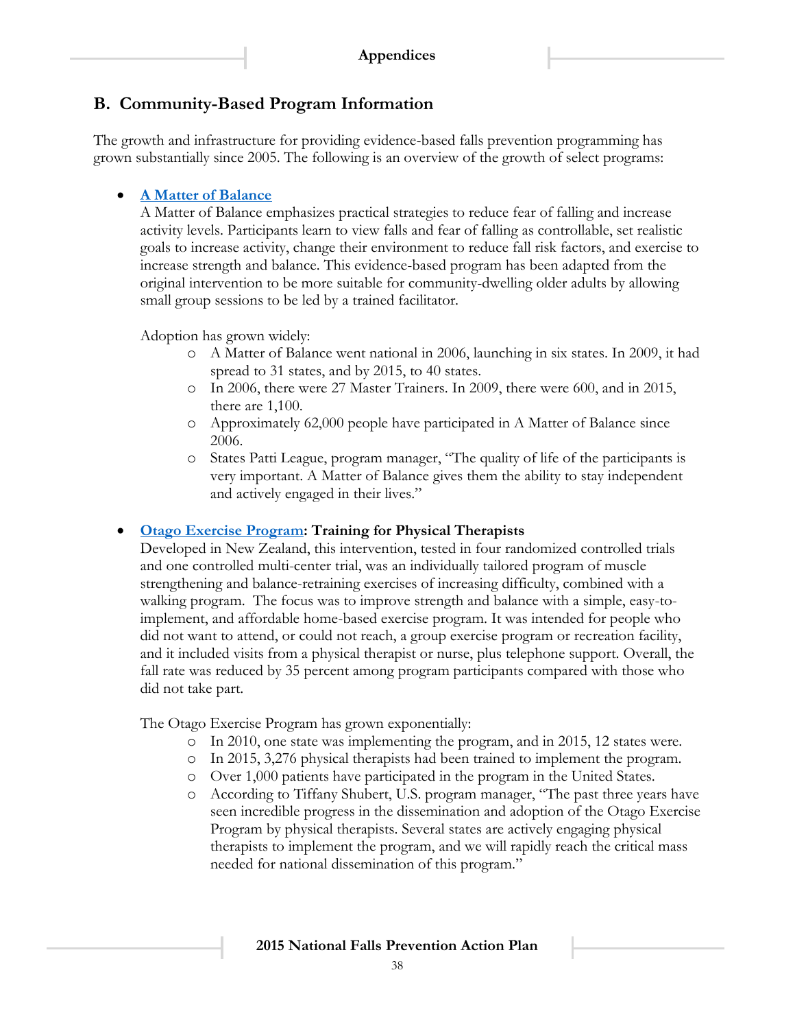## B. Community-Based Program Information

The growth and infrastructure for providing evidence-based falls prevention programming has grown substantially since 2005. The following is an overview of the growth of select programs:

- **A Matter of Balance**
  A Matter of Balance emphasizes practical strategies to reduce fear of falling and increase activity levels. Participants learn to view falls and fear of falling as controllable, set realistic goals to increase activity, change their environment to reduce fall risk factors, and exercise to increase strength and balance. This evidence-based program has been adapted from the original intervention to be more suitable for community-dwelling older adults by allowing small group sessions to be led by a trained facilitator.

  Adoption has grown widely:
  - A Matter of Balance went national in 2006, launching in six states. In 2009, it had spread to 31 states, and by 2015, to 40 states.
  - In 2006, there were 27 Master Trainers. In 2009, there were 600, and in 2015, there are 1,100.
  - Approximately 62,000 people have participated in A Matter of Balance since 2006.
  - States Patti League, program manager, "The quality of life of the participants is very important. A Matter of Balance gives them the ability to stay independent and actively engaged in their lives."

- **Otago Exercise Program: Training for Physical Therapists**
  Developed in New Zealand, this intervention, tested in four randomized controlled trials and one controlled multi-center trial, was an individually tailored program of muscle strengthening and balance-retraining exercises of increasing difficulty, combined with a walking program. The focus was to improve strength and balance with a simple, easy-to-implement, and affordable home-based exercise program. It was intended for people who did not want to attend, or could not reach, a group exercise program or recreation facility, and it included visits from a physical therapist or nurse, plus telephone support. Overall, the fall rate was reduced by 35 percent among program participants compared with those who did not take part.

  The Otago Exercise Program has grown exponentially:
  - In 2010, one state was implementing the program, and in 2015, 12 states were.
  - In 2015, 3,276 physical therapists had been trained to implement the program.
  - Over 1,000 patients have participated in the program in the United States.
  - According to Tiffany Shubert, U.S. program manager, "The past three years have seen incredible progress in the dissemination and adoption of the Otago Exercise Program by physical therapists. Several states are actively engaging physical therapists to implement the program, and we will rapidly reach the critical mass needed for national dissemination of this program."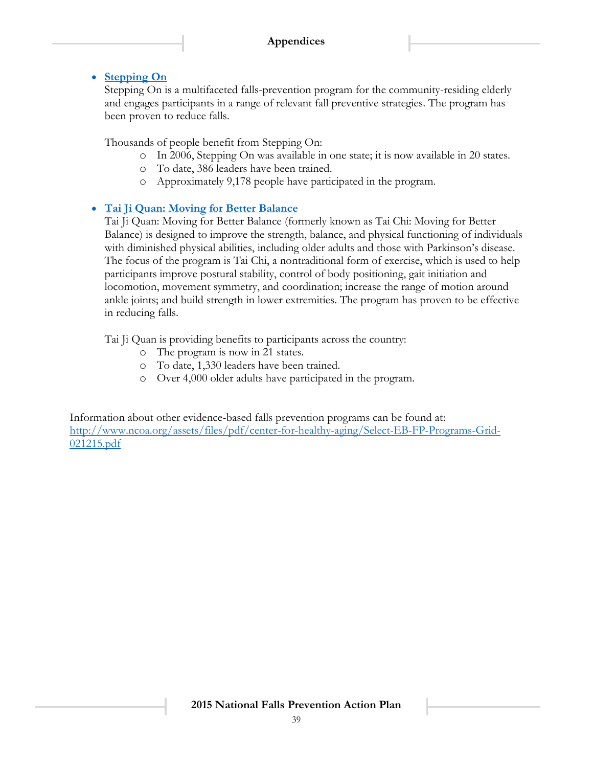- **[Stepping On]**
  Stepping On is a multifaceted falls-prevention program for the community-residing elderly and engages participants in a range of relevant fall preventive strategies. The program has been proven to reduce falls.

  Thousands of people benefit from Stepping On:
    - In 2006, Stepping On was available in one state; it is now available in 20 states.
    - To date, 386 leaders have been trained.
    - Approximately 9,178 people have participated in the program.

- **[Tai Ji Quan: Moving for Better Balance]**
  Tai Ji Quan: Moving for Better Balance (formerly known as Tai Chi: Moving for Better Balance) is designed to improve the strength, balance, and physical functioning of individuals with diminished physical abilities, including older adults and those with Parkinson's disease. The focus of the program is Tai Chi, a nontraditional form of exercise, which is used to help participants improve postural stability, control of body positioning, gait initiation and locomotion, movement symmetry, and coordination; increase the range of motion around ankle joints; and build strength in lower extremities. The program has proven to be effective in reducing falls.

  Tai Ji Quan is providing benefits to participants across the country:
    - The program is now in 21 states.
    - To date, 1,330 leaders have been trained.
    - Over 4,000 older adults have participated in the program.

Information about other evidence-based falls prevention programs can be found at:
http://www.ncoa.org/assets/files/pdf/center-for-healthy-aging/Select-EB-FP-Programs-Grid-021215.pdf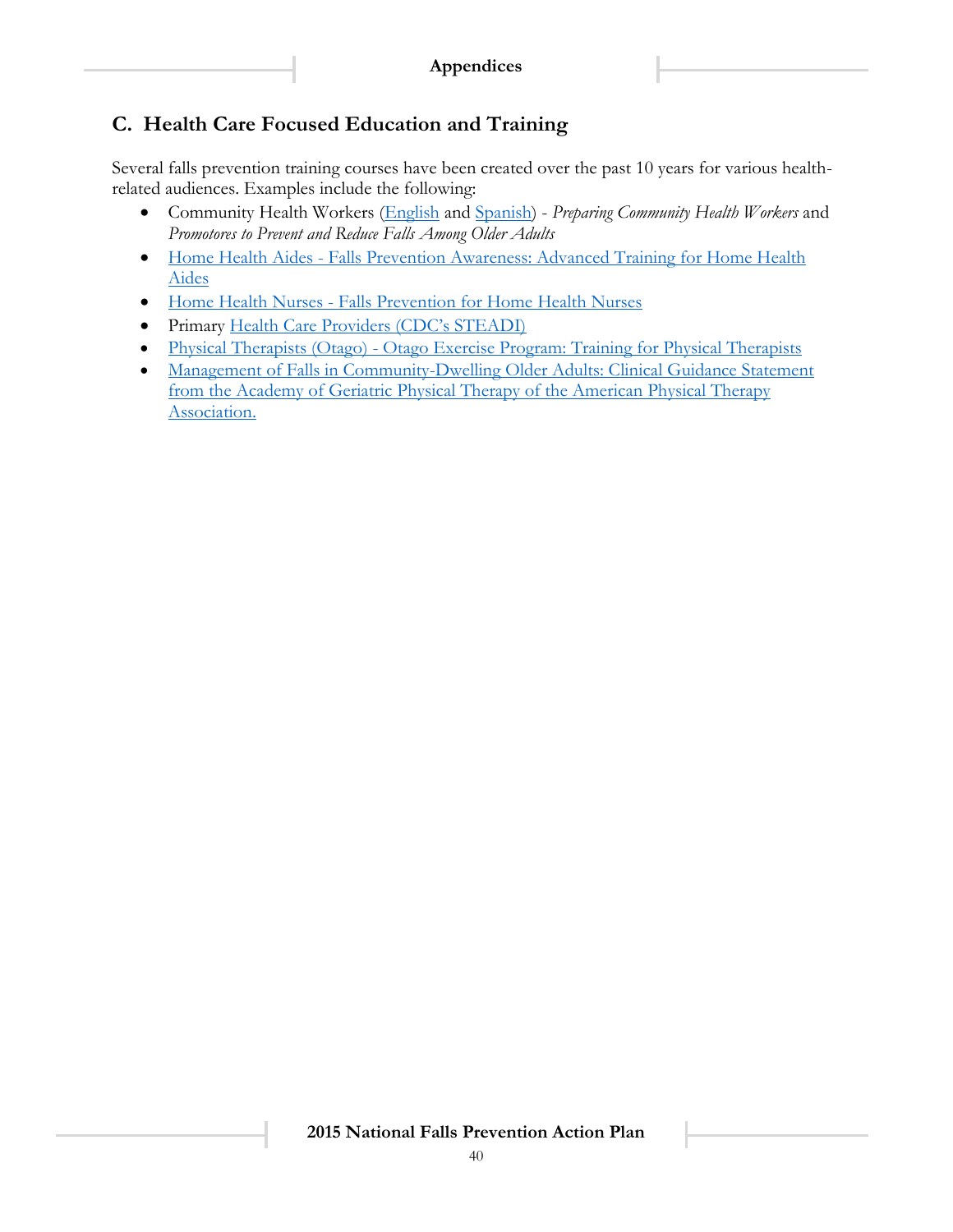## C. Health Care Focused Education and Training

Several falls prevention training courses have been created over the past 10 years for various health-related audiences. Examples include the following:

- Community Health Workers (English and Spanish) - *Preparing Community Health Workers* and *Promotores to Prevent and Reduce Falls Among Older Adults*
- Home Health Aides - Falls Prevention Awareness: Advanced Training for Home Health Aides
- Home Health Nurses - Falls Prevention for Home Health Nurses
- Primary Health Care Providers (CDC's STEADI)
- Physical Therapists (Otago) - Otago Exercise Program: Training for Physical Therapists
- Management of Falls in Community-Dwelling Older Adults: Clinical Guidance Statement from the Academy of Geriatric Physical Therapy of the American Physical Therapy Association.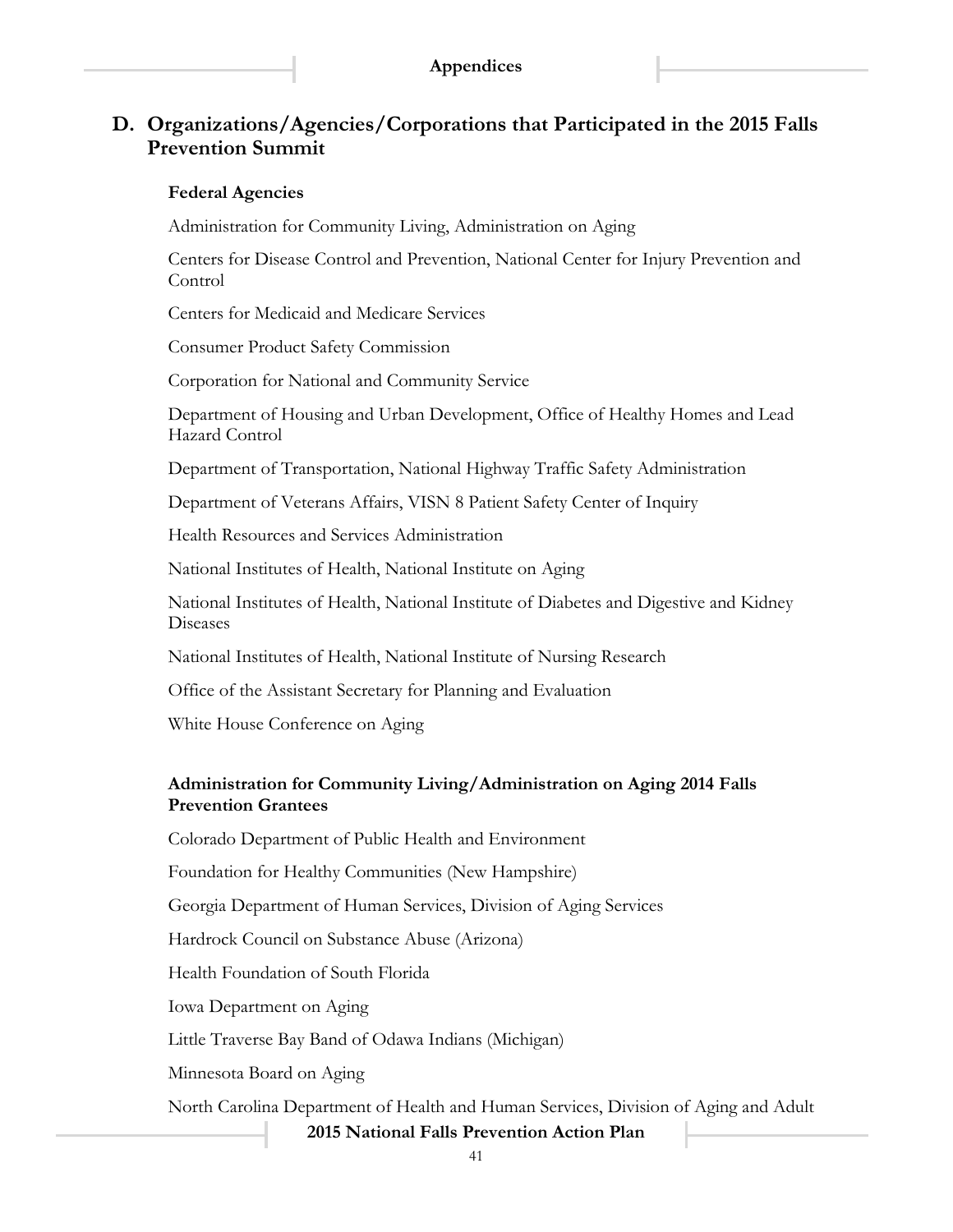## D. Organizations/Agencies/Corporations that Participated in the 2015 Falls Prevention Summit

**Federal Agencies**

Administration for Community Living, Administration on Aging

Centers for Disease Control and Prevention, National Center for Injury Prevention and Control

Centers for Medicaid and Medicare Services

Consumer Product Safety Commission

Corporation for National and Community Service

Department of Housing and Urban Development, Office of Healthy Homes and Lead Hazard Control

Department of Transportation, National Highway Traffic Safety Administration

Department of Veterans Affairs, VISN 8 Patient Safety Center of Inquiry

Health Resources and Services Administration

National Institutes of Health, National Institute on Aging

National Institutes of Health, National Institute of Diabetes and Digestive and Kidney Diseases

National Institutes of Health, National Institute of Nursing Research

Office of the Assistant Secretary for Planning and Evaluation

White House Conference on Aging

**Administration for Community Living/Administration on Aging 2014 Falls Prevention Grantees**

Colorado Department of Public Health and Environment

Foundation for Healthy Communities (New Hampshire)

Georgia Department of Human Services, Division of Aging Services

Hardrock Council on Substance Abuse (Arizona)

Health Foundation of South Florida

Iowa Department on Aging

Little Traverse Bay Band of Odawa Indians (Michigan)

Minnesota Board on Aging

North Carolina Department of Health and Human Services, Division of Aging and Adult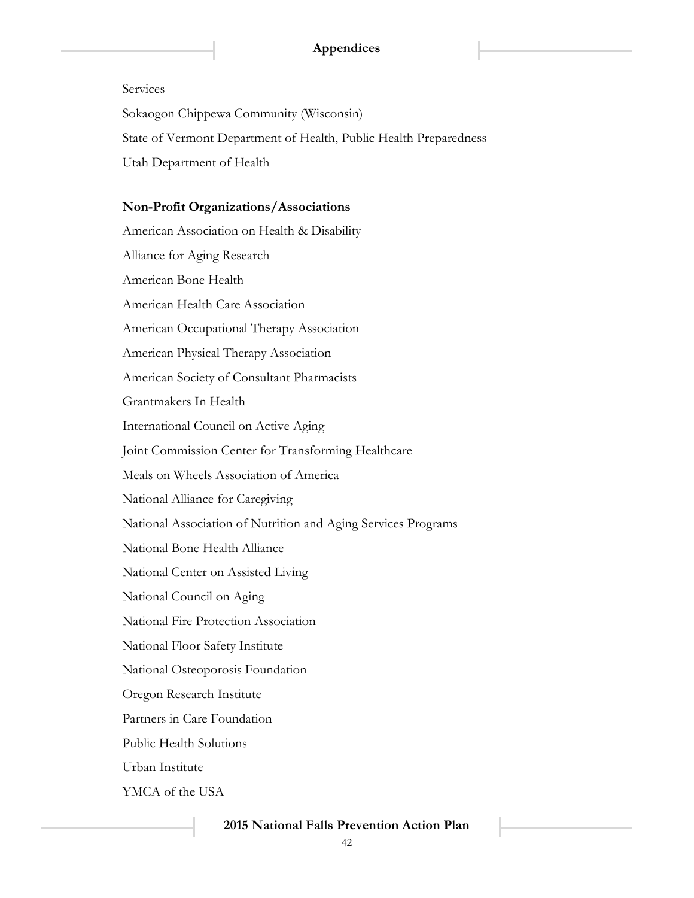Services

Sokaogon Chippewa Community (Wisconsin)

State of Vermont Department of Health, Public Health Preparedness

Utah Department of Health

**Non-Profit Organizations/Associations**

American Association on Health & Disability

Alliance for Aging Research

American Bone Health

American Health Care Association

American Occupational Therapy Association

American Physical Therapy Association

American Society of Consultant Pharmacists

Grantmakers In Health

International Council on Active Aging

Joint Commission Center for Transforming Healthcare

Meals on Wheels Association of America

National Alliance for Caregiving

National Association of Nutrition and Aging Services Programs

National Bone Health Alliance

National Center on Assisted Living

National Council on Aging

National Fire Protection Association

National Floor Safety Institute

National Osteoporosis Foundation

Oregon Research Institute

Partners in Care Foundation

Public Health Solutions

Urban Institute

YMCA of the USA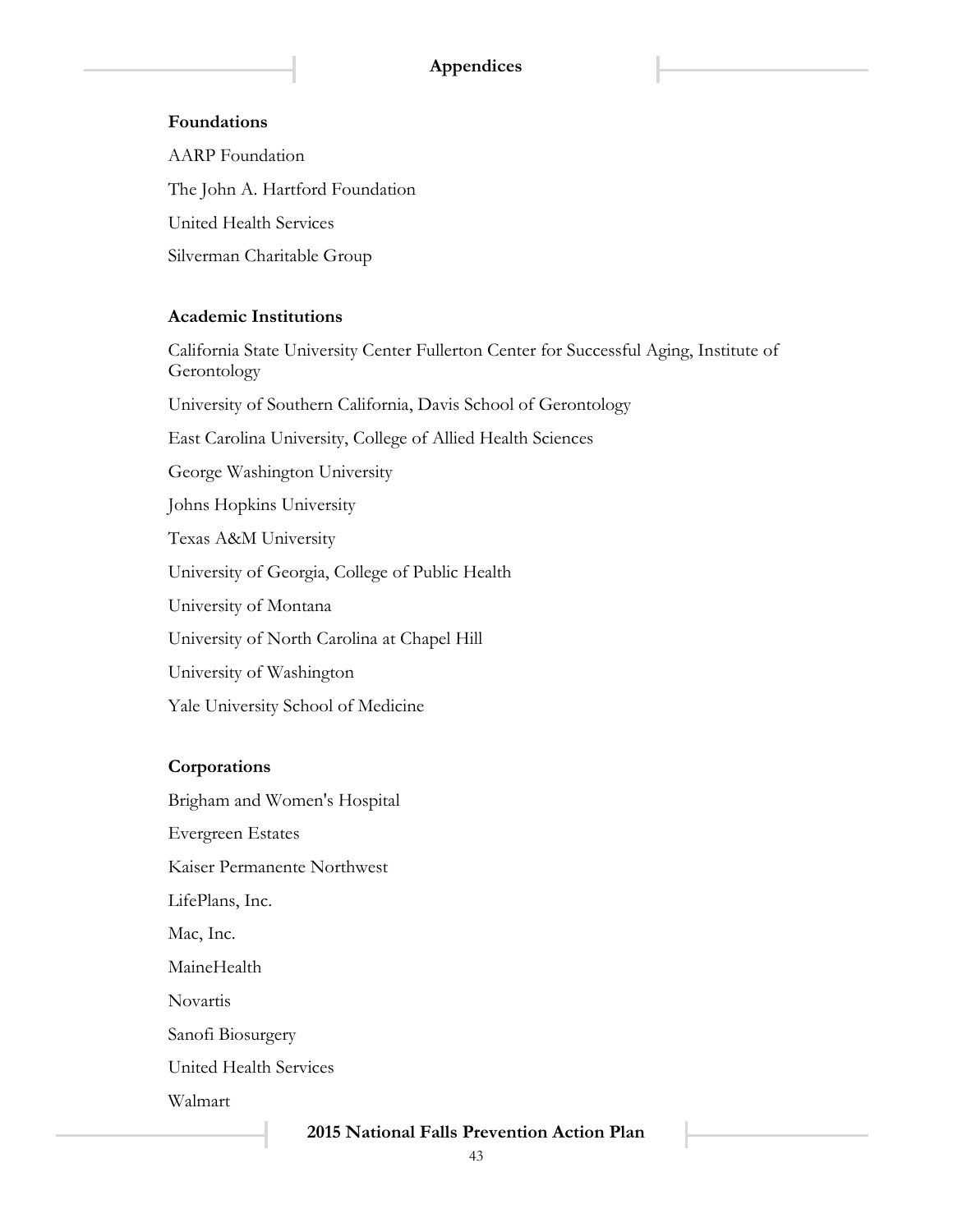### Foundations

AARP Foundation

The John A. Hartford Foundation

United Health Services

Silverman Charitable Group

### Academic Institutions

California State University Center Fullerton Center for Successful Aging, Institute of Gerontology

University of Southern California, Davis School of Gerontology

East Carolina University, College of Allied Health Sciences

George Washington University

Johns Hopkins University

Texas A&M University

University of Georgia, College of Public Health

University of Montana

University of North Carolina at Chapel Hill

University of Washington

Yale University School of Medicine

### Corporations

Brigham and Women's Hospital

Evergreen Estates

Kaiser Permanente Northwest

LifePlans, Inc.

Mac, Inc.

MaineHealth

Novartis

Sanofi Biosurgery

United Health Services

Walmart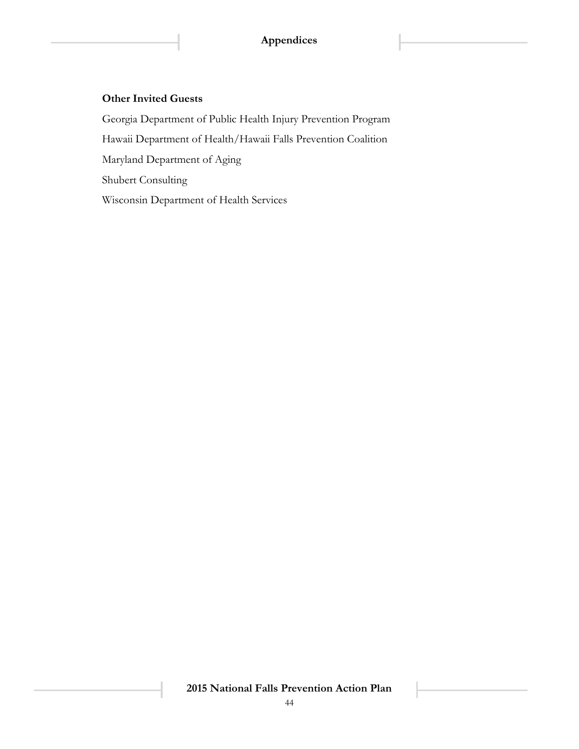**Other Invited Guests**

Georgia Department of Public Health Injury Prevention Program

Hawaii Department of Health/Hawaii Falls Prevention Coalition

Maryland Department of Aging

Shubert Consulting

Wisconsin Department of Health Services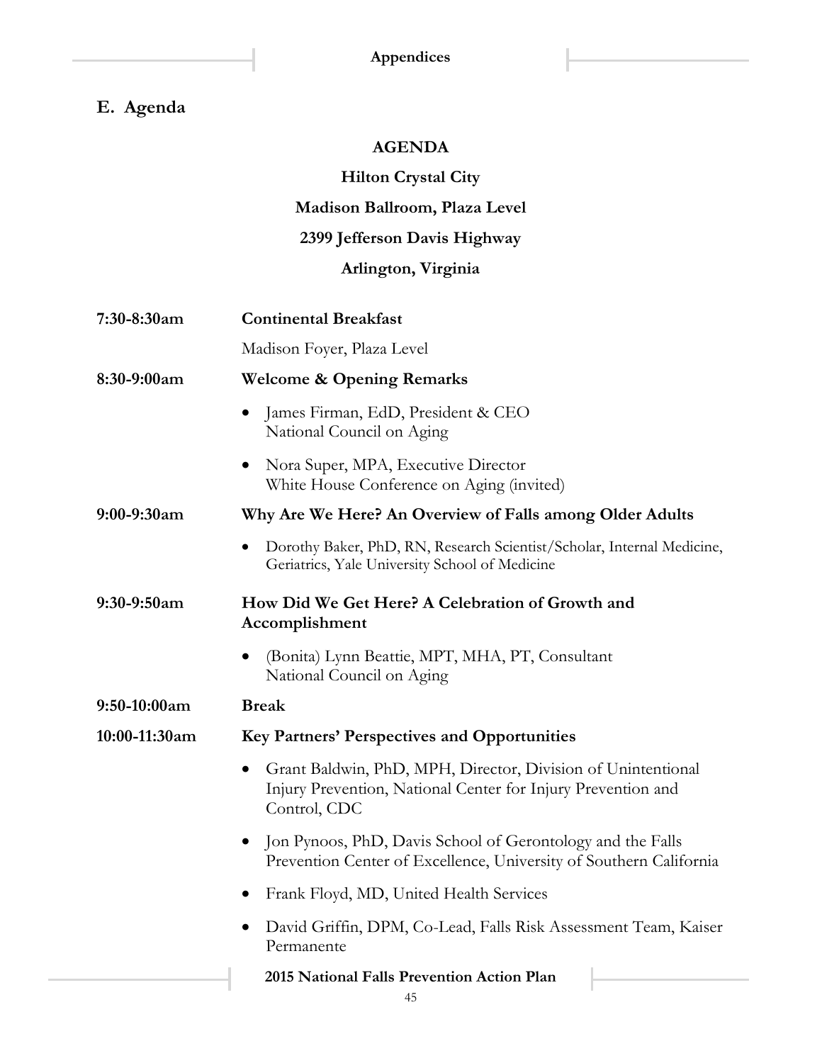## E. Agenda

**AGENDA**

**Hilton Crystal City**

**Madison Ballroom, Plaza Level**

**2399 Jefferson Davis Highway**

**Arlington, Virginia**

**7:30-8:30am** **Continental Breakfast**

Madison Foyer, Plaza Level

**8:30-9:00am** **Welcome & Opening Remarks**

- James Firman, EdD, President & CEO
  National Council on Aging
- Nora Super, MPA, Executive Director
  White House Conference on Aging (invited)

**9:00-9:30am** **Why Are We Here? An Overview of Falls among Older Adults**

- Dorothy Baker, PhD, RN, Research Scientist/Scholar, Internal Medicine, Geriatrics, Yale University School of Medicine

**9:30-9:50am** **How Did We Get Here? A Celebration of Growth and Accomplishment**

- (Bonita) Lynn Beattie, MPT, MHA, PT, Consultant
  National Council on Aging

**9:50-10:00am** **Break**

**10:00-11:30am** **Key Partners' Perspectives and Opportunities**

- Grant Baldwin, PhD, MPH, Director, Division of Unintentional Injury Prevention, National Center for Injury Prevention and Control, CDC
- Jon Pynoos, PhD, Davis School of Gerontology and the Falls Prevention Center of Excellence, University of Southern California
- Frank Floyd, MD, United Health Services
- David Griffin, DPM, Co-Lead, Falls Risk Assessment Team, Kaiser Permanente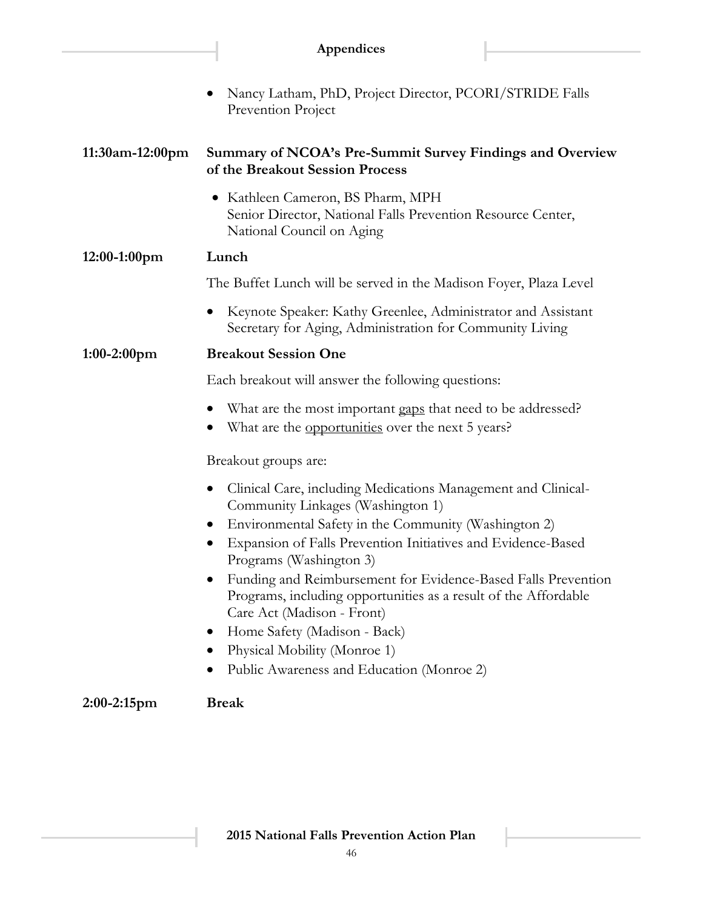- Nancy Latham, PhD, Project Director, PCORI/STRIDE Falls Prevention Project

**11:30am-12:00pm** **Summary of NCOA's Pre-Summit Survey Findings and Overview of the Breakout Session Process**

- Kathleen Cameron, BS Pharm, MPH
  Senior Director, National Falls Prevention Resource Center, National Council on Aging

**12:00-1:00pm** **Lunch**

The Buffet Lunch will be served in the Madison Foyer, Plaza Level

- Keynote Speaker: Kathy Greenlee, Administrator and Assistant Secretary for Aging, Administration for Community Living

**1:00-2:00pm** **Breakout Session One**

Each breakout will answer the following questions:

- What are the most important gaps that need to be addressed?
- What are the opportunities over the next 5 years?

Breakout groups are:

- Clinical Care, including Medications Management and Clinical-Community Linkages (Washington 1)
- Environmental Safety in the Community (Washington 2)
- Expansion of Falls Prevention Initiatives and Evidence-Based Programs (Washington 3)
- Funding and Reimbursement for Evidence-Based Falls Prevention Programs, including opportunities as a result of the Affordable Care Act (Madison - Front)
- Home Safety (Madison - Back)
- Physical Mobility (Monroe 1)
- Public Awareness and Education (Monroe 2)

**2:00-2:15pm** **Break**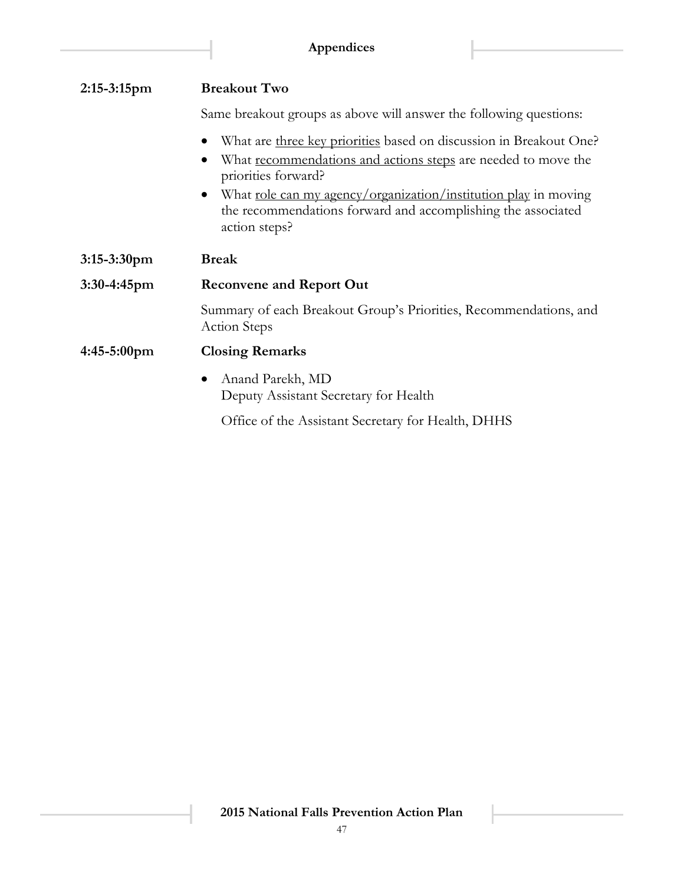**2:15-3:15pm** **Breakout Two**

Same breakout groups as above will answer the following questions:

- What are <u>three key priorities</u> based on discussion in Breakout One?
- What <u>recommendations and actions steps</u> are needed to move the priorities forward?
- What <u>role can my agency/organization/institution play</u> in moving the recommendations forward and accomplishing the associated action steps?

**3:15-3:30pm** **Break**

**3:30-4:45pm** **Reconvene and Report Out**

Summary of each Breakout Group's Priorities, Recommendations, and Action Steps

**4:45-5:00pm** **Closing Remarks**

- Anand Parekh, MD
  Deputy Assistant Secretary for Health

  Office of the Assistant Secretary for Health, DHHS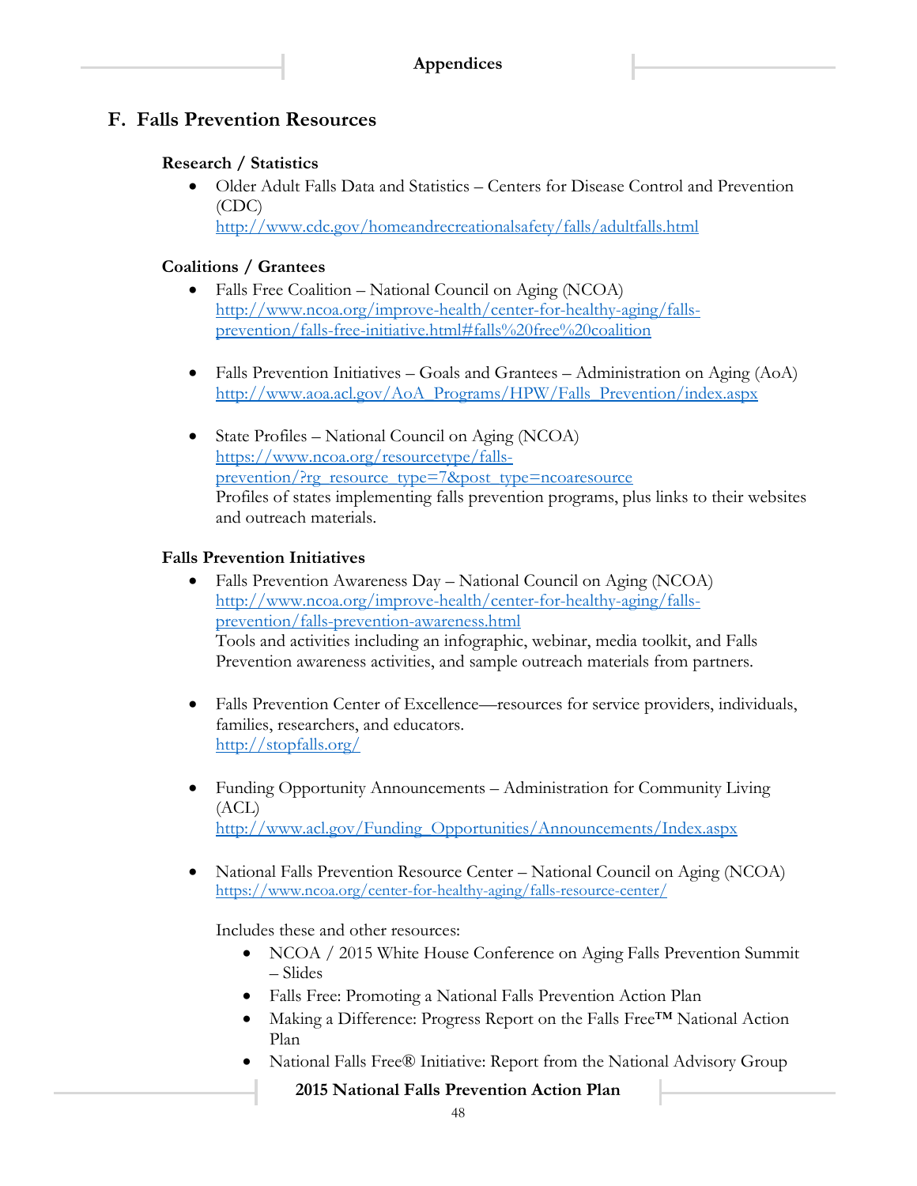## F. Falls Prevention Resources

### Research / Statistics

- Older Adult Falls Data and Statistics – Centers for Disease Control and Prevention (CDC)
  http://www.cdc.gov/homeandrecreationalsafety/falls/adultfalls.html

### Coalitions / Grantees

- Falls Free Coalition – National Council on Aging (NCOA)
  http://www.ncoa.org/improve-health/center-for-healthy-aging/falls-prevention/falls-free-initiative.html#falls%20free%20coalition

- Falls Prevention Initiatives – Goals and Grantees – Administration on Aging (AoA)
  http://www.aoa.acl.gov/AoA_Programs/HPW/Falls_Prevention/index.aspx

- State Profiles – National Council on Aging (NCOA)
  https://www.ncoa.org/resourcetype/falls-prevention/?rg_resource_type=7&post_type=ncoaresource
  Profiles of states implementing falls prevention programs, plus links to their websites and outreach materials.

### Falls Prevention Initiatives

- Falls Prevention Awareness Day – National Council on Aging (NCOA)
  http://www.ncoa.org/improve-health/center-for-healthy-aging/falls-prevention/falls-prevention-awareness.html
  Tools and activities including an infographic, webinar, media toolkit, and Falls Prevention awareness activities, and sample outreach materials from partners.

- Falls Prevention Center of Excellence—resources for service providers, individuals, families, researchers, and educators.
  http://stopfalls.org/

- Funding Opportunity Announcements – Administration for Community Living (ACL)
  http://www.acl.gov/Funding_Opportunities/Announcements/Index.aspx

- National Falls Prevention Resource Center – National Council on Aging (NCOA)
  https://www.ncoa.org/center-for-healthy-aging/falls-resource-center/

  Includes these and other resources:
  - NCOA / 2015 White House Conference on Aging Falls Prevention Summit – Slides
  - Falls Free: Promoting a National Falls Prevention Action Plan
  - Making a Difference: Progress Report on the Falls Free™ National Action Plan
  - National Falls Free® Initiative: Report from the National Advisory Group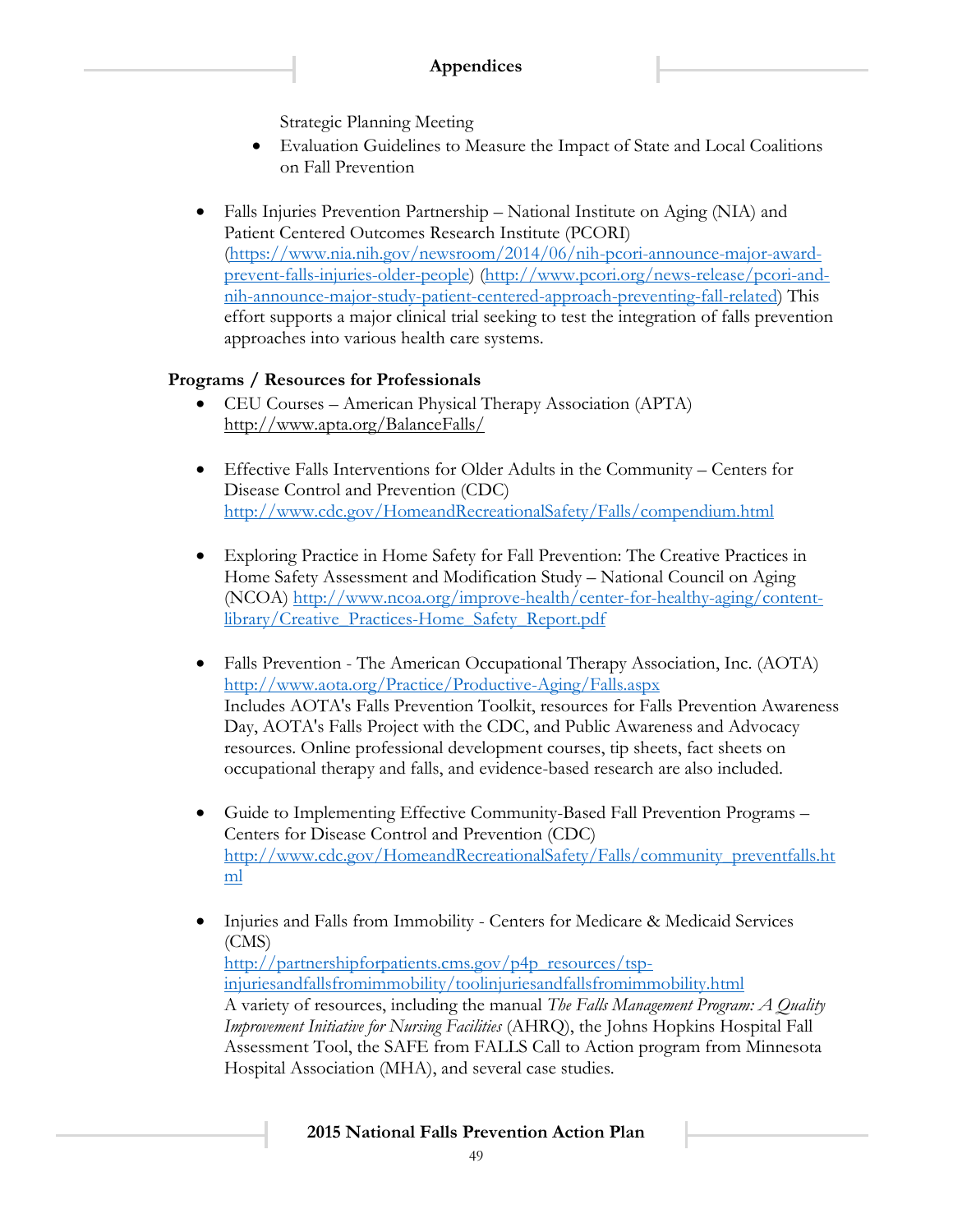Strategic Planning Meeting
    - Evaluation Guidelines to Measure the Impact of State and Local Coalitions on Fall Prevention

- Falls Injuries Prevention Partnership – National Institute on Aging (NIA) and Patient Centered Outcomes Research Institute (PCORI) (https://www.nia.nih.gov/newsroom/2014/06/nih-pcori-announce-major-award-prevent-falls-injuries-older-people) (http://www.pcori.org/news-release/pcori-and-nih-announce-major-study-patient-centered-approach-preventing-fall-related) This effort supports a major clinical trial seeking to test the integration of falls prevention approaches into various health care systems.

**Programs / Resources for Professionals**

- CEU Courses – American Physical Therapy Association (APTA) http://www.apta.org/BalanceFalls/

- Effective Falls Interventions for Older Adults in the Community – Centers for Disease Control and Prevention (CDC) http://www.cdc.gov/HomeandRecreationalSafety/Falls/compendium.html

- Exploring Practice in Home Safety for Fall Prevention: The Creative Practices in Home Safety Assessment and Modification Study – National Council on Aging (NCOA) http://www.ncoa.org/improve-health/center-for-healthy-aging/content-library/Creative_Practices-Home_Safety_Report.pdf

- Falls Prevention - The American Occupational Therapy Association, Inc. (AOTA) http://www.aota.org/Practice/Productive-Aging/Falls.aspx
  Includes AOTA's Falls Prevention Toolkit, resources for Falls Prevention Awareness Day, AOTA's Falls Project with the CDC, and Public Awareness and Advocacy resources. Online professional development courses, tip sheets, fact sheets on occupational therapy and falls, and evidence-based research are also included.

- Guide to Implementing Effective Community-Based Fall Prevention Programs – Centers for Disease Control and Prevention (CDC) http://www.cdc.gov/HomeandRecreationalSafety/Falls/community_preventfalls.html

- Injuries and Falls from Immobility - Centers for Medicare & Medicaid Services (CMS)
  http://partnershipforpatients.cms.gov/p4p_resources/tsp-injuriesandfallsfromimmobility/toolinjuriesandfallsfromimmobility.html
  A variety of resources, including the manual *The Falls Management Program: A Quality Improvement Initiative for Nursing Facilities* (AHRQ), the Johns Hopkins Hospital Fall Assessment Tool, the SAFE from FALLS Call to Action program from Minnesota Hospital Association (MHA), and several case studies.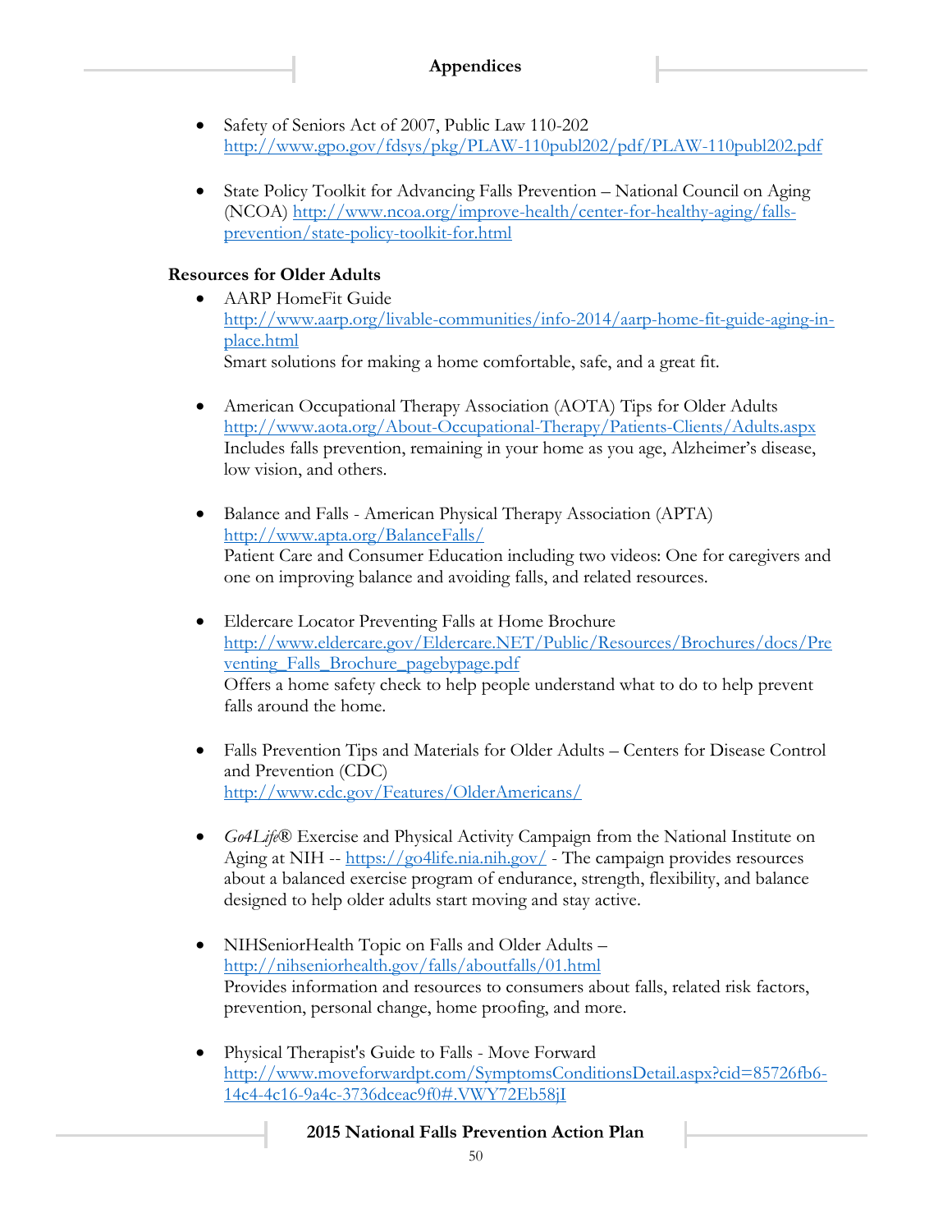- Safety of Seniors Act of 2007, Public Law 110-202
  http://www.gpo.gov/fdsys/pkg/PLAW-110publ202/pdf/PLAW-110publ202.pdf

- State Policy Toolkit for Advancing Falls Prevention – National Council on Aging (NCOA) http://www.ncoa.org/improve-health/center-for-healthy-aging/falls-prevention/state-policy-toolkit-for.html

**Resources for Older Adults**

- AARP HomeFit Guide
  http://www.aarp.org/livable-communities/info-2014/aarp-home-fit-guide-aging-in-place.html
  Smart solutions for making a home comfortable, safe, and a great fit.

- American Occupational Therapy Association (AOTA) Tips for Older Adults
  http://www.aota.org/About-Occupational-Therapy/Patients-Clients/Adults.aspx
  Includes falls prevention, remaining in your home as you age, Alzheimer's disease, low vision, and others.

- Balance and Falls - American Physical Therapy Association (APTA)
  http://www.apta.org/BalanceFalls/
  Patient Care and Consumer Education including two videos: One for caregivers and one on improving balance and avoiding falls, and related resources.

- Eldercare Locator Preventing Falls at Home Brochure
  http://www.eldercare.gov/Eldercare.NET/Public/Resources/Brochures/docs/Preventing_Falls_Brochure_pagebypage.pdf
  Offers a home safety check to help people understand what to do to help prevent falls around the home.

- Falls Prevention Tips and Materials for Older Adults – Centers for Disease Control and Prevention (CDC)
  http://www.cdc.gov/Features/OlderAmericans/

- *Go4Life*® Exercise and Physical Activity Campaign from the National Institute on Aging at NIH -- https://go4life.nia.nih.gov/ - The campaign provides resources about a balanced exercise program of endurance, strength, flexibility, and balance designed to help older adults start moving and stay active.

- NIHSeniorHealth Topic on Falls and Older Adults –
  http://nihseniorhealth.gov/falls/aboutfalls/01.html
  Provides information and resources to consumers about falls, related risk factors, prevention, personal change, home proofing, and more.

- Physical Therapist's Guide to Falls - Move Forward
  http://www.moveforwardpt.com/SymptomsConditionsDetail.aspx?cid=85726fb6-14c4-4c16-9a4c-3736dceac9f0#.VWY72Eb58jI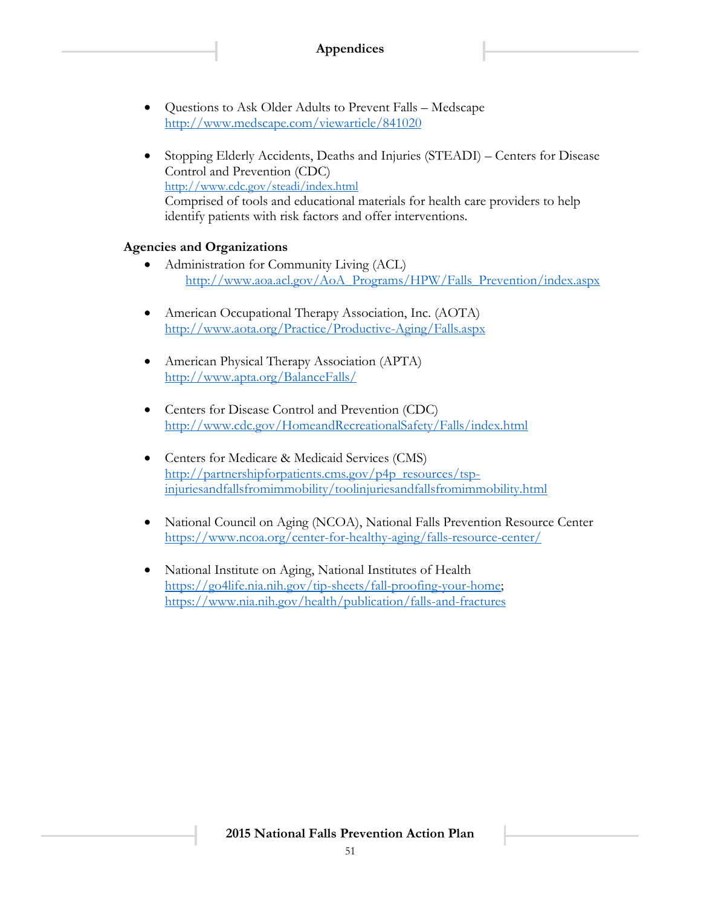- Questions to Ask Older Adults to Prevent Falls – Medscape
  http://www.medscape.com/viewarticle/841020

- Stopping Elderly Accidents, Deaths and Injuries (STEADI) – Centers for Disease Control and Prevention (CDC)
  http://www.cdc.gov/steadi/index.html
  Comprised of tools and educational materials for health care providers to help identify patients with risk factors and offer interventions.

**Agencies and Organizations**

- Administration for Community Living (ACL)
  http://www.aoa.acl.gov/AoA_Programs/HPW/Falls_Prevention/index.aspx

- American Occupational Therapy Association, Inc. (AOTA)
  http://www.aota.org/Practice/Productive-Aging/Falls.aspx

- American Physical Therapy Association (APTA)
  http://www.apta.org/BalanceFalls/

- Centers for Disease Control and Prevention (CDC)
  http://www.cdc.gov/HomeandRecreationalSafety/Falls/index.html

- Centers for Medicare & Medicaid Services (CMS)
  http://partnershipforpatients.cms.gov/p4p_resources/tsp-injuriesandfallsfromimmobility/toolinjuriesandfallsfromimmobility.html

- National Council on Aging (NCOA), National Falls Prevention Resource Center
  https://www.ncoa.org/center-for-healthy-aging/falls-resource-center/

- National Institute on Aging, National Institutes of Health
  https://go4life.nia.nih.gov/tip-sheets/fall-proofing-your-home;
  https://www.nia.nih.gov/health/publication/falls-and-fractures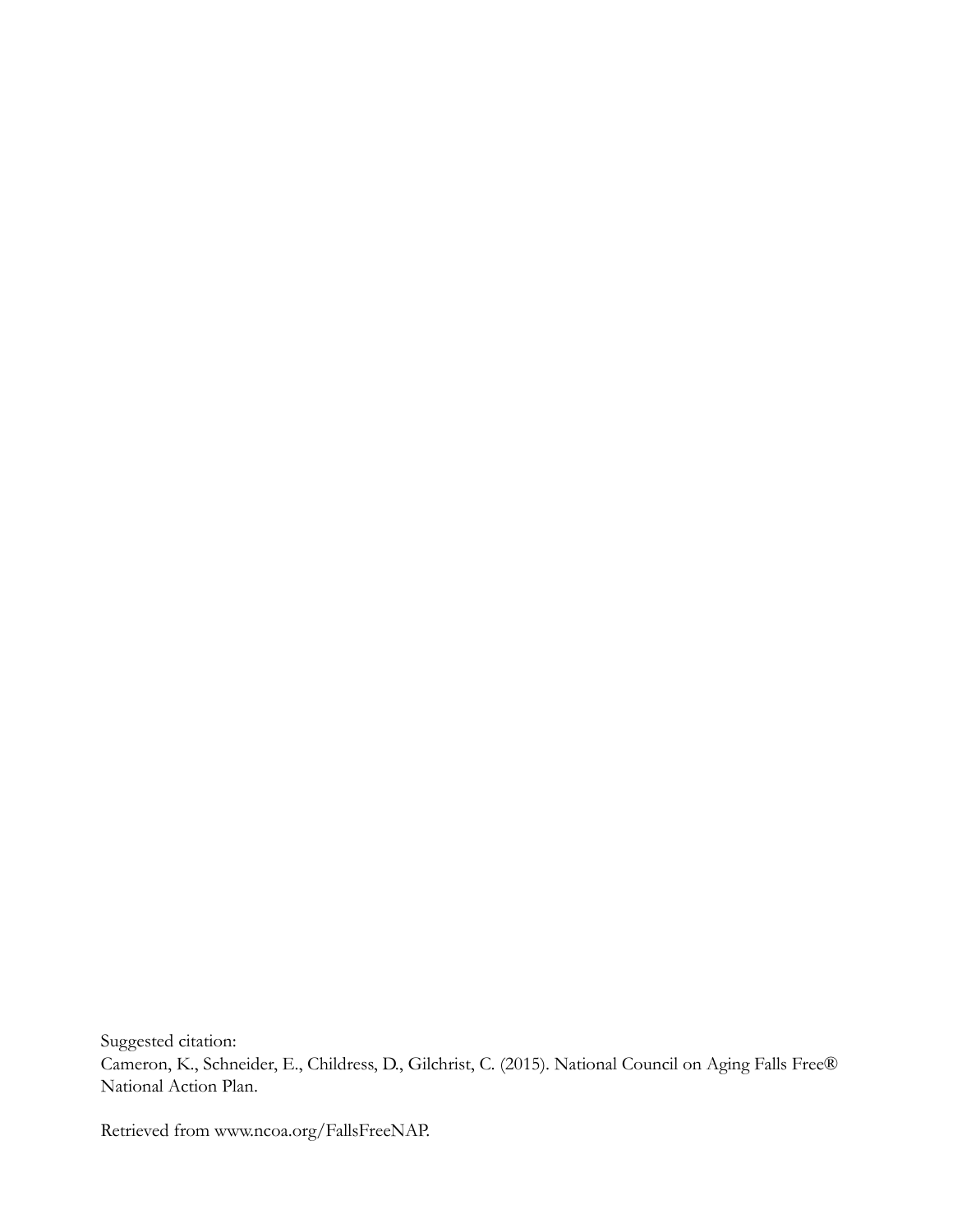Suggested citation:
Cameron, K., Schneider, E., Childress, D., Gilchrist, C. (2015). National Council on Aging Falls Free® National Action Plan.

Retrieved from www.ncoa.org/FallsFreeNAP.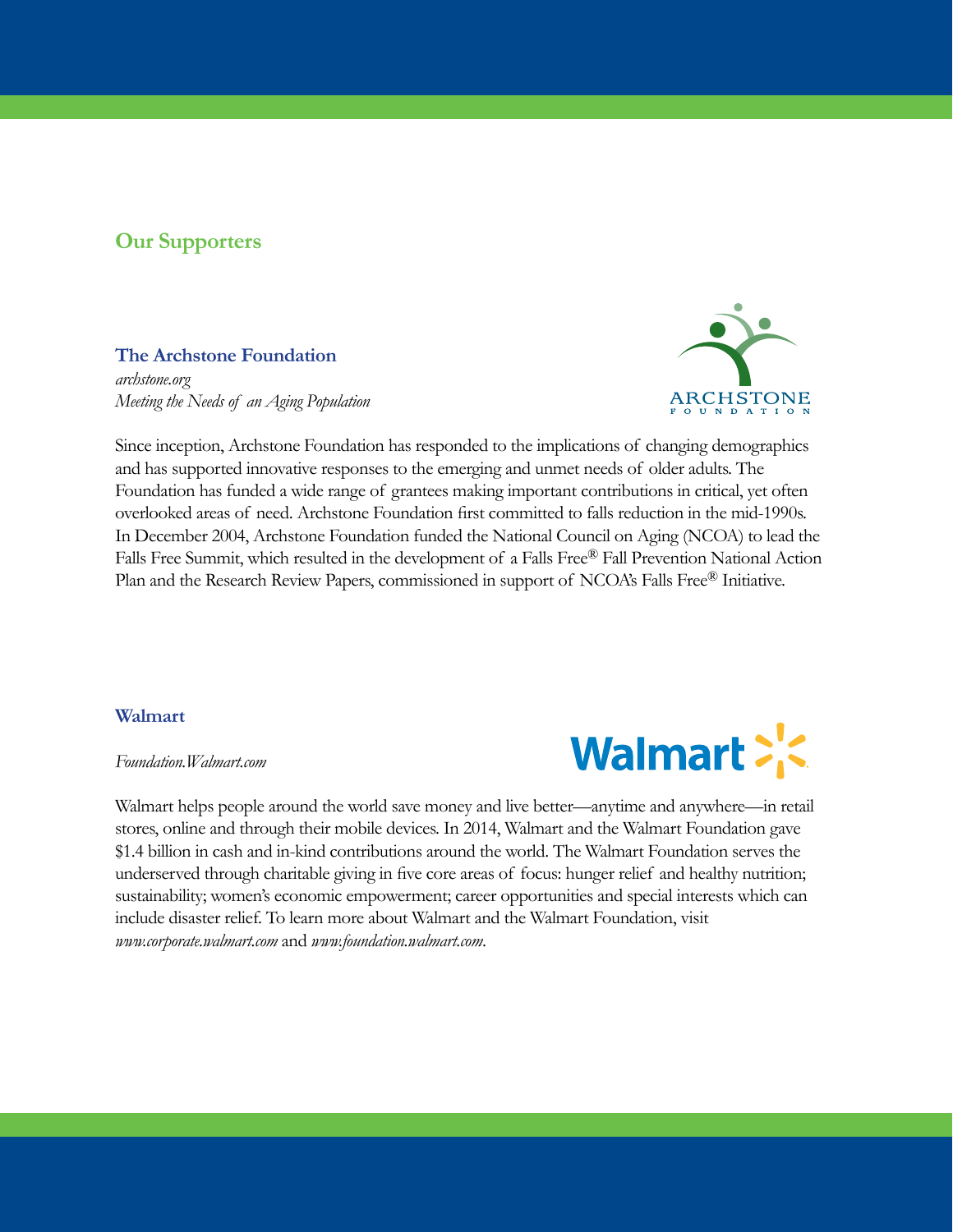## Our Supporters

### The Archstone Foundation

*archstone.org*
*Meeting the Needs of an Aging Population*

Since inception, Archstone Foundation has responded to the implications of changing demographics and has supported innovative responses to the emerging and unmet needs of older adults. The Foundation has funded a wide range of grantees making important contributions in critical, yet often overlooked areas of need. Archstone Foundation first committed to falls reduction in the mid-1990s. In December 2004, Archstone Foundation funded the National Council on Aging (NCOA) to lead the Falls Free Summit, which resulted in the development of a Falls Free® Fall Prevention National Action Plan and the Research Review Papers, commissioned in support of NCOA's Falls Free® Initiative.

### Walmart

*Foundation.Walmart.com*

Walmart helps people around the world save money and live better—anytime and anywhere—in retail stores, online and through their mobile devices. In 2014, Walmart and the Walmart Foundation gave $1.4 billion in cash and in-kind contributions around the world. The Walmart Foundation serves the underserved through charitable giving in five core areas of focus: hunger relief and healthy nutrition; sustainability; women's economic empowerment; career opportunities and special interests which can include disaster relief. To learn more about Walmart and the Walmart Foundation, visit *www.corporate.walmart.com* and *www.foundation.walmart.com*.